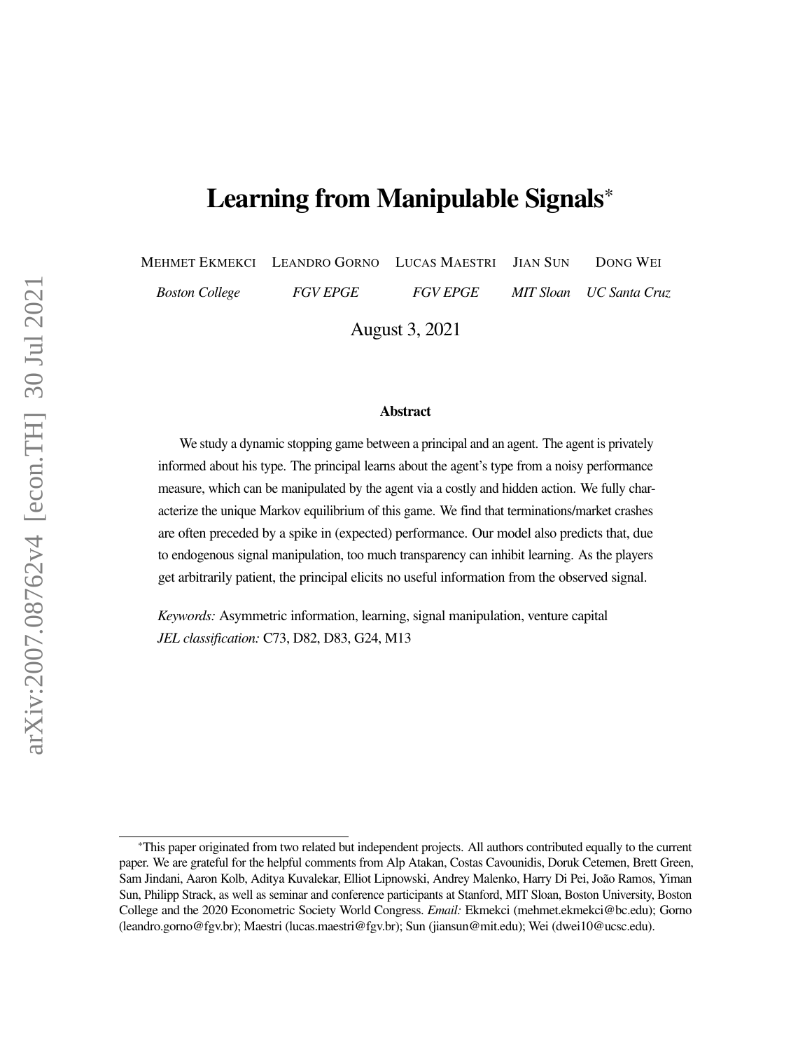# Learning from Manipulable Signals*

MEHMET EKMEKCI — *Boston College*
LEANDRO GORNO — *FGV EPGE*
LUCAS MAESTRI — *FGV EPGE*
JIAN SUN — *MIT Sloan*
DONG WEI — *UC Santa Cruz*

August 3, 2021

### Abstract

We study a dynamic stopping game between a principal and an agent. The agent is privately informed about his type. The principal learns about the agent's type from a noisy performance measure, which can be manipulated by the agent via a costly and hidden action. We fully characterize the unique Markov equilibrium of this game. We find that terminations/market crashes are often preceded by a spike in (expected) performance. Our model also predicts that, due to endogenous signal manipulation, too much transparency can inhibit learning. As the players get arbitrarily patient, the principal elicits no useful information from the observed signal.

*Keywords:* Asymmetric information, learning, signal manipulation, venture capital
*JEL classification:* C73, D82, D83, G24, M13

---

*This paper originated from two related but independent projects. All authors contributed equally to the current paper. We are grateful for the helpful comments from Alp Atakan, Costas Cavounidis, Doruk Cetemen, Brett Green, Sam Jindani, Aaron Kolb, Aditya Kuvalekar, Elliot Lipnowski, Andrey Malenko, Harry Di Pei, João Ramos, Yiman Sun, Philipp Strack, as well as seminar and conference participants at Stanford, MIT Sloan, Boston University, Boston College and the 2020 Econometric Society World Congress. *Email:* Ekmekci (mehmet.ekmekci@bc.edu); Gorno (leandro.gorno@fgv.br); Maestri (lucas.maestri@fgv.br); Sun (jiansun@mit.edu); Wei (dwei10@ucsc.edu).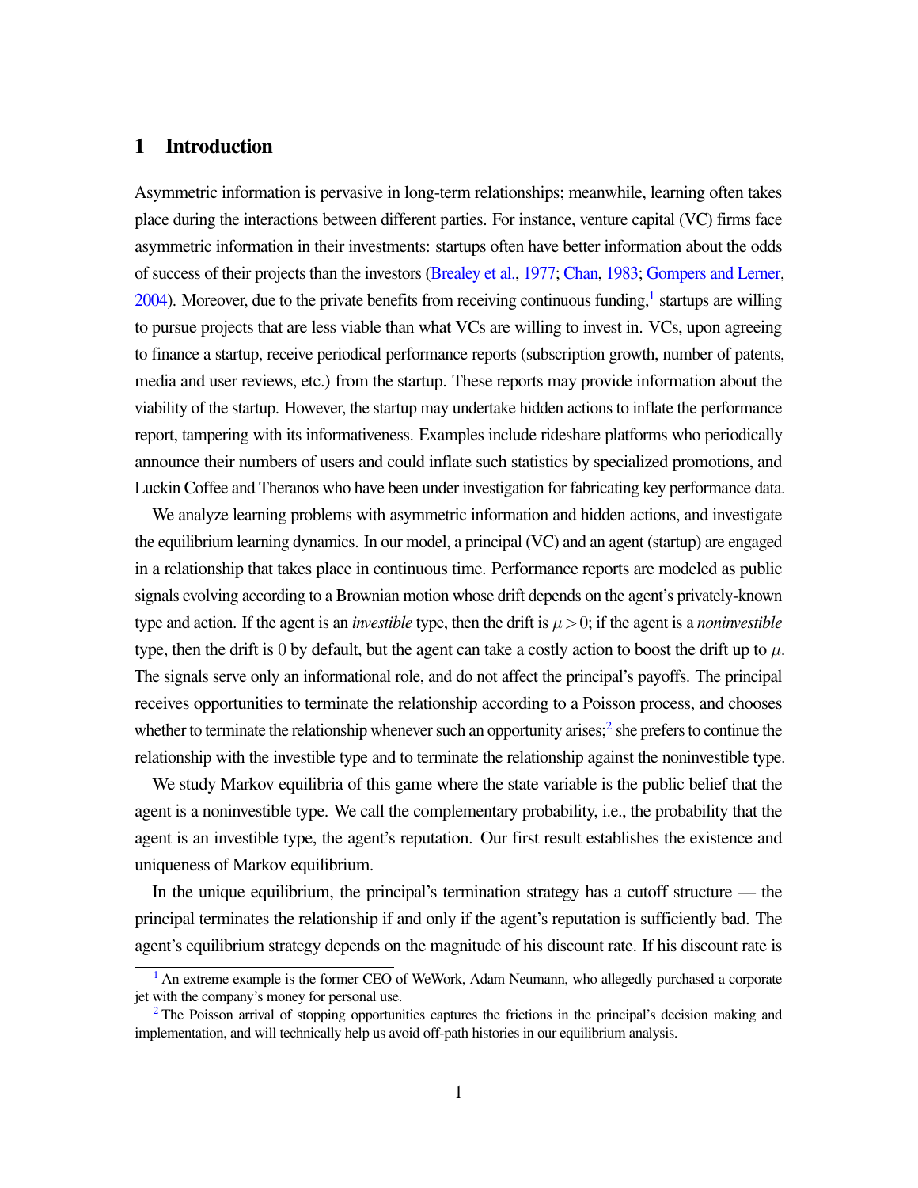## 1 Introduction

Asymmetric information is pervasive in long-term relationships; meanwhile, learning often takes place during the interactions between different parties. For instance, venture capital (VC) firms face asymmetric information in their investments: startups often have better information about the odds of success of their projects than the investors (Brealey et al., 1977; Chan, 1983; Gompers and Lerner, 2004). Moreover, due to the private benefits from receiving continuous funding,[1] startups are willing to pursue projects that are less viable than what VCs are willing to invest in. VCs, upon agreeing to finance a startup, receive periodical performance reports (subscription growth, number of patents, media and user reviews, etc.) from the startup. These reports may provide information about the viability of the startup. However, the startup may undertake hidden actions to inflate the performance report, tampering with its informativeness. Examples include rideshare platforms who periodically announce their numbers of users and could inflate such statistics by specialized promotions, and Luckin Coffee and Theranos who have been under investigation for fabricating key performance data.

We analyze learning problems with asymmetric information and hidden actions, and investigate the equilibrium learning dynamics. In our model, a principal (VC) and an agent (startup) are engaged in a relationship that takes place in continuous time. Performance reports are modeled as public signals evolving according to a Brownian motion whose drift depends on the agent's privately-known type and action. If the agent is an *investible* type, then the drift is $\mu > 0$; if the agent is a *noninvestible* type, then the drift is $0$ by default, but the agent can take a costly action to boost the drift up to $\mu$. The signals serve only an informational role, and do not affect the principal's payoffs. The principal receives opportunities to terminate the relationship according to a Poisson process, and chooses whether to terminate the relationship whenever such an opportunity arises;[2] she prefers to continue the relationship with the investible type and to terminate the relationship against the noninvestible type.

We study Markov equilibria of this game where the state variable is the public belief that the agent is a noninvestible type. We call the complementary probability, i.e., the probability that the agent is an investible type, the agent's reputation. Our first result establishes the existence and uniqueness of Markov equilibrium.

In the unique equilibrium, the principal's termination strategy has a cutoff structure — the principal terminates the relationship if and only if the agent's reputation is sufficiently bad. The agent's equilibrium strategy depends on the magnitude of his discount rate. If his discount rate is

[1] An extreme example is the former CEO of WeWork, Adam Neumann, who allegedly purchased a corporate jet with the company's money for personal use.

[2] The Poisson arrival of stopping opportunities captures the frictions in the principal's decision making and implementation, and will technically help us avoid off-path histories in our equilibrium analysis.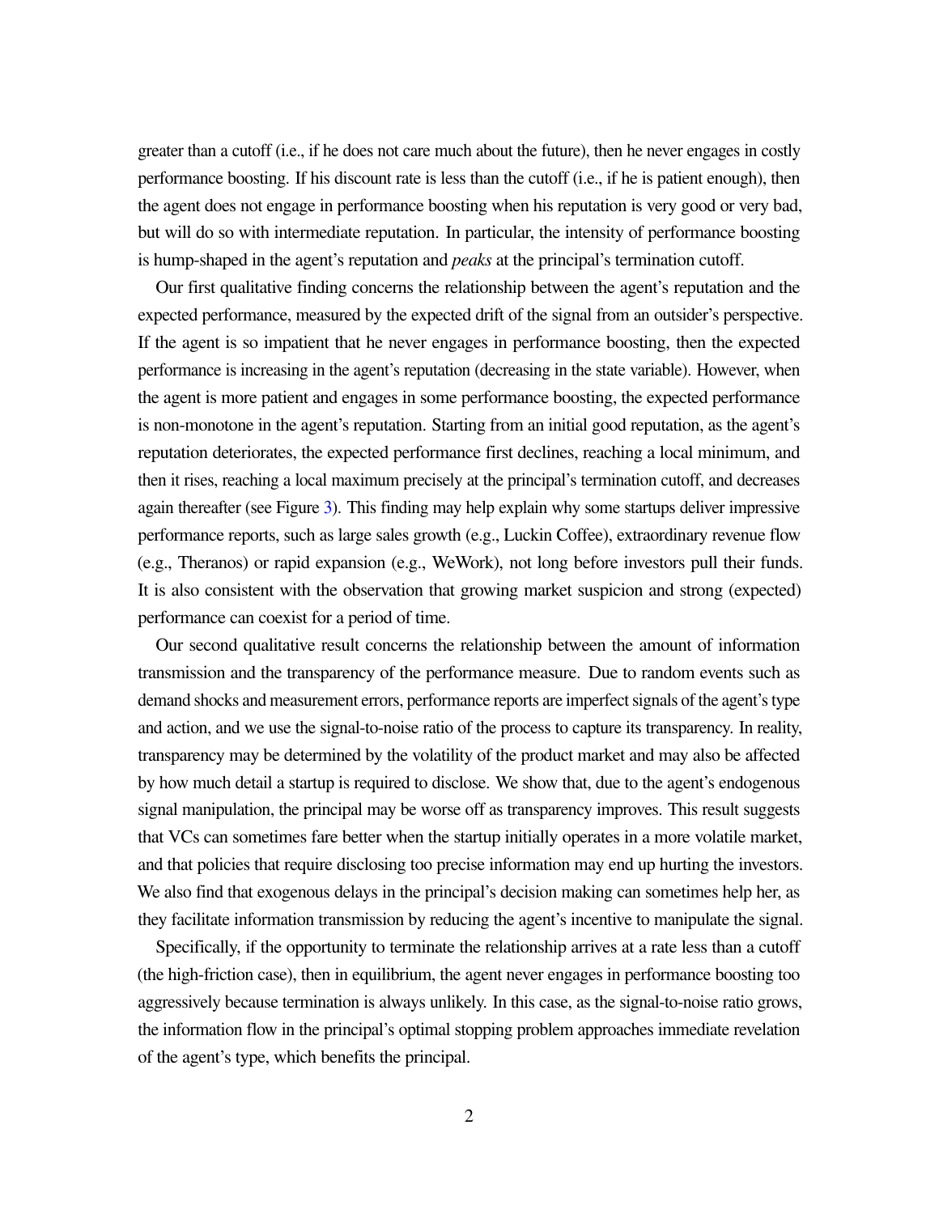greater than a cutoff (i.e., if he does not care much about the future), then he never engages in costly performance boosting. If his discount rate is less than the cutoff (i.e., if he is patient enough), then the agent does not engage in performance boosting when his reputation is very good or very bad, but will do so with intermediate reputation. In particular, the intensity of performance boosting is hump-shaped in the agent's reputation and *peaks* at the principal's termination cutoff.

Our first qualitative finding concerns the relationship between the agent's reputation and the expected performance, measured by the expected drift of the signal from an outsider's perspective. If the agent is so impatient that he never engages in performance boosting, then the expected performance is increasing in the agent's reputation (decreasing in the state variable). However, when the agent is more patient and engages in some performance boosting, the expected performance is non-monotone in the agent's reputation. Starting from an initial good reputation, as the agent's reputation deteriorates, the expected performance first declines, reaching a local minimum, and then it rises, reaching a local maximum precisely at the principal's termination cutoff, and decreases again thereafter (see Figure 3). This finding may help explain why some startups deliver impressive performance reports, such as large sales growth (e.g., Luckin Coffee), extraordinary revenue flow (e.g., Theranos) or rapid expansion (e.g., WeWork), not long before investors pull their funds. It is also consistent with the observation that growing market suspicion and strong (expected) performance can coexist for a period of time.

Our second qualitative result concerns the relationship between the amount of information transmission and the transparency of the performance measure. Due to random events such as demand shocks and measurement errors, performance reports are imperfect signals of the agent's type and action, and we use the signal-to-noise ratio of the process to capture its transparency. In reality, transparency may be determined by the volatility of the product market and may also be affected by how much detail a startup is required to disclose. We show that, due to the agent's endogenous signal manipulation, the principal may be worse off as transparency improves. This result suggests that VCs can sometimes fare better when the startup initially operates in a more volatile market, and that policies that require disclosing too precise information may end up hurting the investors. We also find that exogenous delays in the principal's decision making can sometimes help her, as they facilitate information transmission by reducing the agent's incentive to manipulate the signal.

Specifically, if the opportunity to terminate the relationship arrives at a rate less than a cutoff (the high-friction case), then in equilibrium, the agent never engages in performance boosting too aggressively because termination is always unlikely. In this case, as the signal-to-noise ratio grows, the information flow in the principal's optimal stopping problem approaches immediate revelation of the agent's type, which benefits the principal.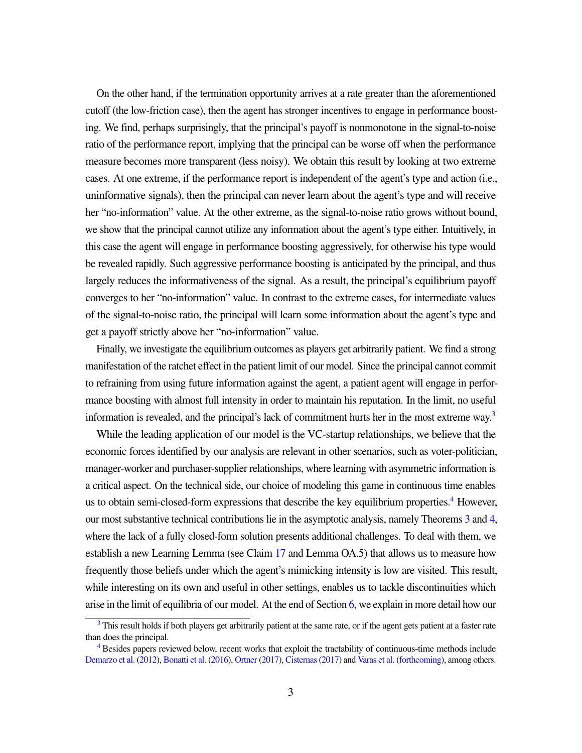On the other hand, if the termination opportunity arrives at a rate greater than the aforementioned cutoff (the low-friction case), then the agent has stronger incentives to engage in performance boosting. We find, perhaps surprisingly, that the principal's payoff is nonmonotone in the signal-to-noise ratio of the performance report, implying that the principal can be worse off when the performance measure becomes more transparent (less noisy). We obtain this result by looking at two extreme cases. At one extreme, if the performance report is independent of the agent's type and action (i.e., uninformative signals), then the principal can never learn about the agent's type and will receive her "no-information" value. At the other extreme, as the signal-to-noise ratio grows without bound, we show that the principal cannot utilize any information about the agent's type either. Intuitively, in this case the agent will engage in performance boosting aggressively, for otherwise his type would be revealed rapidly. Such aggressive performance boosting is anticipated by the principal, and thus largely reduces the informativeness of the signal. As a result, the principal's equilibrium payoff converges to her "no-information" value. In contrast to the extreme cases, for intermediate values of the signal-to-noise ratio, the principal will learn some information about the agent's type and get a payoff strictly above her "no-information" value.

Finally, we investigate the equilibrium outcomes as players get arbitrarily patient. We find a strong manifestation of the ratchet effect in the patient limit of our model. Since the principal cannot commit to refraining from using future information against the agent, a patient agent will engage in performance boosting with almost full intensity in order to maintain his reputation. In the limit, no useful information is revealed, and the principal's lack of commitment hurts her in the most extreme way.[3]

While the leading application of our model is the VC-startup relationships, we believe that the economic forces identified by our analysis are relevant in other scenarios, such as voter-politician, manager-worker and purchaser-supplier relationships, where learning with asymmetric information is a critical aspect. On the technical side, our choice of modeling this game in continuous time enables us to obtain semi-closed-form expressions that describe the key equilibrium properties.[4] However, our most substantive technical contributions lie in the asymptotic analysis, namely Theorems 3 and 4, where the lack of a fully closed-form solution presents additional challenges. To deal with them, we establish a new Learning Lemma (see Claim 17 and Lemma OA.5) that allows us to measure how frequently those beliefs under which the agent's mimicking intensity is low are visited. This result, while interesting on its own and useful in other settings, enables us to tackle discontinuities which arise in the limit of equilibria of our model. At the end of Section 6, we explain in more detail how our

[3] This result holds if both players get arbitrarily patient at the same rate, or if the agent gets patient at a faster rate than does the principal.

[4] Besides papers reviewed below, recent works that exploit the tractability of continuous-time methods include Demarzo et al. (2012), Bonatti et al. (2016), Ortner (2017), Cisternas (2017) and Varas et al. (forthcoming), among others.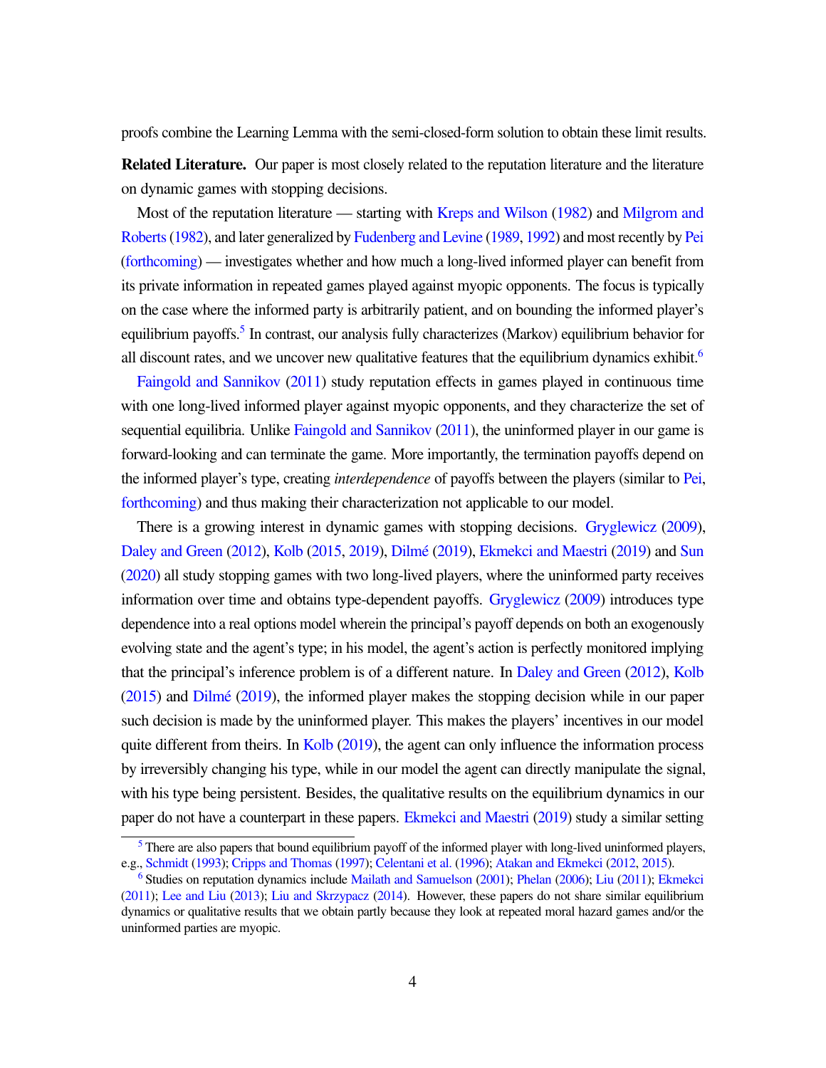proofs combine the Learning Lemma with the semi-closed-form solution to obtain these limit results.

**Related Literature.** Our paper is most closely related to the reputation literature and the literature on dynamic games with stopping decisions.

Most of the reputation literature — starting with Kreps and Wilson (1982) and Milgrom and Roberts (1982), and later generalized by Fudenberg and Levine (1989, 1992) and most recently by Pei (forthcoming) — investigates whether and how much a long-lived informed player can benefit from its private information in repeated games played against myopic opponents. The focus is typically on the case where the informed party is arbitrarily patient, and on bounding the informed player's equilibrium payoffs.[5] In contrast, our analysis fully characterizes (Markov) equilibrium behavior for all discount rates, and we uncover new qualitative features that the equilibrium dynamics exhibit.[6]

Faingold and Sannikov (2011) study reputation effects in games played in continuous time with one long-lived informed player against myopic opponents, and they characterize the set of sequential equilibria. Unlike Faingold and Sannikov (2011), the uninformed player in our game is forward-looking and can terminate the game. More importantly, the termination payoffs depend on the informed player's type, creating *interdependence* of payoffs between the players (similar to Pei, forthcoming) and thus making their characterization not applicable to our model.

There is a growing interest in dynamic games with stopping decisions. Gryglewicz (2009), Daley and Green (2012), Kolb (2015, 2019), Dilmé (2019), Ekmekci and Maestri (2019) and Sun (2020) all study stopping games with two long-lived players, where the uninformed party receives information over time and obtains type-dependent payoffs. Gryglewicz (2009) introduces type dependence into a real options model wherein the principal's payoff depends on both an exogenously evolving state and the agent's type; in his model, the agent's action is perfectly monitored implying that the principal's inference problem is of a different nature. In Daley and Green (2012), Kolb (2015) and Dilmé (2019), the informed player makes the stopping decision while in our paper such decision is made by the uninformed player. This makes the players' incentives in our model quite different from theirs. In Kolb (2019), the agent can only influence the information process by irreversibly changing his type, while in our model the agent can directly manipulate the signal, with his type being persistent. Besides, the qualitative results on the equilibrium dynamics in our paper do not have a counterpart in these papers. Ekmekci and Maestri (2019) study a similar setting

[5] There are also papers that bound equilibrium payoff of the informed player with long-lived uninformed players, e.g., Schmidt (1993); Cripps and Thomas (1997); Celentani et al. (1996); Atakan and Ekmekci (2012, 2015).

[6] Studies on reputation dynamics include Mailath and Samuelson (2001); Phelan (2006); Liu (2011); Ekmekci (2011); Lee and Liu (2013); Liu and Skrzypacz (2014). However, these papers do not share similar equilibrium dynamics or qualitative results that we obtain partly because they look at repeated moral hazard games and/or the uninformed parties are myopic.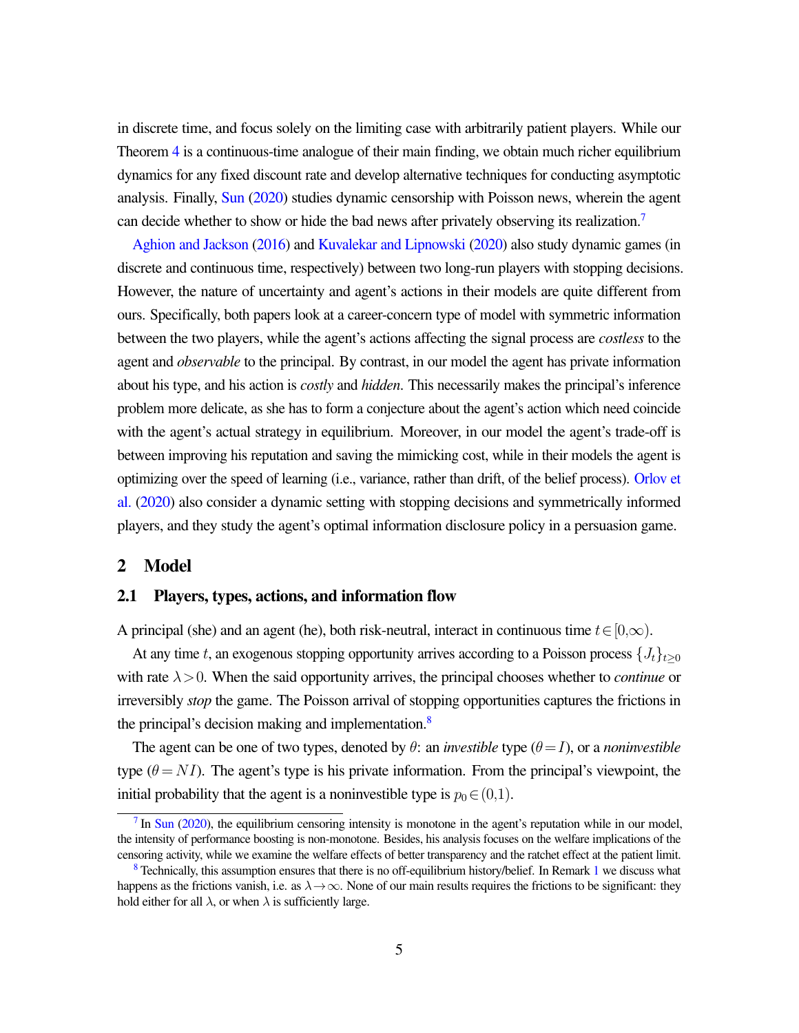in discrete time, and focus solely on the limiting case with arbitrarily patient players. While our Theorem 4 is a continuous-time analogue of their main finding, we obtain much richer equilibrium dynamics for any fixed discount rate and develop alternative techniques for conducting asymptotic analysis. Finally, Sun (2020) studies dynamic censorship with Poisson news, wherein the agent can decide whether to show or hide the bad news after privately observing its realization.[7]

Aghion and Jackson (2016) and Kuvalekar and Lipnowski (2020) also study dynamic games (in discrete and continuous time, respectively) between two long-run players with stopping decisions. However, the nature of uncertainty and agent's actions in their models are quite different from ours. Specifically, both papers look at a career-concern type of model with symmetric information between the two players, while the agent's actions affecting the signal process are *costless* to the agent and *observable* to the principal. By contrast, in our model the agent has private information about his type, and his action is *costly* and *hidden*. This necessarily makes the principal's inference problem more delicate, as she has to form a conjecture about the agent's action which need coincide with the agent's actual strategy in equilibrium. Moreover, in our model the agent's trade-off is between improving his reputation and saving the mimicking cost, while in their models the agent is optimizing over the speed of learning (i.e., variance, rather than drift, of the belief process). Orlov et al. (2020) also consider a dynamic setting with stopping decisions and symmetrically informed players, and they study the agent's optimal information disclosure policy in a persuasion game.

## 2 Model

### 2.1 Players, types, actions, and information flow

A principal (she) and an agent (he), both risk-neutral, interact in continuous time $t \in [0,\infty)$.

At any time $t$, an exogenous stopping opportunity arrives according to a Poisson process $\{J_t\}_{t\geq 0}$ with rate $\lambda > 0$. When the said opportunity arrives, the principal chooses whether to *continue* or irreversibly *stop* the game. The Poisson arrival of stopping opportunities captures the frictions in the principal's decision making and implementation.[8]

The agent can be one of two types, denoted by $\theta$: an *investible* type ($\theta = I$), or a *noninvestible* type ($\theta = NI$). The agent's type is his private information. From the principal's viewpoint, the initial probability that the agent is a noninvestible type is $p_0 \in (0,1)$.

---

[7] In Sun (2020), the equilibrium censoring intensity is monotone in the agent's reputation while in our model, the intensity of performance boosting is non-monotone. Besides, his analysis focuses on the welfare implications of the censoring activity, while we examine the welfare effects of better transparency and the ratchet effect at the patient limit.

[8] Technically, this assumption ensures that there is no off-equilibrium history/belief. In Remark 1 we discuss what happens as the frictions vanish, i.e. as $\lambda \to \infty$. None of our main results requires the frictions to be significant: they hold either for all $\lambda$, or when $\lambda$ is sufficiently large.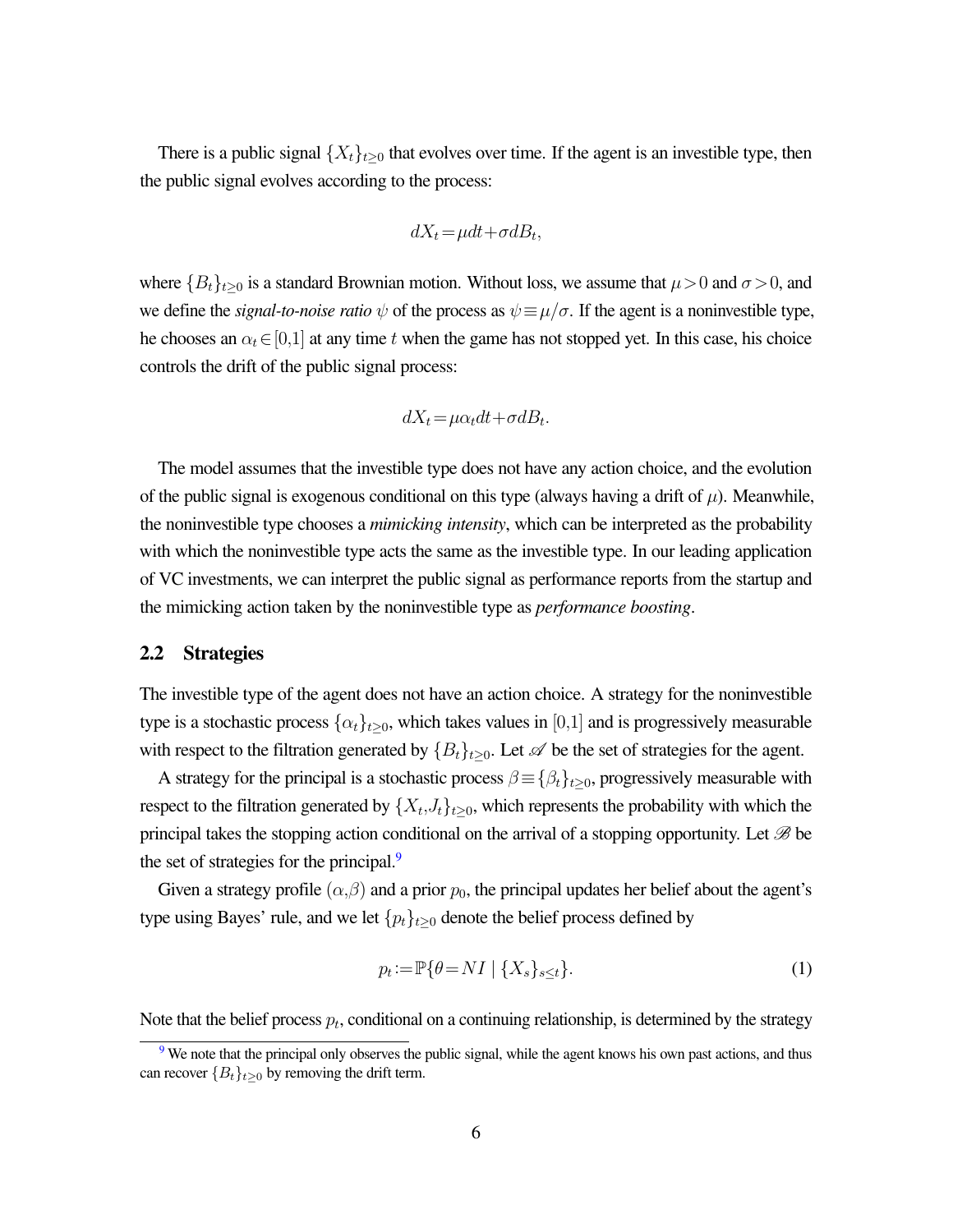There is a public signal $\{X_t\}_{t\geq 0}$ that evolves over time. If the agent is an investible type, then the public signal evolves according to the process:

$$dX_t = \mu dt + \sigma dB_t,$$

where $\{B_t\}_{t\geq 0}$ is a standard Brownian motion. Without loss, we assume that $\mu > 0$ and $\sigma > 0$, and we define the *signal-to-noise ratio* $\psi$ of the process as $\psi \equiv \mu/\sigma$. If the agent is a noninvestible type, he chooses an $\alpha_t \in [0,1]$ at any time $t$ when the game has not stopped yet. In this case, his choice controls the drift of the public signal process:

$$dX_t = \mu \alpha_t dt + \sigma dB_t.$$

The model assumes that the investible type does not have any action choice, and the evolution of the public signal is exogenous conditional on this type (always having a drift of $\mu$). Meanwhile, the noninvestible type chooses a *mimicking intensity*, which can be interpreted as the probability with which the noninvestible type acts the same as the investible type. In our leading application of VC investments, we can interpret the public signal as performance reports from the startup and the mimicking action taken by the noninvestible type as *performance boosting*.

## 2.2 Strategies

The investible type of the agent does not have an action choice. A strategy for the noninvestible type is a stochastic process $\{\alpha_t\}_{t\geq 0}$, which takes values in $[0,1]$ and is progressively measurable with respect to the filtration generated by $\{B_t\}_{t\geq 0}$. Let $\mathscr{A}$ be the set of strategies for the agent.

A strategy for the principal is a stochastic process $\beta \equiv \{\beta_t\}_{t\geq 0}$, progressively measurable with respect to the filtration generated by $\{X_t, J_t\}_{t\geq 0}$, which represents the probability with which the principal takes the stopping action conditional on the arrival of a stopping opportunity. Let $\mathscr{B}$ be the set of strategies for the principal.[9]

Given a strategy profile $(\alpha, \beta)$ and a prior $p_0$, the principal updates her belief about the agent's type using Bayes' rule, and we let $\{p_t\}_{t\geq 0}$ denote the belief process defined by

$$p_t := \mathbb{P}\{\theta = NI \mid \{X_s\}_{s\leq t}\}. \tag{1}$$

Note that the belief process $p_t$, conditional on a continuing relationship, is determined by the strategy

[9] We note that the principal only observes the public signal, while the agent knows his own past actions, and thus can recover $\{B_t\}_{t\geq 0}$ by removing the drift term.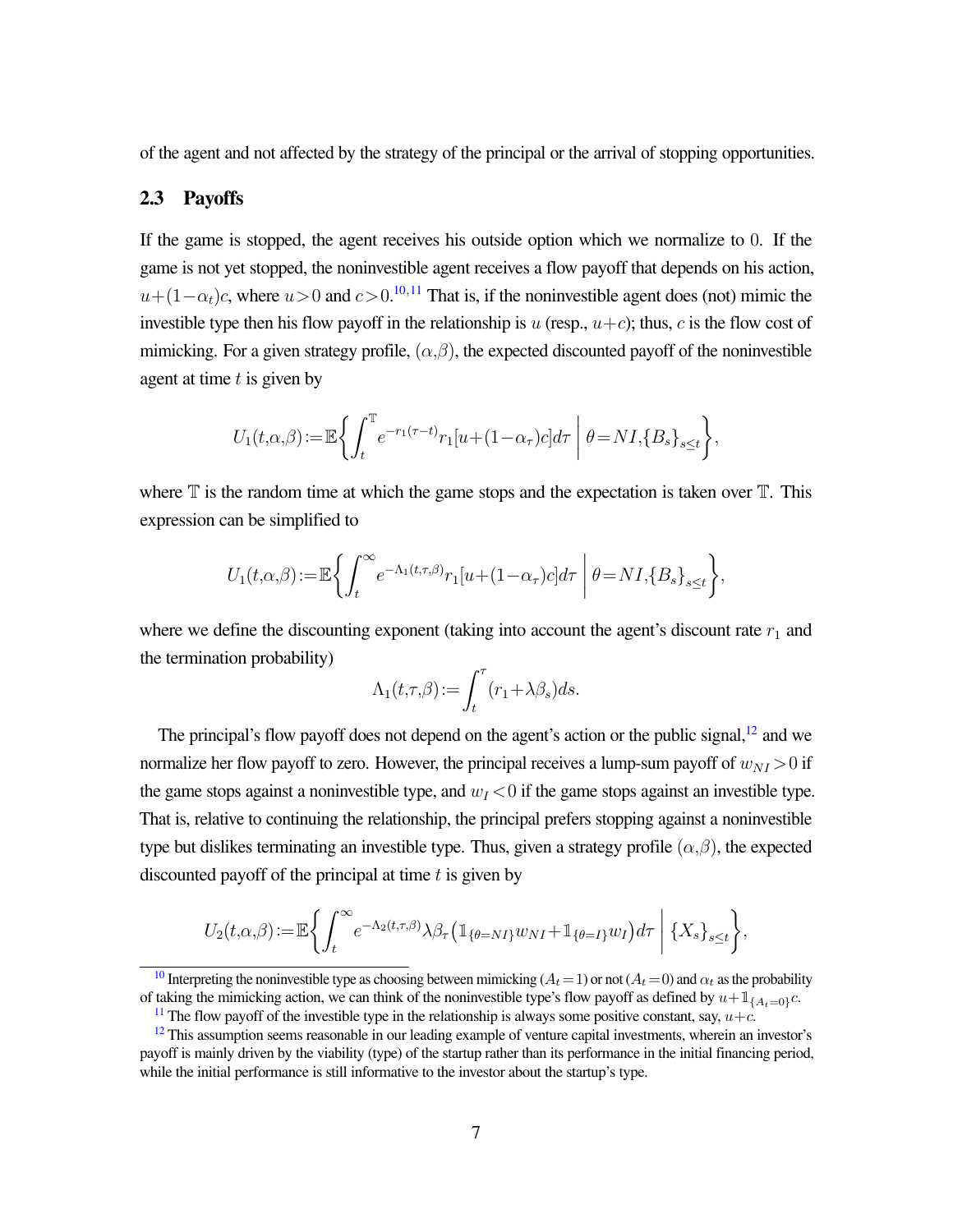of the agent and not affected by the strategy of the principal or the arrival of stopping opportunities.

### 2.3 Payoffs

If the game is stopped, the agent receives his outside option which we normalize to $0$. If the game is not yet stopped, the noninvestible agent receives a flow payoff that depends on his action, $u+(1-\alpha_t)c$, where $u>0$ and $c>0$.[10,11] That is, if the noninvestible agent does (not) mimic the investible type then his flow payoff in the relationship is $u$ (resp., $u+c$); thus, $c$ is the flow cost of mimicking. For a given strategy profile, $(\alpha,\beta)$, the expected discounted payoff of the noninvestible agent at time $t$ is given by

$$U_1(t,\alpha,\beta):=\mathbb{E}\left\{\int_t^{\mathbb{T}} e^{-r_1(\tau-t)}r_1[u+(1-\alpha_\tau)c]d\tau \;\middle|\; \theta=NI,\{B_s\}_{s\leq t}\right\},$$

where $\mathbb{T}$ is the random time at which the game stops and the expectation is taken over $\mathbb{T}$. This expression can be simplified to

$$U_1(t,\alpha,\beta):=\mathbb{E}\left\{\int_t^{\infty} e^{-\Lambda_1(t,\tau,\beta)}r_1[u+(1-\alpha_\tau)c]d\tau \;\middle|\; \theta=NI,\{B_s\}_{s\leq t}\right\},$$

where we define the discounting exponent (taking into account the agent's discount rate $r_1$ and the termination probability)

$$\Lambda_1(t,\tau,\beta):=\int_t^{\tau}(r_1+\lambda\beta_s)ds.$$

The principal's flow payoff does not depend on the agent's action or the public signal,[12] and we normalize her flow payoff to zero. However, the principal receives a lump-sum payoff of $w_{NI}>0$ if the game stops against a noninvestible type, and $w_I<0$ if the game stops against an investible type. That is, relative to continuing the relationship, the principal prefers stopping against a noninvestible type but dislikes terminating an investible type. Thus, given a strategy profile $(\alpha,\beta)$, the expected discounted payoff of the principal at time $t$ is given by

$$U_2(t,\alpha,\beta):=\mathbb{E}\left\{\int_t^{\infty} e^{-\Lambda_2(t,\tau,\beta)}\lambda\beta_\tau\left(\mathbb{1}_{\{\theta=NI\}}w_{NI}+\mathbb{1}_{\{\theta=I\}}w_I\right)d\tau \;\middle|\; \{X_s\}_{s\leq t}\right\},$$

[10] Interpreting the noninvestible type as choosing between mimicking ($A_t=1$) or not ($A_t=0$) and $\alpha_t$ as the probability of taking the mimicking action, we can think of the noninvestible type's flow payoff as defined by $u+\mathbb{1}_{\{A_t=0\}}c$.

[11] The flow payoff of the investible type in the relationship is always some positive constant, say, $u+c$.

[12] This assumption seems reasonable in our leading example of venture capital investments, wherein an investor's payoff is mainly driven by the viability (type) of the startup rather than its performance in the initial financing period, while the initial performance is still informative to the investor about the startup's type.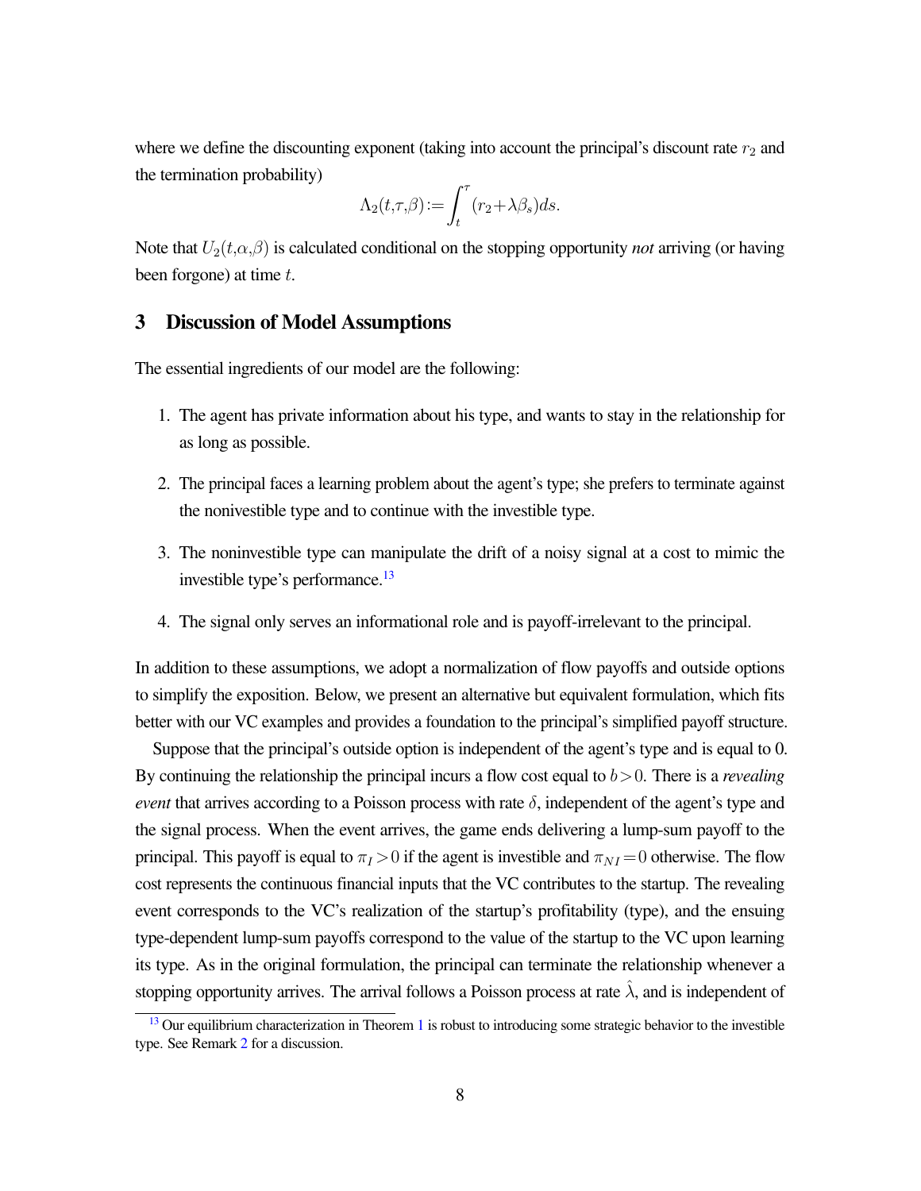where we define the discounting exponent (taking into account the principal's discount rate $r_2$ and the termination probability)

$$\Lambda_2(t,\tau,\beta) := \int_t^\tau (r_2 + \lambda \beta_s) ds.$$

Note that $U_2(t,\alpha,\beta)$ is calculated conditional on the stopping opportunity *not* arriving (or having been forgone) at time $t$.

## 3 Discussion of Model Assumptions

The essential ingredients of our model are the following:

1. The agent has private information about his type, and wants to stay in the relationship for as long as possible.
2. The principal faces a learning problem about the agent's type; she prefers to terminate against the nonivestible type and to continue with the investible type.
3. The noninvestible type can manipulate the drift of a noisy signal at a cost to mimic the investible type's performance.[13]
4. The signal only serves an informational role and is payoff-irrelevant to the principal.

In addition to these assumptions, we adopt a normalization of flow payoffs and outside options to simplify the exposition. Below, we present an alternative but equivalent formulation, which fits better with our VC examples and provides a foundation to the principal's simplified payoff structure.

Suppose that the principal's outside option is independent of the agent's type and is equal to 0. By continuing the relationship the principal incurs a flow cost equal to $b > 0$. There is a *revealing event* that arrives according to a Poisson process with rate $\delta$, independent of the agent's type and the signal process. When the event arrives, the game ends delivering a lump-sum payoff to the principal. This payoff is equal to $\pi_I > 0$ if the agent is investible and $\pi_{NI} = 0$ otherwise. The flow cost represents the continuous financial inputs that the VC contributes to the startup. The revealing event corresponds to the VC's realization of the startup's profitability (type), and the ensuing type-dependent lump-sum payoffs correspond to the value of the startup to the VC upon learning its type. As in the original formulation, the principal can terminate the relationship whenever a stopping opportunity arrives. The arrival follows a Poisson process at rate $\hat{\lambda}$, and is independent of

[13] Our equilibrium characterization in Theorem 1 is robust to introducing some strategic behavior to the investible type. See Remark 2 for a discussion.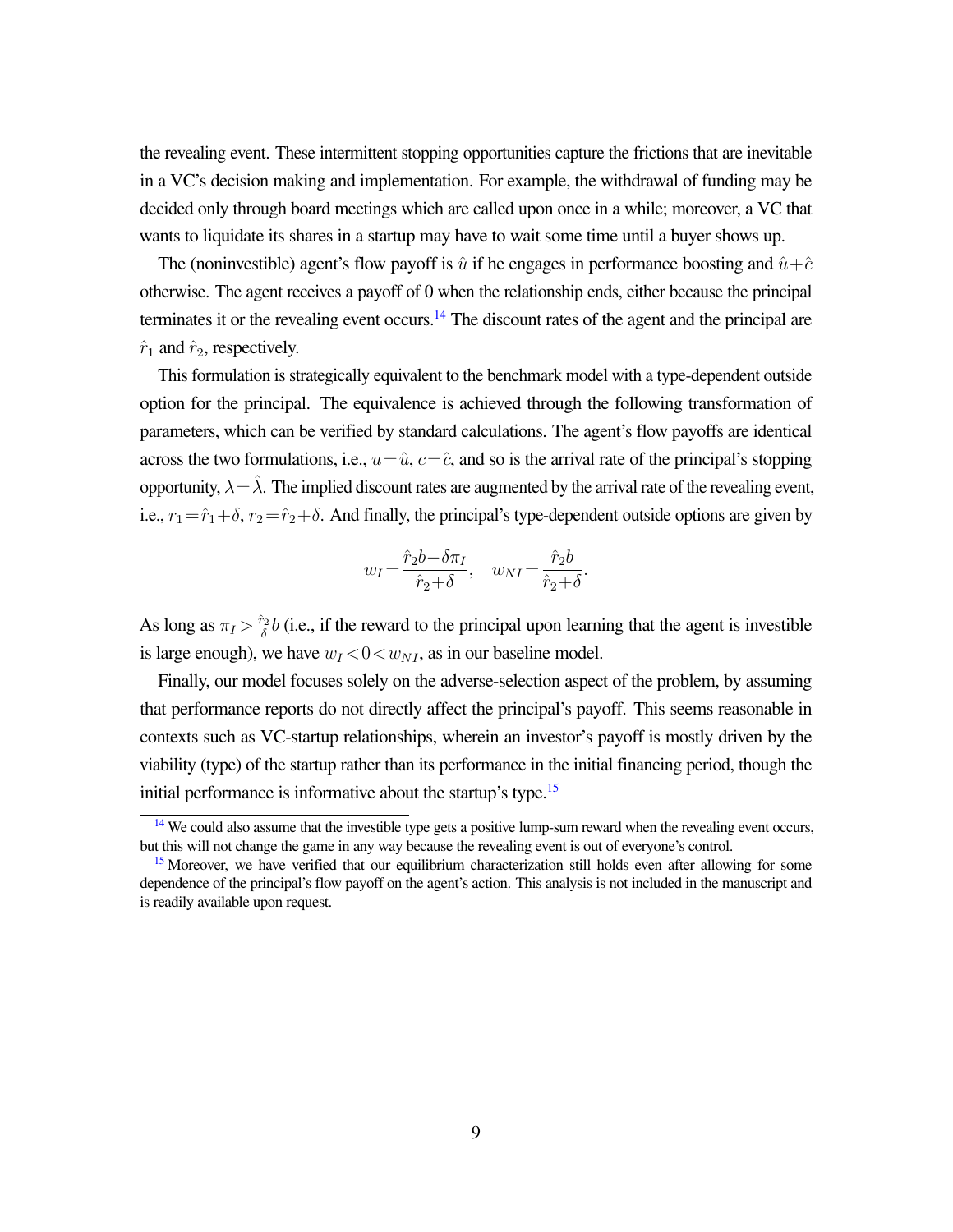the revealing event. These intermittent stopping opportunities capture the frictions that are inevitable in a VC's decision making and implementation. For example, the withdrawal of funding may be decided only through board meetings which are called upon once in a while; moreover, a VC that wants to liquidate its shares in a startup may have to wait some time until a buyer shows up.

The (noninvestible) agent's flow payoff is $\hat{u}$ if he engages in performance boosting and $\hat{u}+\hat{c}$ otherwise. The agent receives a payoff of 0 when the relationship ends, either because the principal terminates it or the revealing event occurs.[14] The discount rates of the agent and the principal are $\hat{r}_1$ and $\hat{r}_2$, respectively.

This formulation is strategically equivalent to the benchmark model with a type-dependent outside option for the principal. The equivalence is achieved through the following transformation of parameters, which can be verified by standard calculations. The agent's flow payoffs are identical across the two formulations, i.e., $u=\hat{u}$, $c=\hat{c}$, and so is the arrival rate of the principal's stopping opportunity, $\lambda=\hat{\lambda}$. The implied discount rates are augmented by the arrival rate of the revealing event, i.e., $r_1=\hat{r}_1+\delta$, $r_2=\hat{r}_2+\delta$. And finally, the principal's type-dependent outside options are given by

$$w_I = \frac{\hat{r}_2 b - \delta \pi_I}{\hat{r}_2+\delta}, \quad w_{NI} = \frac{\hat{r}_2 b}{\hat{r}_2+\delta}.$$

As long as $\pi_I > \frac{\hat{r}_2}{\delta} b$ (i.e., if the reward to the principal upon learning that the agent is investible is large enough), we have $w_I < 0 < w_{NI}$, as in our baseline model.

Finally, our model focuses solely on the adverse-selection aspect of the problem, by assuming that performance reports do not directly affect the principal's payoff. This seems reasonable in contexts such as VC-startup relationships, wherein an investor's payoff is mostly driven by the viability (type) of the startup rather than its performance in the initial financing period, though the initial performance is informative about the startup's type.[15]

---

[14] We could also assume that the investible type gets a positive lump-sum reward when the revealing event occurs, but this will not change the game in any way because the revealing event is out of everyone's control.

[15] Moreover, we have verified that our equilibrium characterization still holds even after allowing for some dependence of the principal's flow payoff on the agent's action. This analysis is not included in the manuscript and is readily available upon request.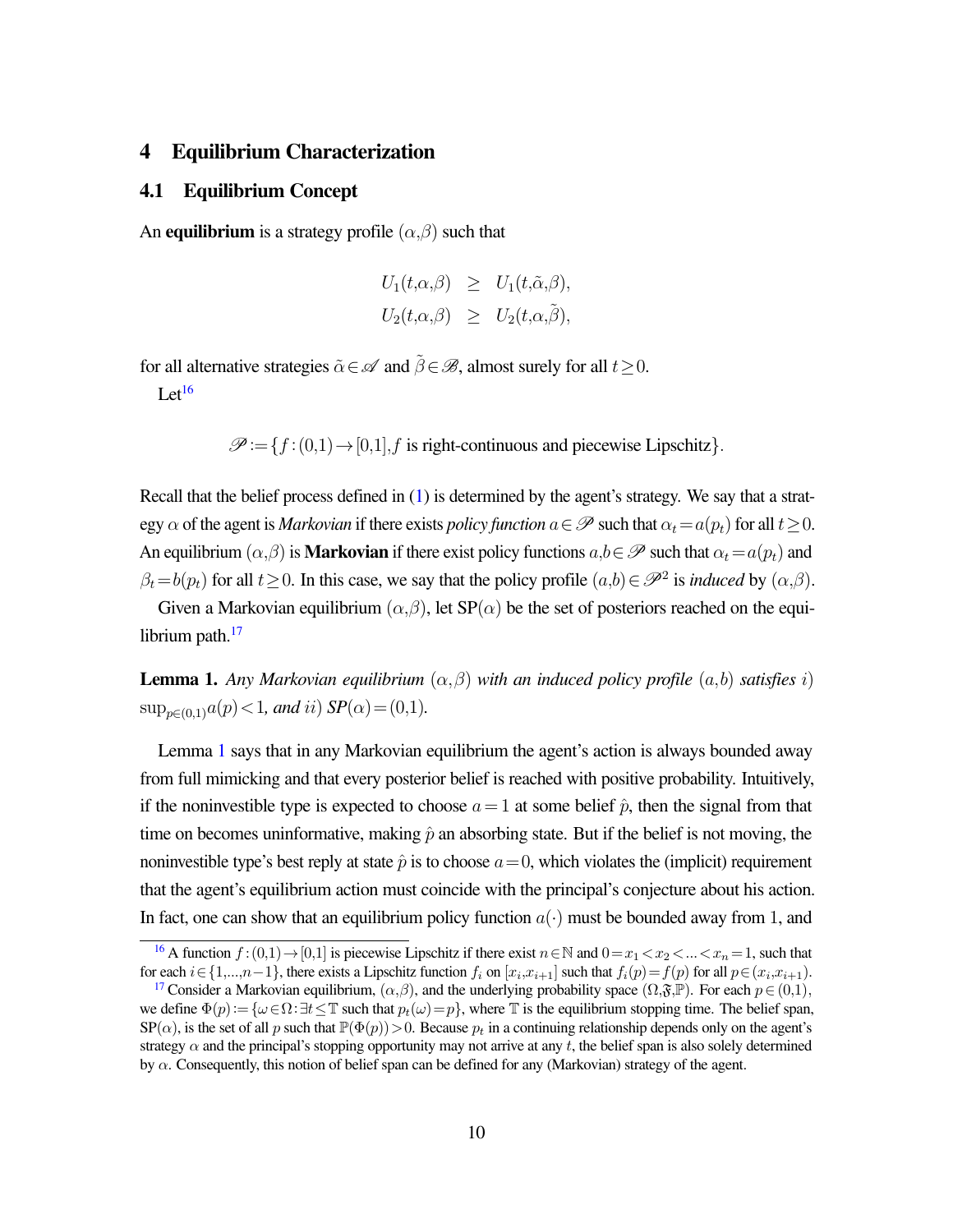# 4 Equilibrium Characterization

## 4.1 Equilibrium Concept

An **equilibrium** is a strategy profile $(\alpha,\beta)$ such that

$$
\begin{aligned}
U_1(t,\alpha,\beta) &\geq U_1(t,\tilde{\alpha},\beta),\\
U_2(t,\alpha,\beta) &\geq U_2(t,\alpha,\tilde{\beta}),
\end{aligned}
$$

for all alternative strategies $\tilde{\alpha}\in\mathscr{A}$ and $\tilde{\beta}\in\mathscr{B}$, almost surely for all $t\geq 0$.

Let[16]

$$
\mathscr{P} := \{f:(0,1)\to[0,1], f \text{ is right-continuous and piecewise Lipschitz}\}.
$$

Recall that the belief process defined in (1) is determined by the agent's strategy. We say that a strategy $\alpha$ of the agent is *Markovian* if there exists *policy function* $a\in\mathscr{P}$ such that $\alpha_t = a(p_t)$ for all $t\geq 0$. An equilibrium $(\alpha,\beta)$ is **Markovian** if there exist policy functions $a,b\in\mathscr{P}$ such that $\alpha_t = a(p_t)$ and $\beta_t = b(p_t)$ for all $t\geq 0$. In this case, we say that the policy profile $(a,b)\in\mathscr{P}^2$ is *induced* by $(\alpha,\beta)$.

Given a Markovian equilibrium $(\alpha,\beta)$, let SP$(\alpha)$ be the set of posteriors reached on the equilibrium path.[17]

**Lemma 1.** *Any Markovian equilibrium $(\alpha,\beta)$ with an induced policy profile $(a,b)$ satisfies $i)$ $\sup_{p\in(0,1)} a(p) < 1$, and $ii)$ SP$(\alpha) = (0,1)$.*

Lemma 1 says that in any Markovian equilibrium the agent's action is always bounded away from full mimicking and that every posterior belief is reached with positive probability. Intuitively, if the noninvestible type is expected to choose $a=1$ at some belief $\hat{p}$, then the signal from that time on becomes uninformative, making $\hat{p}$ an absorbing state. But if the belief is not moving, the noninvestible type's best reply at state $\hat{p}$ is to choose $a=0$, which violates the (implicit) requirement that the agent's equilibrium action must coincide with the principal's conjecture about his action. In fact, one can show that an equilibrium policy function $a(\cdot)$ must be bounded away from 1, and

---

[16] A function $f:(0,1)\to[0,1]$ is piecewise Lipschitz if there exist $n\in\mathbb{N}$ and $0=x_1<x_2<\ldots<x_n=1$, such that for each $i\in\{1,\ldots,n-1\}$, there exists a Lipschitz function $f_i$ on $[x_i,x_{i+1}]$ such that $f_i(p)=f(p)$ for all $p\in(x_i,x_{i+1})$.

[17] Consider a Markovian equilibrium, $(\alpha,\beta)$, and the underlying probability space $(\Omega,\mathfrak{F},\mathbb{P})$. For each $p\in(0,1)$, we define $\Phi(p):=\{\omega\in\Omega:\exists t\leq\mathbb{T} \text{ such that } p_t(\omega)=p\}$, where $\mathbb{T}$ is the equilibrium stopping time. The belief span, SP$(\alpha)$, is the set of all $p$ such that $\mathbb{P}(\Phi(p))>0$. Because $p_t$ in a continuing relationship depends only on the agent's strategy $\alpha$ and the principal's stopping opportunity may not arrive at any $t$, the belief span is also solely determined by $\alpha$. Consequently, this notion of belief span can be defined for any (Markovian) strategy of the agent.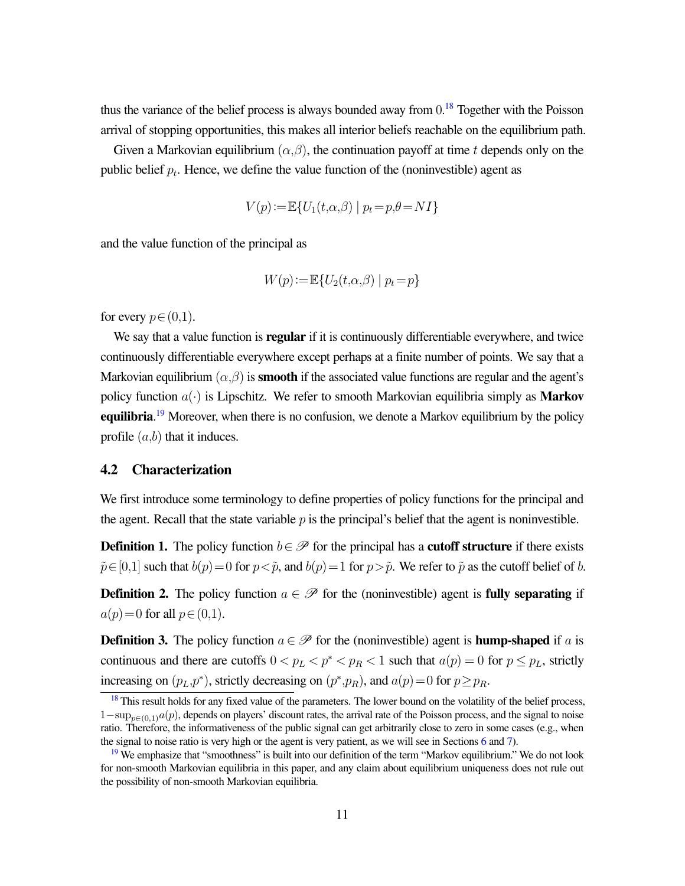thus the variance of the belief process is always bounded away from 0.[18] Together with the Poisson arrival of stopping opportunities, this makes all interior beliefs reachable on the equilibrium path.

Given a Markovian equilibrium $(\alpha,\beta)$, the continuation payoff at time $t$ depends only on the public belief $p_t$. Hence, we define the value function of the (noninvestible) agent as

$$V(p) := \mathbb{E}\{U_1(t,\alpha,\beta) \mid p_t = p, \theta = NI\}$$

and the value function of the principal as

$$W(p) := \mathbb{E}\{U_2(t,\alpha,\beta) \mid p_t = p\}$$

for every $p \in (0,1)$.

We say that a value function is **regular** if it is continuously differentiable everywhere, and twice continuously differentiable everywhere except perhaps at a finite number of points. We say that a Markovian equilibrium $(\alpha,\beta)$ is **smooth** if the associated value functions are regular and the agent's policy function $a(\cdot)$ is Lipschitz. We refer to smooth Markovian equilibria simply as **Markov equilibria**.[19] Moreover, when there is no confusion, we denote a Markov equilibrium by the policy profile $(a,b)$ that it induces.

## 4.2 Characterization

We first introduce some terminology to define properties of policy functions for the principal and the agent. Recall that the state variable $p$ is the principal's belief that the agent is noninvestible.

**Definition 1.** The policy function $b \in \mathscr{P}$ for the principal has a **cutoff structure** if there exists $\tilde{p} \in [0,1]$ such that $b(p) = 0$ for $p < \tilde{p}$, and $b(p) = 1$ for $p > \tilde{p}$. We refer to $\tilde{p}$ as the cutoff belief of $b$.

**Definition 2.** The policy function $a \in \mathscr{P}$ for the (noninvestible) agent is **fully separating** if $a(p) = 0$ for all $p \in (0,1)$.

**Definition 3.** The policy function $a \in \mathscr{P}$ for the (noninvestible) agent is **hump-shaped** if $a$ is continuous and there are cutoffs $0 < p_L < p^* < p_R < 1$ such that $a(p) = 0$ for $p \leq p_L$, strictly increasing on $(p_L, p^*)$, strictly decreasing on $(p^*, p_R)$, and $a(p) = 0$ for $p \geq p_R$.

[18] This result holds for any fixed value of the parameters. The lower bound on the volatility of the belief process, $1 - \sup_{p \in (0,1)} a(p)$, depends on players' discount rates, the arrival rate of the Poisson process, and the signal to noise ratio. Therefore, the informativeness of the public signal can get arbitrarily close to zero in some cases (e.g., when the signal to noise ratio is very high or the agent is very patient, as we will see in Sections 6 and 7).

[19] We emphasize that "smoothness" is built into our definition of the term "Markov equilibrium." We do not look for non-smooth Markovian equilibria in this paper, and any claim about equilibrium uniqueness does not rule out the possibility of non-smooth Markovian equilibria.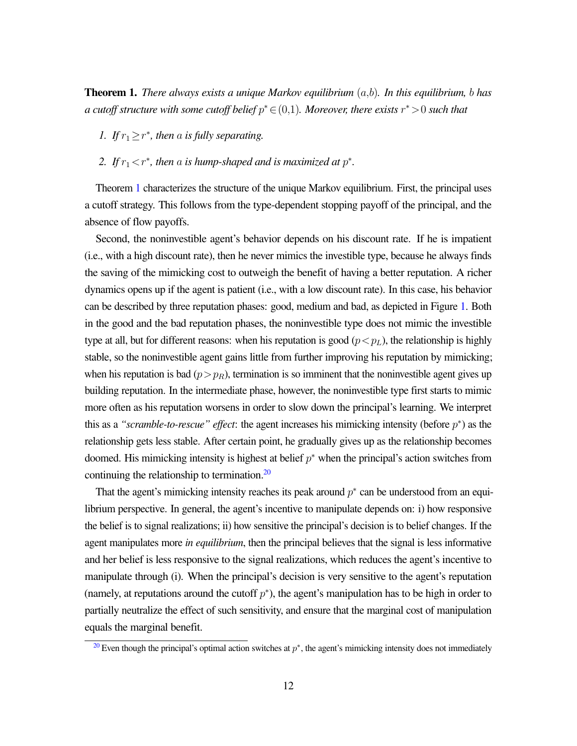**Theorem 1.** *There always exists a unique Markov equilibrium $(a,b)$. In this equilibrium, $b$ has a cutoff structure with some cutoff belief $p^* \in (0,1)$. Moreover, there exists $r^* > 0$ such that*

1. *If $r_1 \geq r^*$, then $a$ is fully separating.*
2. *If $r_1 < r^*$, then $a$ is hump-shaped and is maximized at $p^*$.*

Theorem 1 characterizes the structure of the unique Markov equilibrium. First, the principal uses a cutoff strategy. This follows from the type-dependent stopping payoff of the principal, and the absence of flow payoffs.

Second, the noninvestible agent's behavior depends on his discount rate. If he is impatient (i.e., with a high discount rate), then he never mimics the investible type, because he always finds the saving of the mimicking cost to outweigh the benefit of having a better reputation. A richer dynamics opens up if the agent is patient (i.e., with a low discount rate). In this case, his behavior can be described by three reputation phases: good, medium and bad, as depicted in Figure 1. Both in the good and the bad reputation phases, the noninvestible type does not mimic the investible type at all, but for different reasons: when his reputation is good ($p < p_L$), the relationship is highly stable, so the noninvestible agent gains little from further improving his reputation by mimicking; when his reputation is bad ($p > p_R$), termination is so imminent that the noninvestible agent gives up building reputation. In the intermediate phase, however, the noninvestible type first starts to mimic more often as his reputation worsens in order to slow down the principal's learning. We interpret this as a *"scramble-to-rescue" effect*: the agent increases his mimicking intensity (before $p^*$) as the relationship gets less stable. After certain point, he gradually gives up as the relationship becomes doomed. His mimicking intensity is highest at belief $p^*$ when the principal's action switches from continuing the relationship to termination.[20]

That the agent's mimicking intensity reaches its peak around $p^*$ can be understood from an equilibrium perspective. In general, the agent's incentive to manipulate depends on: i) how responsive the belief is to signal realizations; ii) how sensitive the principal's decision is to belief changes. If the agent manipulates more *in equilibrium*, then the principal believes that the signal is less informative and her belief is less responsive to the signal realizations, which reduces the agent's incentive to manipulate through (i). When the principal's decision is very sensitive to the agent's reputation (namely, at reputations around the cutoff $p^*$), the agent's manipulation has to be high in order to partially neutralize the effect of such sensitivity, and ensure that the marginal cost of manipulation equals the marginal benefit.

[20] Even though the principal's optimal action switches at $p^*$, the agent's mimicking intensity does not immediately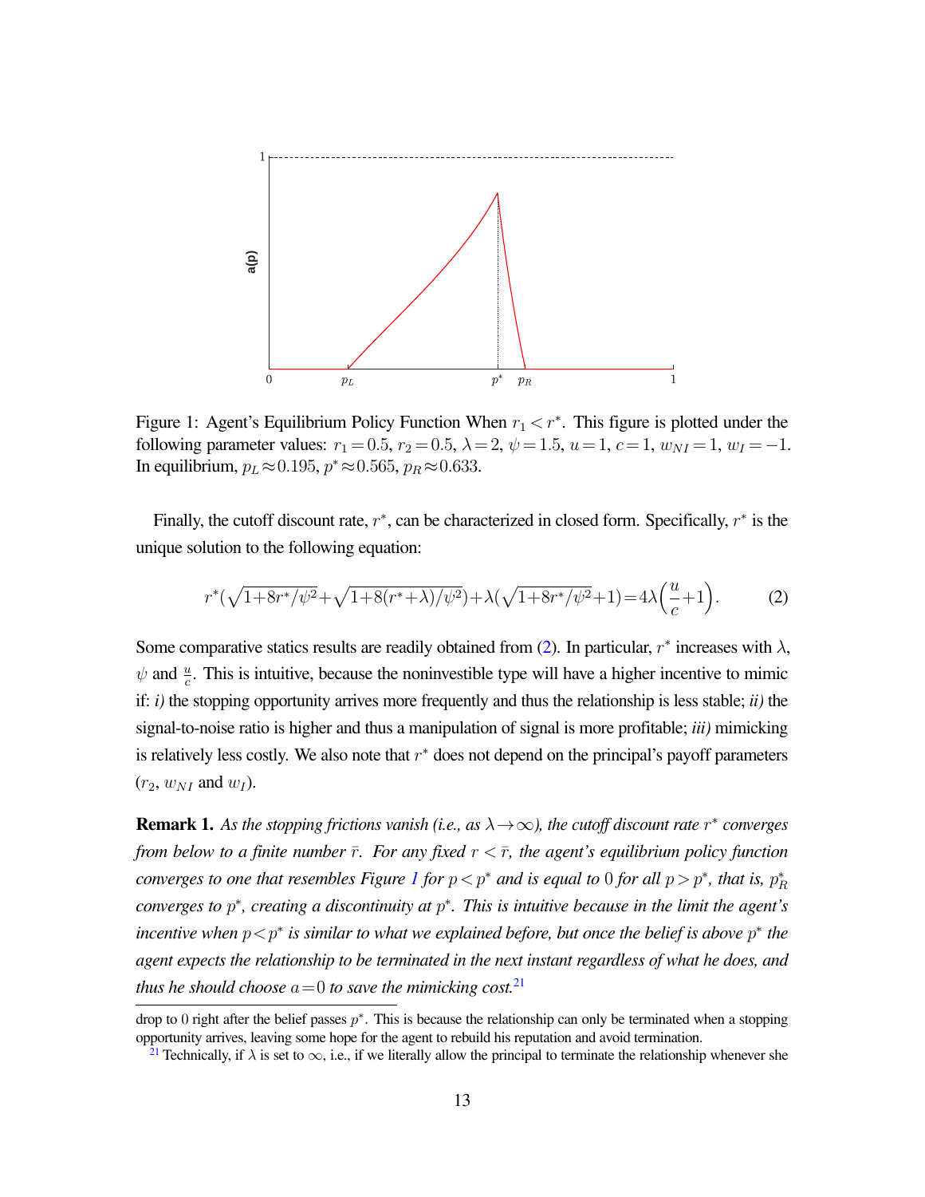Figure 1: Agent's Equilibrium Policy Function When $r_1 < r^*$. This figure is plotted under the following parameter values: $r_1 = 0.5$, $r_2 = 0.5$, $\lambda = 2$, $\psi = 1.5$, $u = 1$, $c = 1$, $w_{NI} = 1$, $w_I = -1$. In equilibrium, $p_L \approx 0.195$, $p^* \approx 0.565$, $p_R \approx 0.633$.

Finally, the cutoff discount rate, $r^*$, can be characterized in closed form. Specifically, $r^*$ is the unique solution to the following equation:

$$r^*\left(\sqrt{1+8r^*/\psi^2}+\sqrt{1+8(r^*+\lambda)/\psi^2}\right)+\lambda\left(\sqrt{1+8r^*/\psi^2}+1\right)=4\lambda\left(\frac{u}{c}+1\right). \tag{2}$$

Some comparative statics results are readily obtained from (2). In particular, $r^*$ increases with $\lambda$, $\psi$ and $\frac{u}{c}$. This is intuitive, because the noninvestible type will have a higher incentive to mimic if: *i)* the stopping opportunity arrives more frequently and thus the relationship is less stable; *ii)* the signal-to-noise ratio is higher and thus a manipulation of signal is more profitable; *iii)* mimicking is relatively less costly. We also note that $r^*$ does not depend on the principal's payoff parameters ($r_2$, $w_{NI}$ and $w_I$).

**Remark 1.** *As the stopping frictions vanish (i.e., as $\lambda \to \infty$), the cutoff discount rate $r^*$ converges from below to a finite number $\bar{r}$. For any fixed $r < \bar{r}$, the agent's equilibrium policy function converges to one that resembles Figure 1 for $p < p^*$ and is equal to 0 for all $p > p^*$, that is, $p_R^*$ converges to $p^*$, creating a discontinuity at $p^*$. This is intuitive because in the limit the agent's incentive when $p < p^*$ is similar to what we explained before, but once the belief is above $p^*$ the agent expects the relationship to be terminated in the next instant regardless of what he does, and thus he should choose $a = 0$ to save the mimicking cost.*[21]

drop to 0 right after the belief passes $p^*$. This is because the relationship can only be terminated when a stopping opportunity arrives, leaving some hope for the agent to rebuild his reputation and avoid termination.

[21] Technically, if $\lambda$ is set to $\infty$, i.e., if we literally allow the principal to terminate the relationship whenever she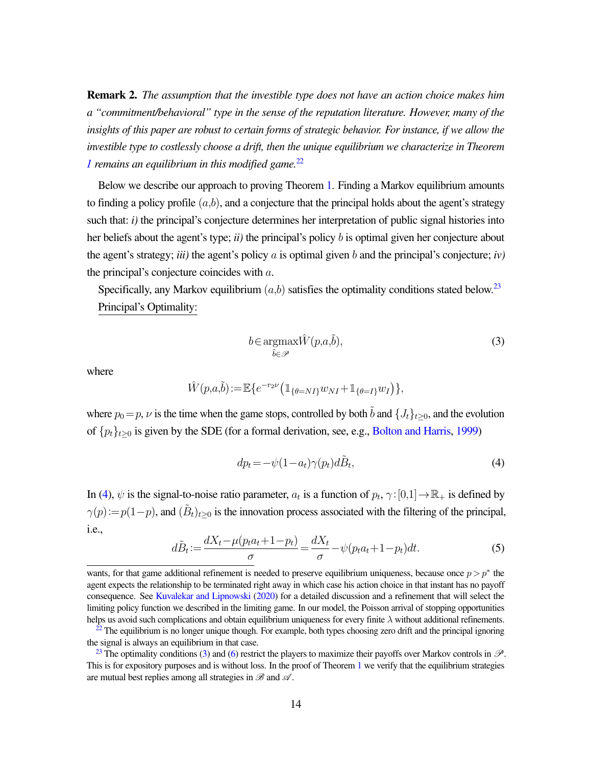**Remark 2.** *The assumption that the investible type does not have an action choice makes him a "commitment/behavioral" type in the sense of the reputation literature. However, many of the insights of this paper are robust to certain forms of strategic behavior. For instance, if we allow the investible type to costlessly choose a drift, then the unique equilibrium we characterize in Theorem 1 remains an equilibrium in this modified game.*[22]

Below we describe our approach to proving Theorem 1. Finding a Markov equilibrium amounts to finding a policy profile $(a,b)$, and a conjecture that the principal holds about the agent's strategy such that: *i)* the principal's conjecture determines her interpretation of public signal histories into her beliefs about the agent's type; *ii)* the principal's policy $b$ is optimal given her conjecture about the agent's strategy; *iii)* the agent's policy $a$ is optimal given $b$ and the principal's conjecture; *iv)* the principal's conjecture coincides with $a$.

Specifically, any Markov equilibrium $(a,b)$ satisfies the optimality conditions stated below.[23]

<u>Principal's Optimality:</u>

$$b \in \underset{\tilde{b} \in \mathscr{P}}{\operatorname{argmax}} \hat{W}(p,a,\tilde{b}), \tag{3}$$

where

$$\hat{W}(p,a,\tilde{b}) := \mathbb{E}\{e^{-r_2\nu}\left(\mathbb{1}_{\{\theta=NI\}}w_{NI} + \mathbb{1}_{\{\theta=I\}}w_I\right)\},$$

where $p_0 = p$, $\nu$ is the time when the game stops, controlled by both $\tilde{b}$ and $\{J_t\}_{t\geq 0}$, and the evolution of $\{p_t\}_{t\geq 0}$ is given by the SDE (for a formal derivation, see, e.g., Bolton and Harris, 1999)

$$dp_t = -\psi(1-a_t)\gamma(p_t)d\tilde{B}_t, \tag{4}$$

In (4), $\psi$ is the signal-to-noise ratio parameter, $a_t$ is a function of $p_t$, $\gamma : [0,1] \to \mathbb{R}_+$ is defined by $\gamma(p) := p(1-p)$, and $(\tilde{B}_t)_{t\geq 0}$ is the innovation process associated with the filtering of the principal, i.e.,

$$d\tilde{B}_t := \frac{dX_t - \mu(p_t a_t + 1 - p_t)}{\sigma} = \frac{dX_t}{\sigma} - \psi(p_t a_t + 1 - p_t)dt. \tag{5}$$

---

wants, for that game additional refinement is needed to preserve equilibrium uniqueness, because once $p > p^*$ the agent expects the relationship to be terminated right away in which case his action choice in that instant has no payoff consequence. See Kuvalekar and Lipnowski (2020) for a detailed discussion and a refinement that will select the limiting policy function we described in the limiting game. In our model, the Poisson arrival of stopping opportunities helps us avoid such complications and obtain equilibrium uniqueness for every finite $\lambda$ without additional refinements.

[22] The equilibrium is no longer unique though. For example, both types choosing zero drift and the principal ignoring the signal is always an equilibrium in that case.

[23] The optimality conditions (3) and (6) restrict the players to maximize their payoffs over Markov controls in $\mathscr{P}$. This is for expository purposes and is without loss. In the proof of Theorem 1 we verify that the equilibrium strategies are mutual best replies among all strategies in $\mathscr{B}$ and $\mathscr{A}$.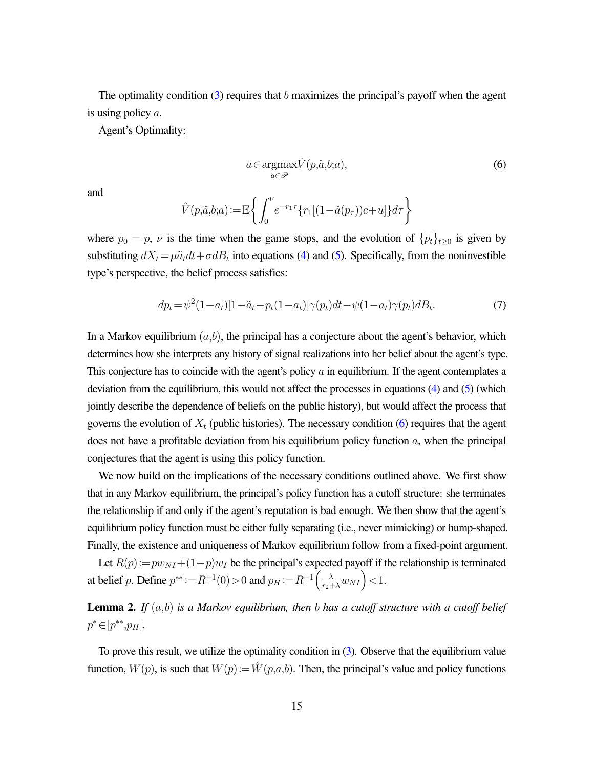The optimality condition (3) requires that $b$ maximizes the principal's payoff when the agent is using policy $a$.

Agent's Optimality:

$$a \in \underset{\tilde{a} \in \mathscr{P}}{\operatorname{argmax}} \hat{V}(p,\tilde{a},b;a), \tag{6}$$

and

$$\hat{V}(p,\tilde{a},b;a) := \mathbb{E}\left\{ \int_0^{\nu} e^{-r_1 \tau} \{r_1[(1-\tilde{a}(p_\tau))c + u]\} d\tau \right\}$$

where $p_0 = p$, $\nu$ is the time when the game stops, and the evolution of $\{p_t\}_{t \geq 0}$ is given by substituting $dX_t = \mu \tilde{a}_t dt + \sigma dB_t$ into equations (4) and (5). Specifically, from the noninvestible type's perspective, the belief process satisfies:

$$dp_t = \psi^2 (1-a_t)[1-\tilde{a}_t - p_t(1-a_t)]\gamma(p_t)dt - \psi(1-a_t)\gamma(p_t)dB_t. \tag{7}$$

In a Markov equilibrium $(a,b)$, the principal has a conjecture about the agent's behavior, which determines how she interprets any history of signal realizations into her belief about the agent's type. This conjecture has to coincide with the agent's policy $a$ in equilibrium. If the agent contemplates a deviation from the equilibrium, this would not affect the processes in equations (4) and (5) (which jointly describe the dependence of beliefs on the public history), but would affect the process that governs the evolution of $X_t$ (public histories). The necessary condition (6) requires that the agent does not have a profitable deviation from his equilibrium policy function $a$, when the principal conjectures that the agent is using this policy function.

We now build on the implications of the necessary conditions outlined above. We first show that in any Markov equilibrium, the principal's policy function has a cutoff structure: she terminates the relationship if and only if the agent's reputation is bad enough. We then show that the agent's equilibrium policy function must be either fully separating (i.e., never mimicking) or hump-shaped. Finally, the existence and uniqueness of Markov equilibrium follow from a fixed-point argument.

Let $R(p) := p w_{NI} + (1-p) w_I$ be the principal's expected payoff if the relationship is terminated at belief $p$. Define $p^{**} := R^{-1}(0) > 0$ and $p_H := R^{-1}\left(\frac{\lambda}{r_2+\lambda} w_{NI}\right) < 1$.

**Lemma 2.** *If $(a,b)$ is a Markov equilibrium, then $b$ has a cutoff structure with a cutoff belief $p^* \in [p^{**}, p_H]$.*

To prove this result, we utilize the optimality condition in (3). Observe that the equilibrium value function, $W(p)$, is such that $W(p) := \hat{W}(p,a,b)$. Then, the principal's value and policy functions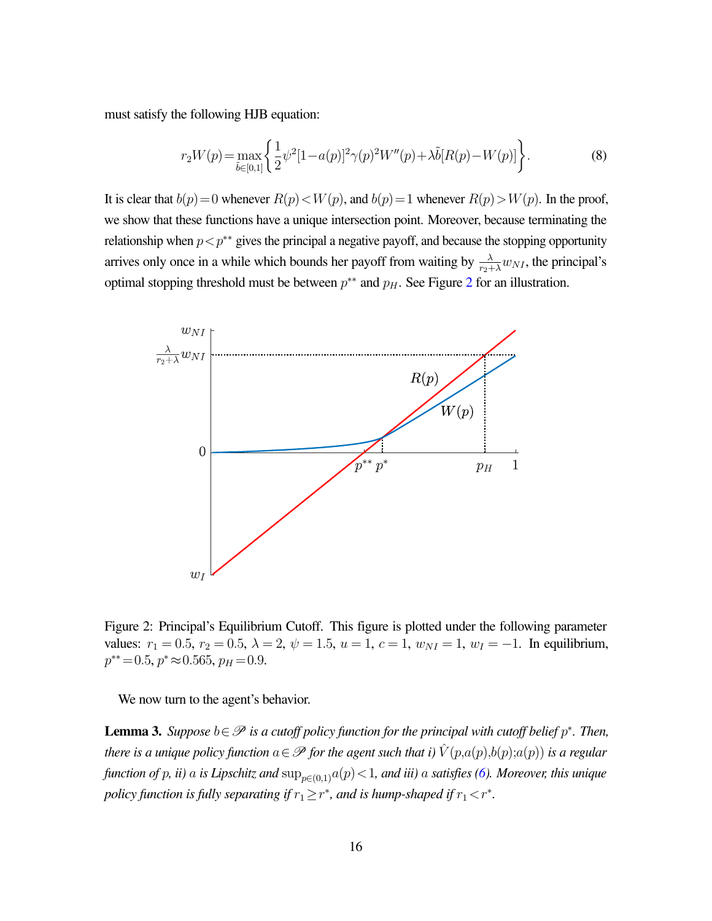must satisfy the following HJB equation:

$$r_2 W(p) = \max_{\tilde{b}\in[0,1]} \left\{ \frac{1}{2}\psi^2[1-a(p)]^2\gamma(p)^2 W''(p) + \lambda\tilde{b}[R(p)-W(p)] \right\}. \tag{8}$$

It is clear that $b(p)=0$ whenever $R(p)<W(p)$, and $b(p)=1$ whenever $R(p)>W(p)$. In the proof, we show that these functions have a unique intersection point. Moreover, because terminating the relationship when $p<p^{**}$ gives the principal a negative payoff, and because the stopping opportunity arrives only once in a while which bounds her payoff from waiting by $\frac{\lambda}{r_2+\lambda}w_{NI}$, the principal's optimal stopping threshold must be between $p^{**}$ and $p_H$. See Figure 2 for an illustration.

Figure 2: Principal's Equilibrium Cutoff. This figure is plotted under the following parameter values: $r_1 = 0.5$, $r_2 = 0.5$, $\lambda = 2$, $\psi = 1.5$, $u = 1$, $c = 1$, $w_{NI} = 1$, $w_I = -1$. In equilibrium, $p^{**} = 0.5$, $p^* \approx 0.565$, $p_H = 0.9$.

We now turn to the agent's behavior.

**Lemma 3.** *Suppose $b \in \mathscr{P}$ is a cutoff policy function for the principal with cutoff belief $p^*$. Then, there is a unique policy function $a \in \mathscr{P}$ for the agent such that i) $\hat{V}(p,a(p),b(p);a(p))$ is a regular function of $p$, ii) $a$ is Lipschitz and $\sup_{p\in(0,1)} a(p) < 1$, and iii) $a$ satisfies (6). Moreover, this unique policy function is fully separating if $r_1 \geq r^*$, and is hump-shaped if $r_1 < r^*$.*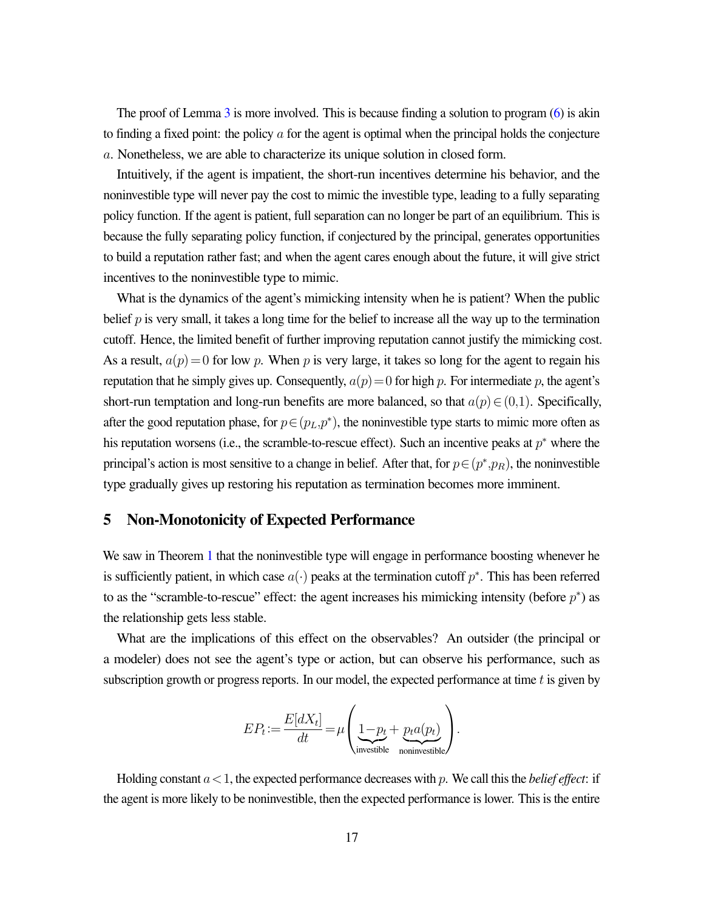The proof of Lemma 3 is more involved. This is because finding a solution to program (6) is akin to finding a fixed point: the policy $a$ for the agent is optimal when the principal holds the conjecture $a$. Nonetheless, we are able to characterize its unique solution in closed form.

Intuitively, if the agent is impatient, the short-run incentives determine his behavior, and the noninvestible type will never pay the cost to mimic the investible type, leading to a fully separating policy function. If the agent is patient, full separation can no longer be part of an equilibrium. This is because the fully separating policy function, if conjectured by the principal, generates opportunities to build a reputation rather fast; and when the agent cares enough about the future, it will give strict incentives to the noninvestible type to mimic.

What is the dynamics of the agent's mimicking intensity when he is patient? When the public belief $p$ is very small, it takes a long time for the belief to increase all the way up to the termination cutoff. Hence, the limited benefit of further improving reputation cannot justify the mimicking cost. As a result, $a(p)=0$ for low $p$. When $p$ is very large, it takes so long for the agent to regain his reputation that he simply gives up. Consequently, $a(p)=0$ for high $p$. For intermediate $p$, the agent's short-run temptation and long-run benefits are more balanced, so that $a(p)\in(0,1)$. Specifically, after the good reputation phase, for $p\in(p_L,p^*)$, the noninvestible type starts to mimic more often as his reputation worsens (i.e., the scramble-to-rescue effect). Such an incentive peaks at $p^*$ where the principal's action is most sensitive to a change in belief. After that, for $p\in(p^*,p_R)$, the noninvestible type gradually gives up restoring his reputation as termination becomes more imminent.

## 5 Non-Monotonicity of Expected Performance

We saw in Theorem 1 that the noninvestible type will engage in performance boosting whenever he is sufficiently patient, in which case $a(\cdot)$ peaks at the termination cutoff $p^*$. This has been referred to as the "scramble-to-rescue" effect: the agent increases his mimicking intensity (before $p^*$) as the relationship gets less stable.

What are the implications of this effect on the observables? An outsider (the principal or a modeler) does not see the agent's type or action, but can observe his performance, such as subscription growth or progress reports. In our model, the expected performance at time $t$ is given by

$$EP_t := \frac{E[dX_t]}{dt} = \mu\left(\underbrace{1-p_t}_{\text{investible}} + \underbrace{p_t a(p_t)}_{\text{noninvestible}}\right).$$

Holding constant $a<1$, the expected performance decreases with $p$. We call this the *belief effect*: if the agent is more likely to be noninvestible, then the expected performance is lower. This is the entire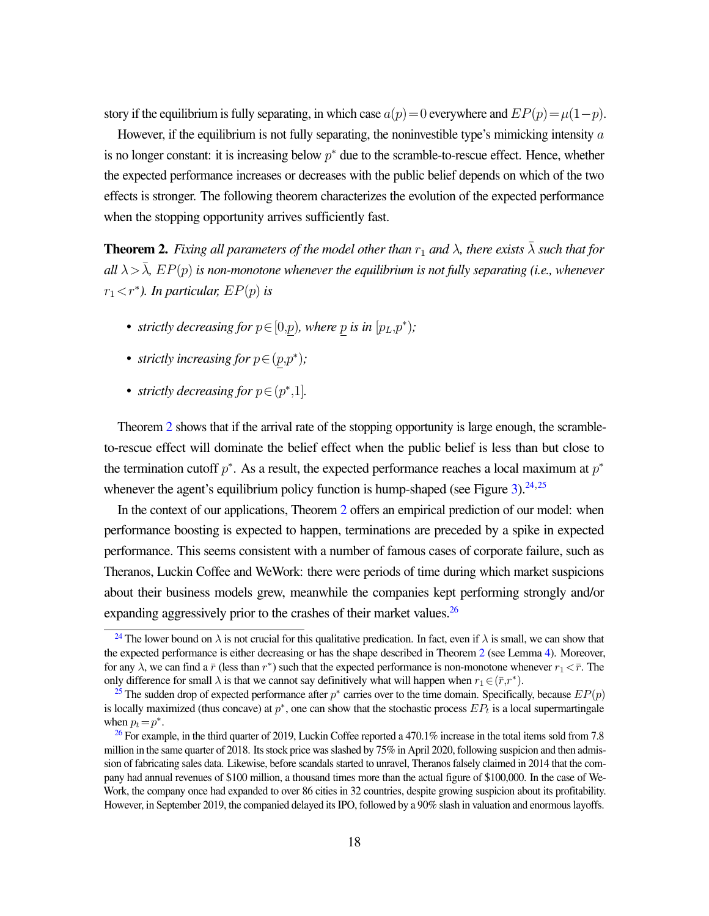story if the equilibrium is fully separating, in which case $a(p) = 0$ everywhere and $EP(p) = \mu(1-p)$.

However, if the equilibrium is not fully separating, the noninvestible type's mimicking intensity $a$ is no longer constant: it is increasing below $p^*$ due to the scramble-to-rescue effect. Hence, whether the expected performance increases or decreases with the public belief depends on which of the two effects is stronger. The following theorem characterizes the evolution of the expected performance when the stopping opportunity arrives sufficiently fast.

**Theorem 2.** *Fixing all parameters of the model other than $r_1$ and $\lambda$, there exists $\bar{\lambda}$ such that for all $\lambda > \bar{\lambda}$, $EP(p)$ is non-monotone whenever the equilibrium is not fully separating (i.e., whenever $r_1 < r^*$). In particular, $EP(p)$ is*

- *strictly decreasing for $p \in [0, \underline{p})$, where $\underline{p}$ is in $[p_L, p^*)$;*
- *strictly increasing for $p \in (\underline{p}, p^*)$;*
- *strictly decreasing for $p \in (p^*, 1]$.*

Theorem 2 shows that if the arrival rate of the stopping opportunity is large enough, the scramble-to-rescue effect will dominate the belief effect when the public belief is less than but close to the termination cutoff $p^*$. As a result, the expected performance reaches a local maximum at $p^*$ whenever the agent's equilibrium policy function is hump-shaped (see Figure 3).[24,25]

In the context of our applications, Theorem 2 offers an empirical prediction of our model: when performance boosting is expected to happen, terminations are preceded by a spike in expected performance. This seems consistent with a number of famous cases of corporate failure, such as Theranos, Luckin Coffee and WeWork: there were periods of time during which market suspicions about their business models grew, meanwhile the companies kept performing strongly and/or expanding aggressively prior to the crashes of their market values.[26]

[24] The lower bound on $\lambda$ is not crucial for this qualitative predication. In fact, even if $\lambda$ is small, we can show that the expected performance is either decreasing or has the shape described in Theorem 2 (see Lemma 4). Moreover, for any $\lambda$, we can find a $\bar{r}$ (less than $r^*$) such that the expected performance is non-monotone whenever $r_1 < \bar{r}$. The only difference for small $\lambda$ is that we cannot say definitively what will happen when $r_1 \in (\bar{r}, r^*)$.

[25] The sudden drop of expected performance after $p^*$ carries over to the time domain. Specifically, because $EP(p)$ is locally maximized (thus concave) at $p^*$, one can show that the stochastic process $EP_t$ is a local supermartingale when $p_t = p^*$.

[26] For example, in the third quarter of 2019, Luckin Coffee reported a 470.1% increase in the total items sold from 7.8 million in the same quarter of 2018. Its stock price was slashed by 75% in April 2020, following suspicion and then admission of fabricating sales data. Likewise, before scandals started to unravel, Theranos falsely claimed in 2014 that the company had annual revenues of \$100 million, a thousand times more than the actual figure of \$100,000. In the case of WeWork, the company once had expanded to over 86 cities in 32 countries, despite growing suspicion about its profitability. However, in September 2019, the companied delayed its IPO, followed by a 90% slash in valuation and enormous layoffs.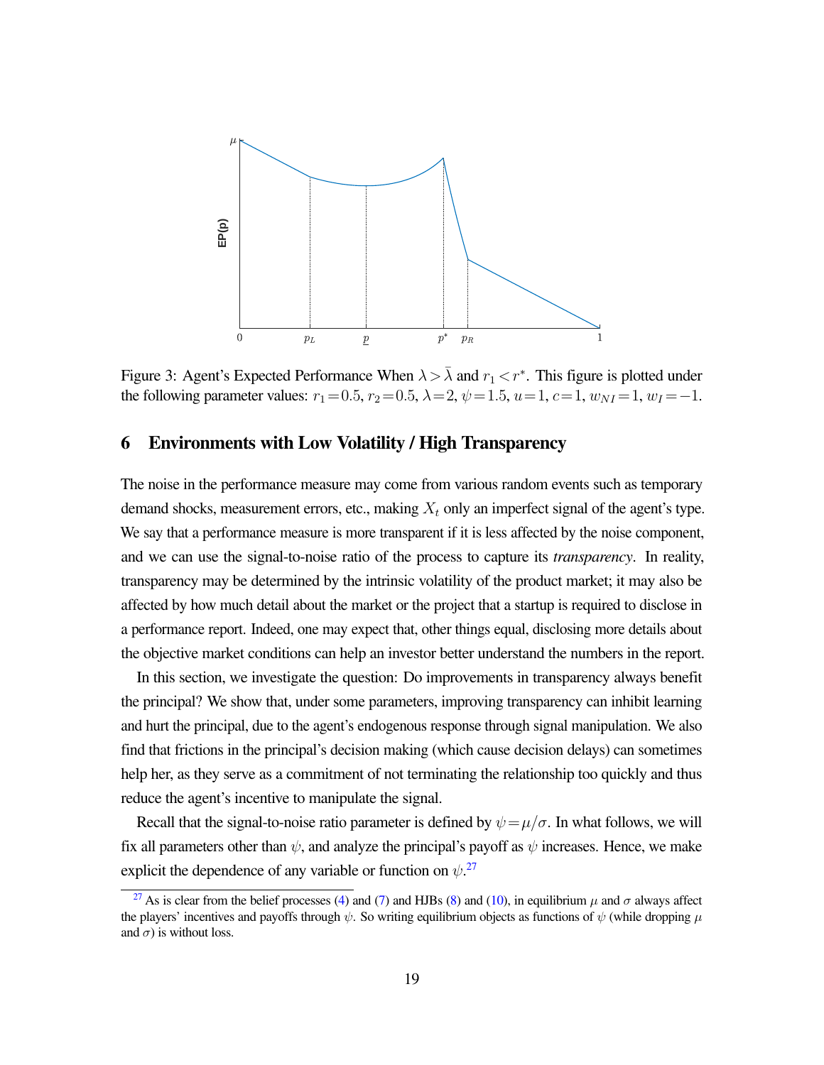Figure 3: Agent's Expected Performance When $\lambda > \bar{\lambda}$ and $r_1 < r^*$. This figure is plotted under the following parameter values: $r_1 = 0.5$, $r_2 = 0.5$, $\lambda = 2$, $\psi = 1.5$, $u = 1$, $c = 1$, $w_{NI} = 1$, $w_I = -1$.

## 6 Environments with Low Volatility / High Transparency

The noise in the performance measure may come from various random events such as temporary demand shocks, measurement errors, etc., making $X_t$ only an imperfect signal of the agent's type. We say that a performance measure is more transparent if it is less affected by the noise component, and we can use the signal-to-noise ratio of the process to capture its *transparency*. In reality, transparency may be determined by the intrinsic volatility of the product market; it may also be affected by how much detail about the market or the project that a startup is required to disclose in a performance report. Indeed, one may expect that, other things equal, disclosing more details about the objective market conditions can help an investor better understand the numbers in the report.

In this section, we investigate the question: Do improvements in transparency always benefit the principal? We show that, under some parameters, improving transparency can inhibit learning and hurt the principal, due to the agent's endogenous response through signal manipulation. We also find that frictions in the principal's decision making (which cause decision delays) can sometimes help her, as they serve as a commitment of not terminating the relationship too quickly and thus reduce the agent's incentive to manipulate the signal.

Recall that the signal-to-noise ratio parameter is defined by $\psi = \mu/\sigma$. In what follows, we will fix all parameters other than $\psi$, and analyze the principal's payoff as $\psi$ increases. Hence, we make explicit the dependence of any variable or function on $\psi$.[27]

[27] As is clear from the belief processes (4) and (7) and HJBs (8) and (10), in equilibrium $\mu$ and $\sigma$ always affect the players' incentives and payoffs through $\psi$. So writing equilibrium objects as functions of $\psi$ (while dropping $\mu$ and $\sigma$) is without loss.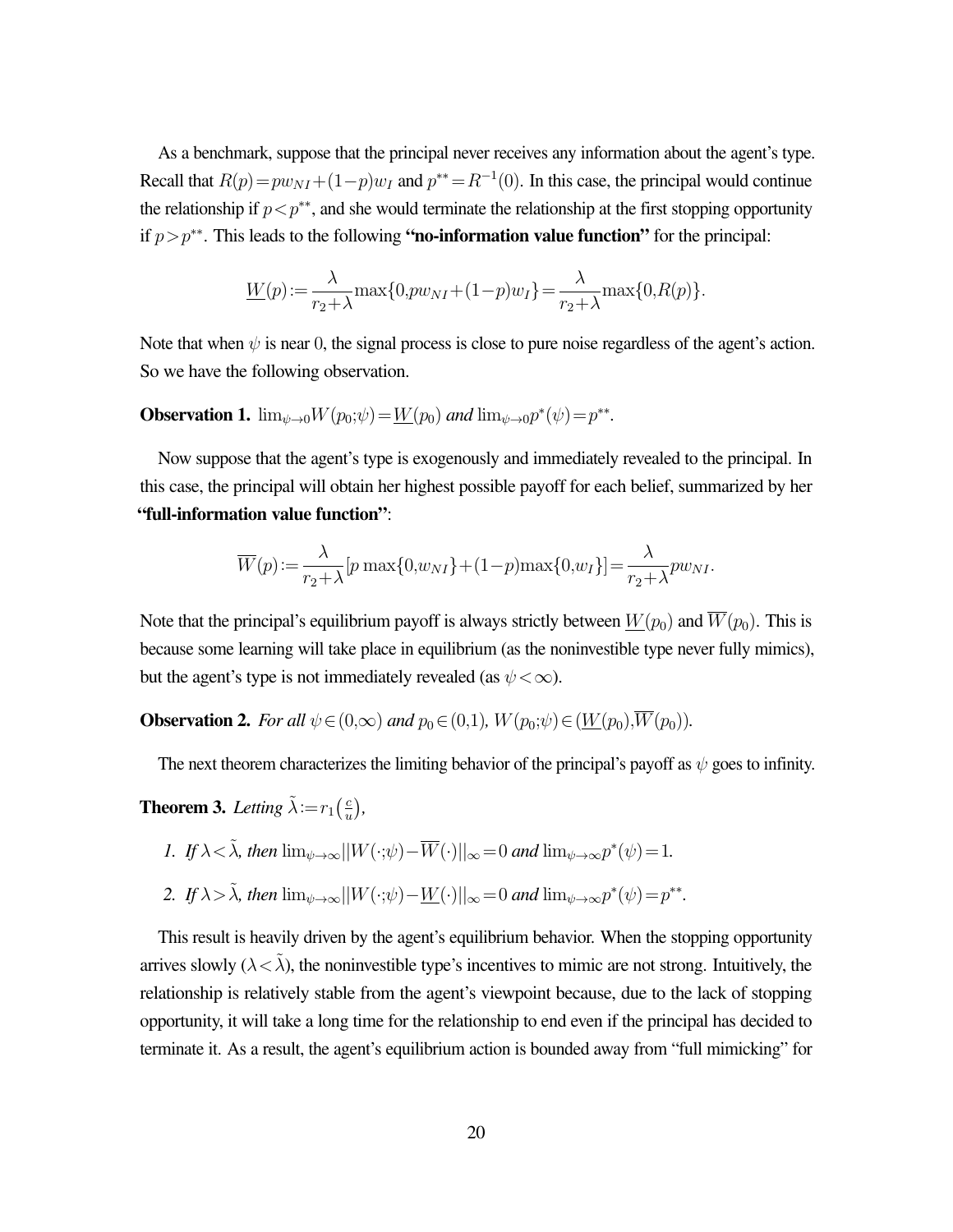As a benchmark, suppose that the principal never receives any information about the agent's type. Recall that $R(p)=pw_{NI}+(1-p)w_I$ and $p^{**}=R^{-1}(0)$. In this case, the principal would continue the relationship if $p<p^{**}$, and she would terminate the relationship at the first stopping opportunity if $p>p^{**}$. This leads to the following **"no-information value function"** for the principal:

$$\underline{W}(p):=\frac{\lambda}{r_2+\lambda}\max\{0,pw_{NI}+(1-p)w_I\}=\frac{\lambda}{r_2+\lambda}\max\{0,R(p)\}.$$

Note that when $\psi$ is near 0, the signal process is close to pure noise regardless of the agent's action. So we have the following observation.

**Observation 1.** *$\lim_{\psi\to 0}W(p_0;\psi)=\underline{W}(p_0)$ and $\lim_{\psi\to 0}p^*(\psi)=p^{**}$.*

Now suppose that the agent's type is exogenously and immediately revealed to the principal. In this case, the principal will obtain her highest possible payoff for each belief, summarized by her **"full-information value function"**:

$$\overline{W}(p):=\frac{\lambda}{r_2+\lambda}[p\max\{0,w_{NI}\}+(1-p)\max\{0,w_I\}]=\frac{\lambda}{r_2+\lambda}pw_{NI}.$$

Note that the principal's equilibrium payoff is always strictly between $\underline{W}(p_0)$ and $\overline{W}(p_0)$. This is because some learning will take place in equilibrium (as the noninvestible type never fully mimics), but the agent's type is not immediately revealed (as $\psi<\infty$).

**Observation 2.** *For all $\psi\in(0,\infty)$ and $p_0\in(0,1)$, $W(p_0;\psi)\in(\underline{W}(p_0),\overline{W}(p_0))$.*

The next theorem characterizes the limiting behavior of the principal's payoff as $\psi$ goes to infinity.

**Theorem 3.** *Letting $\tilde{\lambda}:=r_1\left(\frac{c}{u}\right)$,*

1. *If $\lambda<\tilde{\lambda}$, then $\lim_{\psi\to\infty}||W(\cdot;\psi)-\overline{W}(\cdot)||_\infty=0$ and $\lim_{\psi\to\infty}p^*(\psi)=1$.*
2. *If $\lambda>\tilde{\lambda}$, then $\lim_{\psi\to\infty}||W(\cdot;\psi)-\underline{W}(\cdot)||_\infty=0$ and $\lim_{\psi\to\infty}p^*(\psi)=p^{**}$.*

This result is heavily driven by the agent's equilibrium behavior. When the stopping opportunity arrives slowly ($\lambda<\tilde{\lambda}$), the noninvestible type's incentives to mimic are not strong. Intuitively, the relationship is relatively stable from the agent's viewpoint because, due to the lack of stopping opportunity, it will take a long time for the relationship to end even if the principal has decided to terminate it. As a result, the agent's equilibrium action is bounded away from "full mimicking" for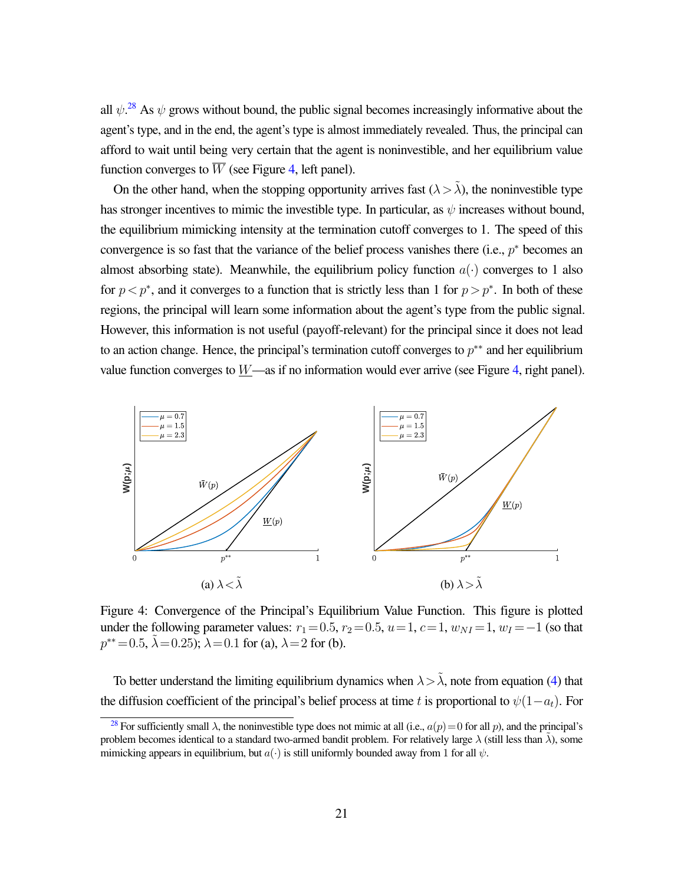all $\psi$.[28] As $\psi$ grows without bound, the public signal becomes increasingly informative about the agent's type, and in the end, the agent's type is almost immediately revealed. Thus, the principal can afford to wait until being very certain that the agent is noninvestible, and her equilibrium value function converges to $\overline{W}$ (see Figure 4, left panel).

On the other hand, when the stopping opportunity arrives fast ($\lambda > \tilde{\lambda}$), the noninvestible type has stronger incentives to mimic the investible type. In particular, as $\psi$ increases without bound, the equilibrium mimicking intensity at the termination cutoff converges to 1. The speed of this convergence is so fast that the variance of the belief process vanishes there (i.e., $p^*$ becomes an almost absorbing state). Meanwhile, the equilibrium policy function $a(\cdot)$ converges to 1 also for $p < p^*$, and it converges to a function that is strictly less than 1 for $p > p^*$. In both of these regions, the principal will learn some information about the agent's type from the public signal. However, this information is not useful (payoff-relevant) for the principal since it does not lead to an action change. Hence, the principal's termination cutoff converges to $p^{**}$ and her equilibrium value function converges to $\underline{W}$—as if no information would ever arrive (see Figure 4, right panel).

(a) $\lambda < \tilde{\lambda}$

(b) $\lambda > \tilde{\lambda}$

Figure 4: Convergence of the Principal's Equilibrium Value Function. This figure is plotted under the following parameter values: $r_1 = 0.5$, $r_2 = 0.5$, $u = 1$, $c = 1$, $w_{NI} = 1$, $w_I = -1$ (so that $p^{**} = 0.5$, $\tilde{\lambda} = 0.25$); $\lambda = 0.1$ for (a), $\lambda = 2$ for (b).

To better understand the limiting equilibrium dynamics when $\lambda > \tilde{\lambda}$, note from equation (4) that the diffusion coefficient of the principal's belief process at time $t$ is proportional to $\psi(1 - a_t)$. For

[28] For sufficiently small $\lambda$, the noninvestible type does not mimic at all (i.e., $a(p) = 0$ for all $p$), and the principal's problem becomes identical to a standard two-armed bandit problem. For relatively large $\lambda$ (still less than $\tilde{\lambda}$), some mimicking appears in equilibrium, but $a(\cdot)$ is still uniformly bounded away from 1 for all $\psi$.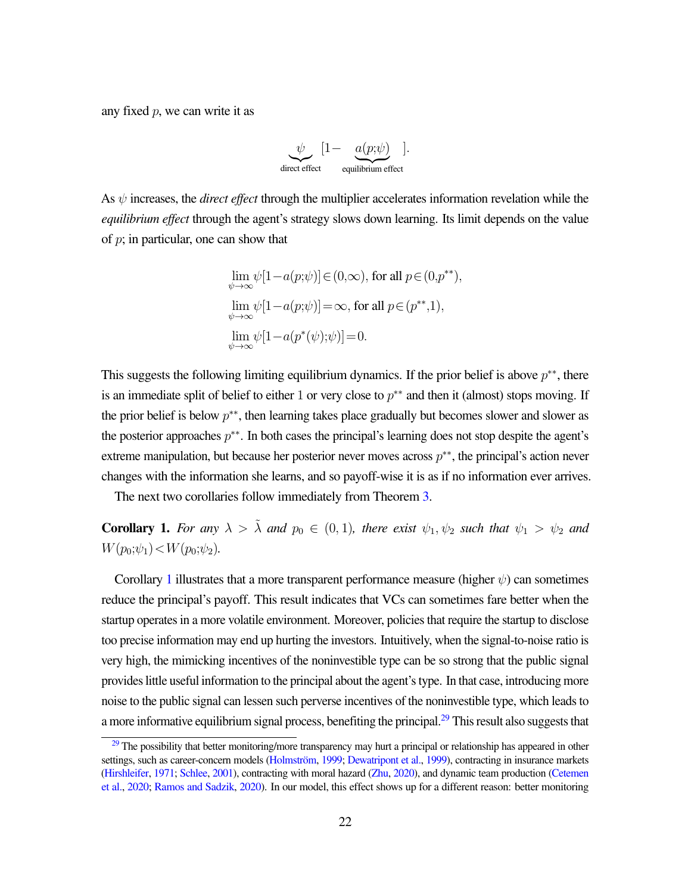any fixed $p$, we can write it as

$$\underbrace{\psi}_{\text{direct effect}} [1 - \underbrace{a(p;\psi)}_{\text{equilibrium effect}}].$$

As $\psi$ increases, the *direct effect* through the multiplier accelerates information revelation while the *equilibrium effect* through the agent's strategy slows down learning. Its limit depends on the value of $p$; in particular, one can show that

$$\lim_{\psi \to \infty} \psi[1 - a(p;\psi)] \in (0,\infty), \text{ for all } p \in (0,p^{**}),$$

$$\lim_{\psi \to \infty} \psi[1 - a(p;\psi)] = \infty, \text{ for all } p \in (p^{**},1),$$

$$\lim_{\psi \to \infty} \psi[1 - a(p^*(\psi);\psi)] = 0.$$

This suggests the following limiting equilibrium dynamics. If the prior belief is above $p^{**}$, there is an immediate split of belief to either 1 or very close to $p^{**}$ and then it (almost) stops moving. If the prior belief is below $p^{**}$, then learning takes place gradually but becomes slower and slower as the posterior approaches $p^{**}$. In both cases the principal's learning does not stop despite the agent's extreme manipulation, but because her posterior never moves across $p^{**}$, the principal's action never changes with the information she learns, and so payoff-wise it is as if no information ever arrives.

The next two corollaries follow immediately from Theorem 3.

**Corollary 1.** *For any $\lambda > \tilde{\lambda}$ and $p_0 \in (0,1)$, there exist $\psi_1, \psi_2$ such that $\psi_1 > \psi_2$ and $W(p_0;\psi_1) < W(p_0;\psi_2)$.*

Corollary 1 illustrates that a more transparent performance measure (higher $\psi$) can sometimes reduce the principal's payoff. This result indicates that VCs can sometimes fare better when the startup operates in a more volatile environment. Moreover, policies that require the startup to disclose too precise information may end up hurting the investors. Intuitively, when the signal-to-noise ratio is very high, the mimicking incentives of the noninvestible type can be so strong that the public signal provides little useful information to the principal about the agent's type. In that case, introducing more noise to the public signal can lessen such perverse incentives of the noninvestible type, which leads to a more informative equilibrium signal process, benefiting the principal.[29] This result also suggests that

[29] The possibility that better monitoring/more transparency may hurt a principal or relationship has appeared in other settings, such as career-concern models (Holmström, 1999; Dewatripont et al., 1999), contracting in insurance markets (Hirshleifer, 1971; Schlee, 2001), contracting with moral hazard (Zhu, 2020), and dynamic team production (Cetemen et al., 2020; Ramos and Sadzik, 2020). In our model, this effect shows up for a different reason: better monitoring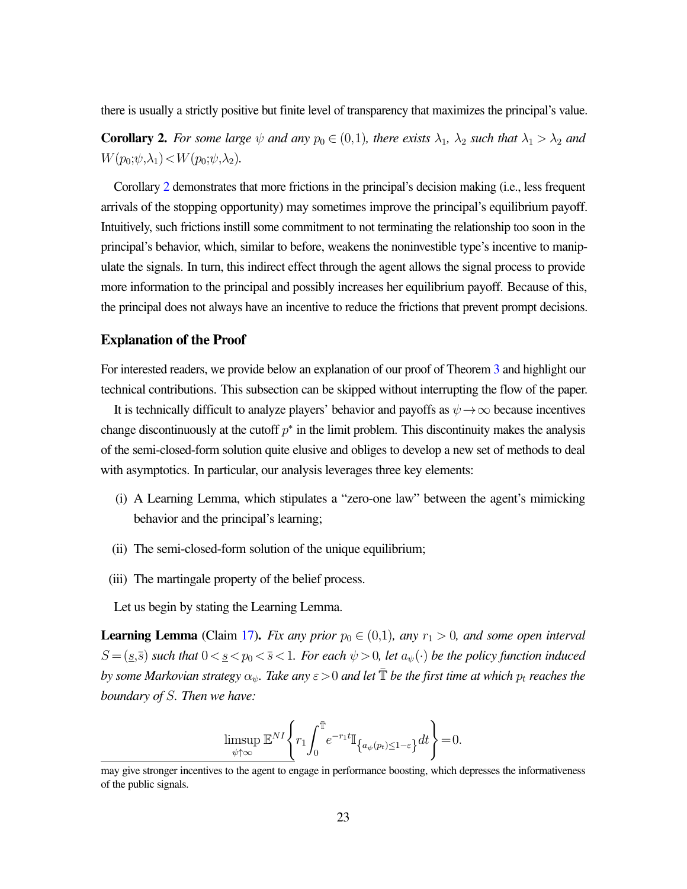there is usually a strictly positive but finite level of transparency that maximizes the principal's value.

**Corollary 2.** *For some large $\psi$ and any $p_0 \in (0,1)$, there exists $\lambda_1$, $\lambda_2$ such that $\lambda_1 > \lambda_2$ and $W(p_0;\psi,\lambda_1) < W(p_0;\psi,\lambda_2)$.*

Corollary 2 demonstrates that more frictions in the principal's decision making (i.e., less frequent arrivals of the stopping opportunity) may sometimes improve the principal's equilibrium payoff. Intuitively, such frictions instill some commitment to not terminating the relationship too soon in the principal's behavior, which, similar to before, weakens the noninvestible type's incentive to manipulate the signals. In turn, this indirect effect through the agent allows the signal process to provide more information to the principal and possibly increases her equilibrium payoff. Because of this, the principal does not always have an incentive to reduce the frictions that prevent prompt decisions.

### Explanation of the Proof

For interested readers, we provide below an explanation of our proof of Theorem 3 and highlight our technical contributions. This subsection can be skipped without interrupting the flow of the paper.

It is technically difficult to analyze players' behavior and payoffs as $\psi \to \infty$ because incentives change discontinuously at the cutoff $p^*$ in the limit problem. This discontinuity makes the analysis of the semi-closed-form solution quite elusive and obliges to develop a new set of methods to deal with asymptotics. In particular, our analysis leverages three key elements:

(i) A Learning Lemma, which stipulates a "zero-one law" between the agent's mimicking behavior and the principal's learning;

(ii) The semi-closed-form solution of the unique equilibrium;

(iii) The martingale property of the belief process.

Let us begin by stating the Learning Lemma.

**Learning Lemma** (Claim 17)**.** *Fix any prior $p_0 \in (0,1)$, any $r_1 > 0$, and some open interval $S = (\underline{s}, \bar{s})$ such that $0 < \underline{s} < p_0 < \bar{s} < 1$. For each $\psi > 0$, let $a_\psi(\cdot)$ be the policy function induced by some Markovian strategy $\alpha_\psi$. Take any $\varepsilon > 0$ and let $\bar{\mathbb{T}}$ be the first time at which $p_t$ reaches the boundary of $S$. Then we have:*

$$\limsup_{\psi \uparrow \infty} \mathbb{E}^{NI}\left\{ r_1 \int_0^{\bar{\mathbb{T}}} e^{-r_1 t} \mathbb{I}_{\left\{a_\psi(p_t) \leq 1-\varepsilon\right\}} dt \right\} = 0.$$

---

may give stronger incentives to the agent to engage in performance boosting, which depresses the informativeness of the public signals.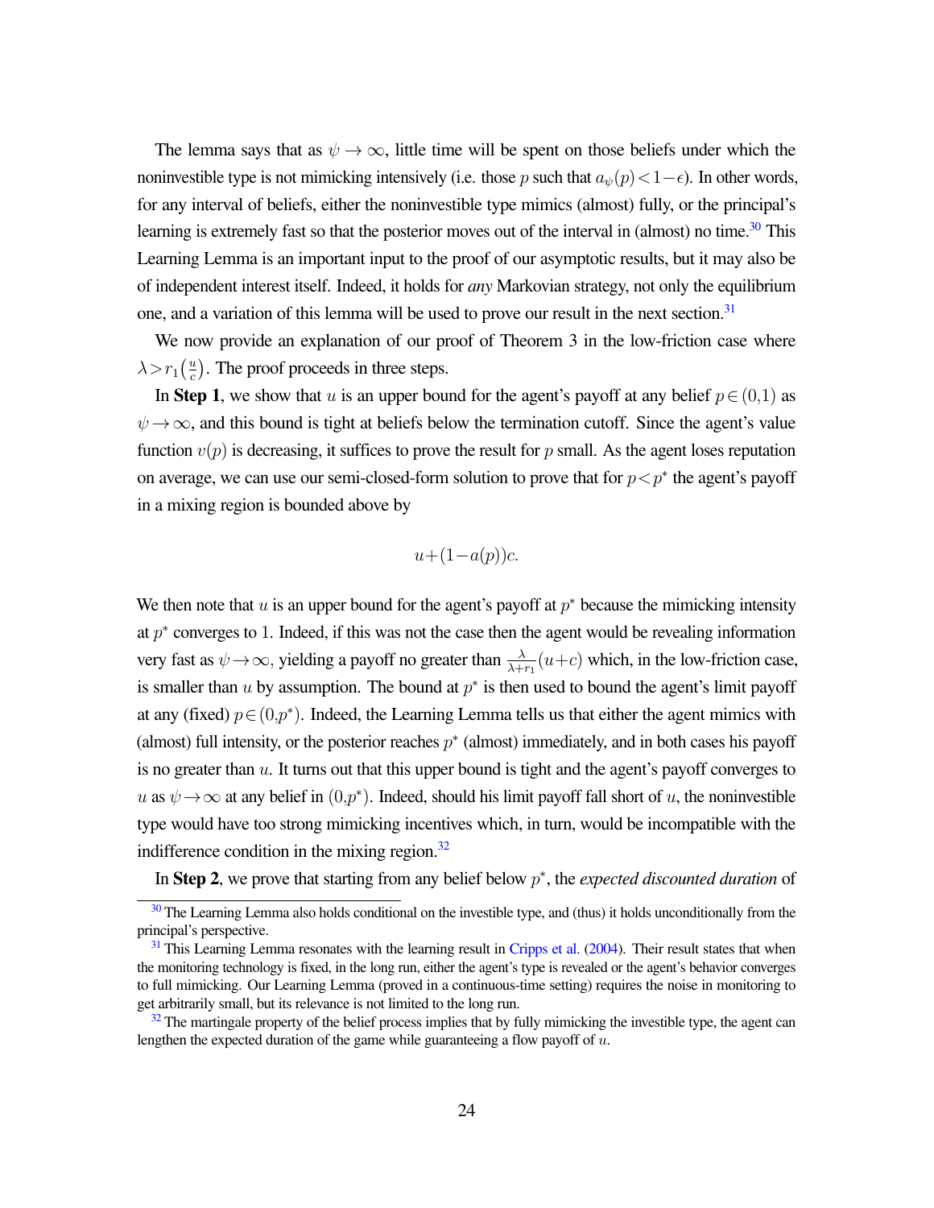The lemma says that as $\psi \to \infty$, little time will be spent on those beliefs under which the noninvestible type is not mimicking intensively (i.e. those $p$ such that $a_\psi(p) < 1-\epsilon$). In other words, for any interval of beliefs, either the noninvestible type mimics (almost) fully, or the principal's learning is extremely fast so that the posterior moves out of the interval in (almost) no time.[30] This Learning Lemma is an important input to the proof of our asymptotic results, but it may also be of independent interest itself. Indeed, it holds for *any* Markovian strategy, not only the equilibrium one, and a variation of this lemma will be used to prove our result in the next section.[31]

We now provide an explanation of our proof of Theorem 3 in the low-friction case where $\lambda > r_1\left(\frac{u}{c}\right)$. The proof proceeds in three steps.

In **Step 1**, we show that $u$ is an upper bound for the agent's payoff at any belief $p \in (0,1)$ as $\psi \to \infty$, and this bound is tight at beliefs below the termination cutoff. Since the agent's value function $v(p)$ is decreasing, it suffices to prove the result for $p$ small. As the agent loses reputation on average, we can use our semi-closed-form solution to prove that for $p < p^*$ the agent's payoff in a mixing region is bounded above by

$$u + (1 - a(p))c.$$

We then note that $u$ is an upper bound for the agent's payoff at $p^*$ because the mimicking intensity at $p^*$ converges to 1. Indeed, if this was not the case then the agent would be revealing information very fast as $\psi \to \infty$, yielding a payoff no greater than $\frac{\lambda}{\lambda + r_1}(u + c)$ which, in the low-friction case, is smaller than $u$ by assumption. The bound at $p^*$ is then used to bound the agent's limit payoff at any (fixed) $p \in (0, p^*)$. Indeed, the Learning Lemma tells us that either the agent mimics with (almost) full intensity, or the posterior reaches $p^*$ (almost) immediately, and in both cases his payoff is no greater than $u$. It turns out that this upper bound is tight and the agent's payoff converges to $u$ as $\psi \to \infty$ at any belief in $(0, p^*)$. Indeed, should his limit payoff fall short of $u$, the noninvestible type would have too strong mimicking incentives which, in turn, would be incompatible with the indifference condition in the mixing region.[32]

In **Step 2**, we prove that starting from any belief below $p^*$, the *expected discounted duration* of

[30] The Learning Lemma also holds conditional on the investible type, and (thus) it holds unconditionally from the principal's perspective.

[31] This Learning Lemma resonates with the learning result in Cripps et al. (2004). Their result states that when the monitoring technology is fixed, in the long run, either the agent's type is revealed or the agent's behavior converges to full mimicking. Our Learning Lemma (proved in a continuous-time setting) requires the noise in monitoring to get arbitrarily small, but its relevance is not limited to the long run.

[32] The martingale property of the belief process implies that by fully mimicking the investible type, the agent can lengthen the expected duration of the game while guaranteeing a flow payoff of $u$.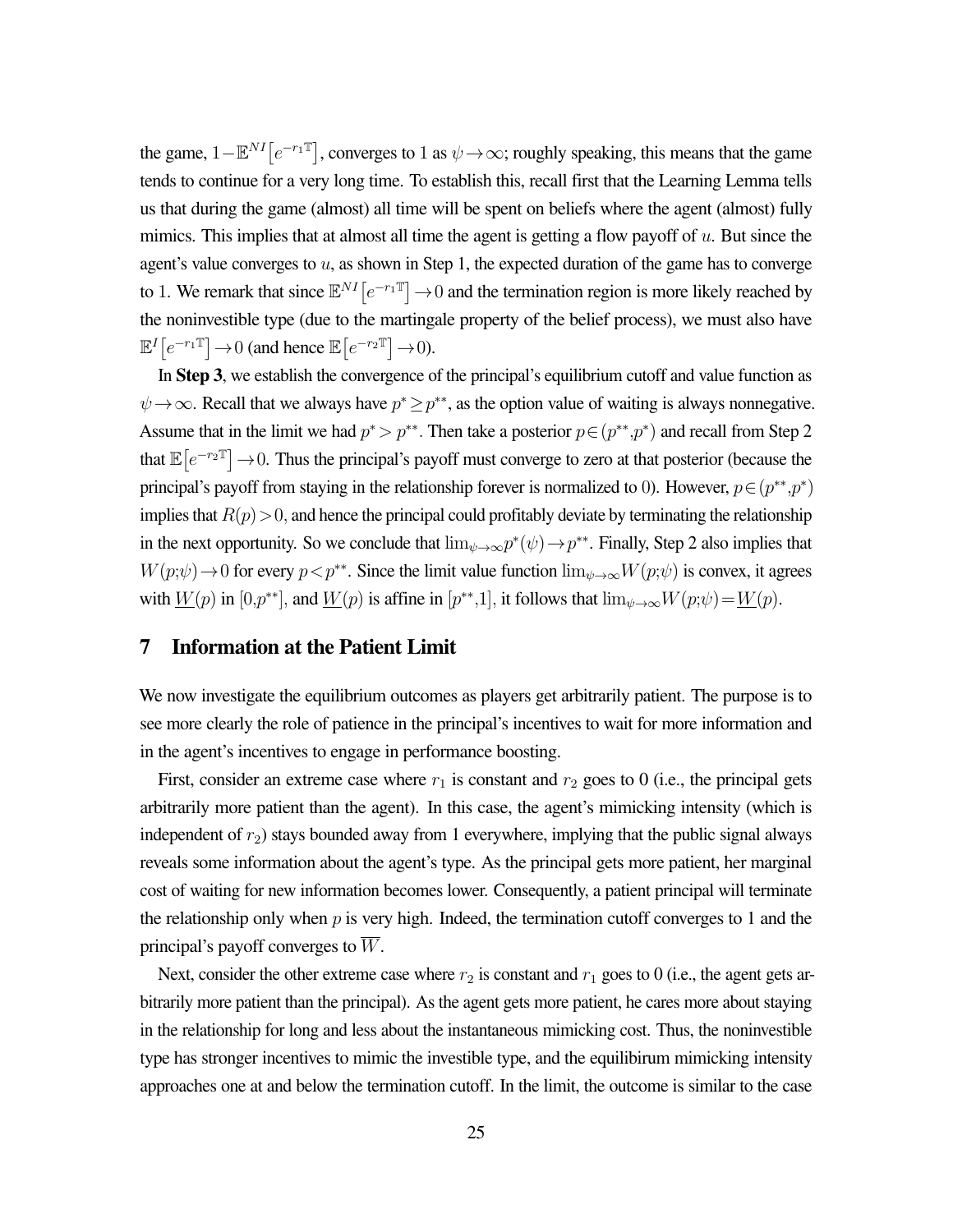the game, $1-\mathbb{E}^{NI}\left[e^{-r_1\mathbb{T}}\right]$, converges to 1 as $\psi\to\infty$; roughly speaking, this means that the game tends to continue for a very long time. To establish this, recall first that the Learning Lemma tells us that during the game (almost) all time will be spent on beliefs where the agent (almost) fully mimics. This implies that at almost all time the agent is getting a flow payoff of $u$. But since the agent's value converges to $u$, as shown in Step 1, the expected duration of the game has to converge to 1. We remark that since $\mathbb{E}^{NI}\left[e^{-r_1\mathbb{T}}\right]\to 0$ and the termination region is more likely reached by the noninvestible type (due to the martingale property of the belief process), we must also have $\mathbb{E}^{I}\left[e^{-r_1\mathbb{T}}\right]\to 0$ (and hence $\mathbb{E}\left[e^{-r_2\mathbb{T}}\right]\to 0$).

In **Step 3**, we establish the convergence of the principal's equilibrium cutoff and value function as $\psi\to\infty$. Recall that we always have $p^*\geq p^{**}$, as the option value of waiting is always nonnegative. Assume that in the limit we had $p^*>p^{**}$. Then take a posterior $p\in(p^{**},p^*)$ and recall from Step 2 that $\mathbb{E}\left[e^{-r_2\mathbb{T}}\right]\to 0$. Thus the principal's payoff must converge to zero at that posterior (because the principal's payoff from staying in the relationship forever is normalized to 0). However, $p\in(p^{**},p^*)$ implies that $R(p)>0$, and hence the principal could profitably deviate by terminating the relationship in the next opportunity. So we conclude that $\lim_{\psi\to\infty}p^*(\psi)\to p^{**}$. Finally, Step 2 also implies that $W(p;\psi)\to 0$ for every $p<p^{**}$. Since the limit value function $\lim_{\psi\to\infty}W(p;\psi)$ is convex, it agrees with $\underline{W}(p)$ in $[0,p^{**}]$, and $\underline{W}(p)$ is affine in $[p^{**},1]$, it follows that $\lim_{\psi\to\infty}W(p;\psi)=\underline{W}(p)$.

## 7 Information at the Patient Limit

We now investigate the equilibrium outcomes as players get arbitrarily patient. The purpose is to see more clearly the role of patience in the principal's incentives to wait for more information and in the agent's incentives to engage in performance boosting.

First, consider an extreme case where $r_1$ is constant and $r_2$ goes to 0 (i.e., the principal gets arbitrarily more patient than the agent). In this case, the agent's mimicking intensity (which is independent of $r_2$) stays bounded away from 1 everywhere, implying that the public signal always reveals some information about the agent's type. As the principal gets more patient, her marginal cost of waiting for new information becomes lower. Consequently, a patient principal will terminate the relationship only when $p$ is very high. Indeed, the termination cutoff converges to 1 and the principal's payoff converges to $\overline{W}$.

Next, consider the other extreme case where $r_2$ is constant and $r_1$ goes to 0 (i.e., the agent gets arbitrarily more patient than the principal). As the agent gets more patient, he cares more about staying in the relationship for long and less about the instantaneous mimicking cost. Thus, the noninvestible type has stronger incentives to mimic the investible type, and the equilibirum mimicking intensity approaches one at and below the termination cutoff. In the limit, the outcome is similar to the case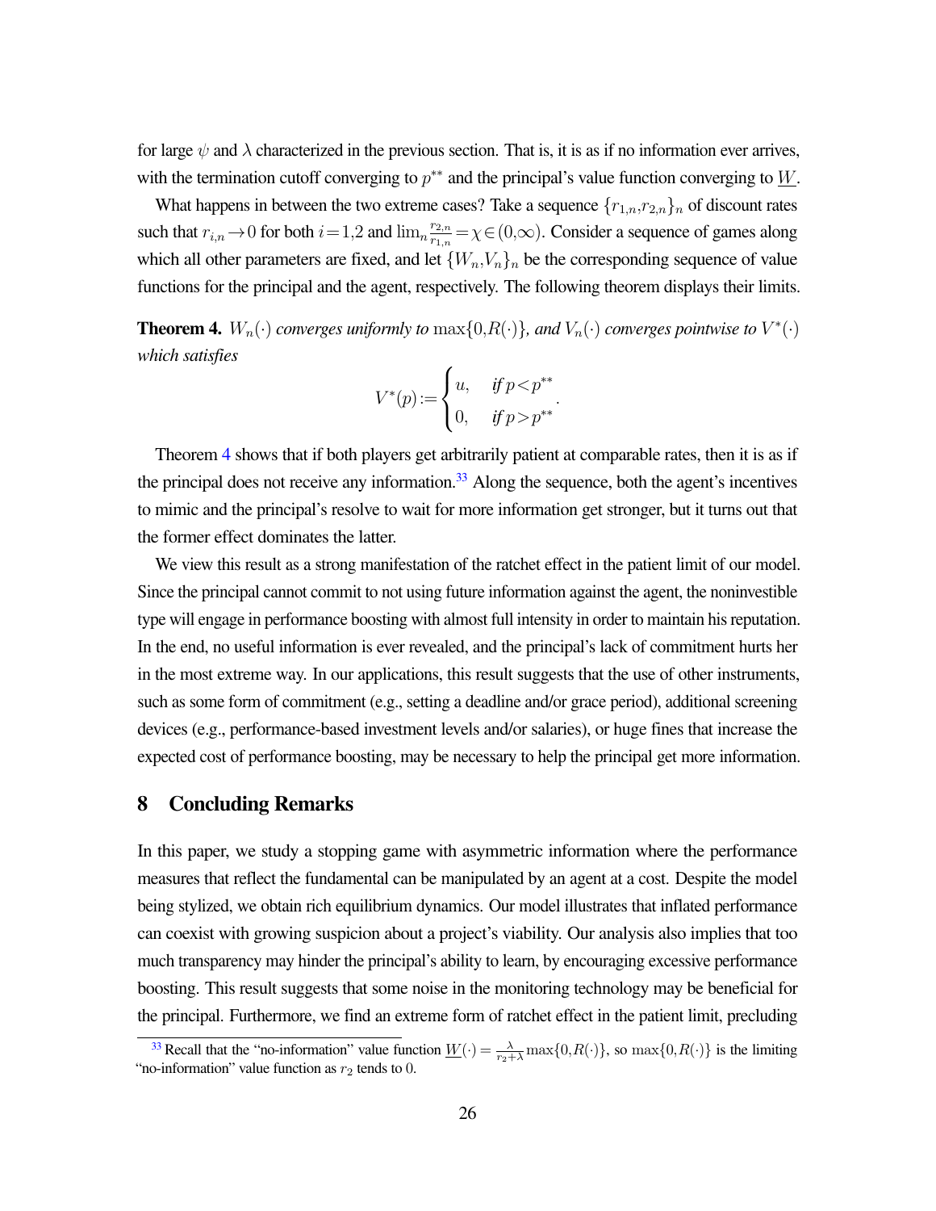for large $\psi$ and $\lambda$ characterized in the previous section. That is, it is as if no information ever arrives, with the termination cutoff converging to $p^{**}$ and the principal's value function converging to $\underline{W}$.

What happens in between the two extreme cases? Take a sequence $\{r_{1,n}, r_{2,n}\}_n$ of discount rates such that $r_{i,n} \to 0$ for both $i = 1,2$ and $\lim_n \frac{r_{2,n}}{r_{1,n}} = \chi \in (0,\infty)$. Consider a sequence of games along which all other parameters are fixed, and let $\{W_n, V_n\}_n$ be the corresponding sequence of value functions for the principal and the agent, respectively. The following theorem displays their limits.

**Theorem 4.** *$W_n(\cdot)$ converges uniformly to $\max\{0, R(\cdot)\}$, and $V_n(\cdot)$ converges pointwise to $V^*(\cdot)$ which satisfies*

$$V^*(p) := \begin{cases} u, & \text{if } p < p^{**} \\ 0, & \text{if } p > p^{**} \end{cases}.$$

Theorem 4 shows that if both players get arbitrarily patient at comparable rates, then it is as if the principal does not receive any information.[33] Along the sequence, both the agent's incentives to mimic and the principal's resolve to wait for more information get stronger, but it turns out that the former effect dominates the latter.

We view this result as a strong manifestation of the ratchet effect in the patient limit of our model. Since the principal cannot commit to not using future information against the agent, the noninvestible type will engage in performance boosting with almost full intensity in order to maintain his reputation. In the end, no useful information is ever revealed, and the principal's lack of commitment hurts her in the most extreme way. In our applications, this result suggests that the use of other instruments, such as some form of commitment (e.g., setting a deadline and/or grace period), additional screening devices (e.g., performance-based investment levels and/or salaries), or huge fines that increase the expected cost of performance boosting, may be necessary to help the principal get more information.

## 8 Concluding Remarks

In this paper, we study a stopping game with asymmetric information where the performance measures that reflect the fundamental can be manipulated by an agent at a cost. Despite the model being stylized, we obtain rich equilibrium dynamics. Our model illustrates that inflated performance can coexist with growing suspicion about a project's viability. Our analysis also implies that too much transparency may hinder the principal's ability to learn, by encouraging excessive performance boosting. This result suggests that some noise in the monitoring technology may be beneficial for the principal. Furthermore, we find an extreme form of ratchet effect in the patient limit, precluding

[33] Recall that the "no-information" value function $\underline{W}(\cdot) = \frac{\lambda}{r_2+\lambda}\max\{0, R(\cdot)\}$, so $\max\{0, R(\cdot)\}$ is the limiting "no-information" value function as $r_2$ tends to 0.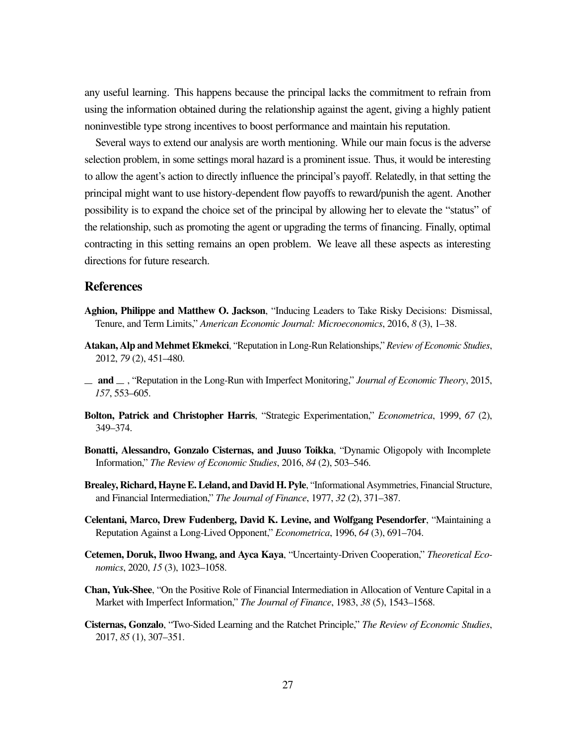any useful learning. This happens because the principal lacks the commitment to refrain from using the information obtained during the relationship against the agent, giving a highly patient noninvestible type strong incentives to boost performance and maintain his reputation.

Several ways to extend our analysis are worth mentioning. While our main focus is the adverse selection problem, in some settings moral hazard is a prominent issue. Thus, it would be interesting to allow the agent's action to directly influence the principal's payoff. Relatedly, in that setting the principal might want to use history-dependent flow payoffs to reward/punish the agent. Another possibility is to expand the choice set of the principal by allowing her to elevate the "status" of the relationship, such as promoting the agent or upgrading the terms of financing. Finally, optimal contracting in this setting remains an open problem. We leave all these aspects as interesting directions for future research.

## References

**Aghion, Philippe and Matthew O. Jackson**, "Inducing Leaders to Take Risky Decisions: Dismissal, Tenure, and Term Limits," *American Economic Journal: Microeconomics*, 2016, *8* (3), 1–38.

**Atakan, Alp and Mehmet Ekmekci**, "Reputation in Long-Run Relationships," *Review of Economic Studies*, 2012, *79* (2), 451–480.

**\_\_ and \_\_** , "Reputation in the Long-Run with Imperfect Monitoring," *Journal of Economic Theory*, 2015, *157*, 553–605.

**Bolton, Patrick and Christopher Harris**, "Strategic Experimentation," *Econometrica*, 1999, *67* (2), 349–374.

**Bonatti, Alessandro, Gonzalo Cisternas, and Juuso Toikka**, "Dynamic Oligopoly with Incomplete Information," *The Review of Economic Studies*, 2016, *84* (2), 503–546.

**Brealey, Richard, Hayne E. Leland, and David H. Pyle**, "Informational Asymmetries, Financial Structure, and Financial Intermediation," *The Journal of Finance*, 1977, *32* (2), 371–387.

**Celentani, Marco, Drew Fudenberg, David K. Levine, and Wolfgang Pesendorfer**, "Maintaining a Reputation Against a Long-Lived Opponent," *Econometrica*, 1996, *64* (3), 691–704.

**Cetemen, Doruk, Ilwoo Hwang, and Ayca Kaya**, "Uncertainty-Driven Cooperation," *Theoretical Economics*, 2020, *15* (3), 1023–1058.

**Chan, Yuk-Shee**, "On the Positive Role of Financial Intermediation in Allocation of Venture Capital in a Market with Imperfect Information," *The Journal of Finance*, 1983, *38* (5), 1543–1568.

**Cisternas, Gonzalo**, "Two-Sided Learning and the Ratchet Principle," *The Review of Economic Studies*, 2017, *85* (1), 307–351.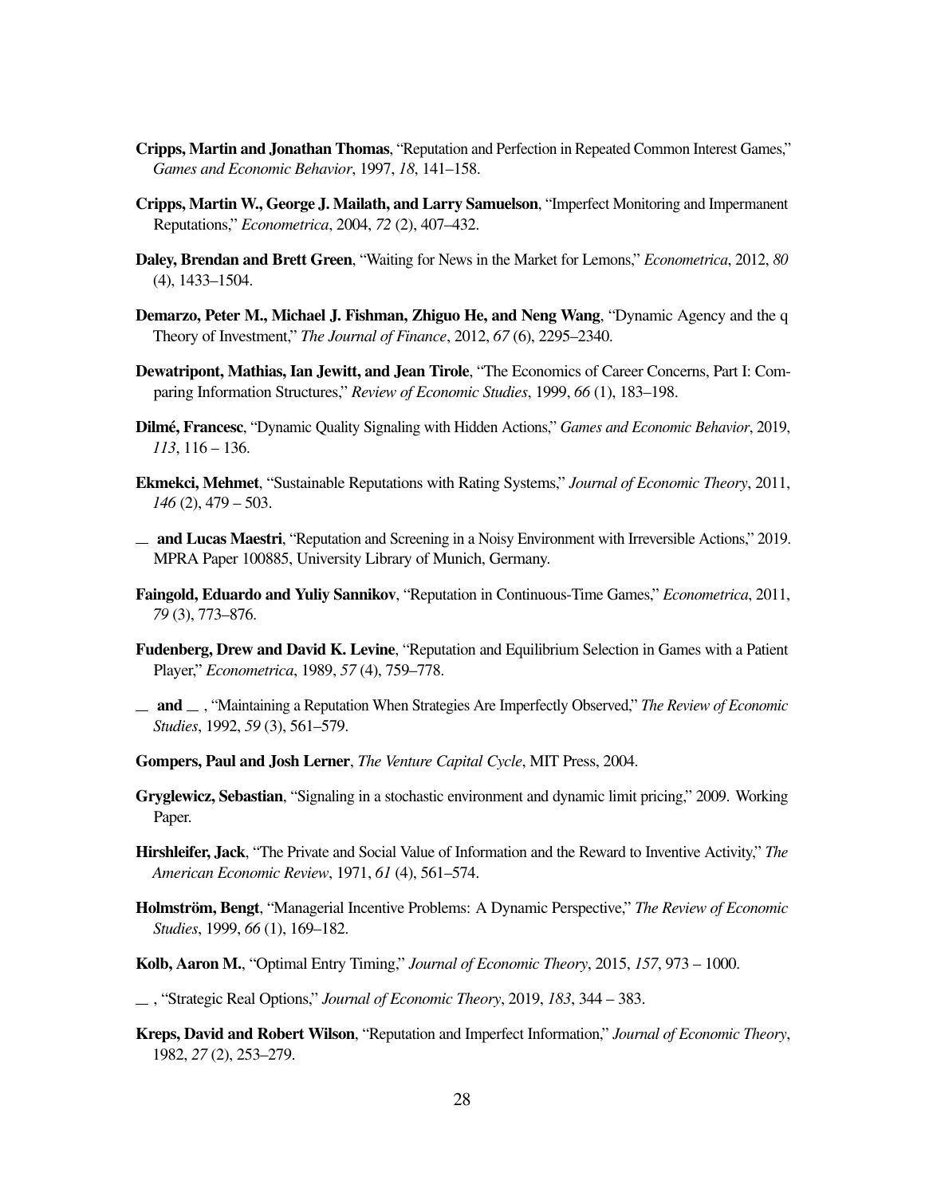**Cripps, Martin and Jonathan Thomas**, "Reputation and Perfection in Repeated Common Interest Games," *Games and Economic Behavior*, 1997, *18*, 141–158.

**Cripps, Martin W., George J. Mailath, and Larry Samuelson**, "Imperfect Monitoring and Impermanent Reputations," *Econometrica*, 2004, *72* (2), 407–432.

**Daley, Brendan and Brett Green**, "Waiting for News in the Market for Lemons," *Econometrica*, 2012, *80* (4), 1433–1504.

**Demarzo, Peter M., Michael J. Fishman, Zhiguo He, and Neng Wang**, "Dynamic Agency and the q Theory of Investment," *The Journal of Finance*, 2012, *67* (6), 2295–2340.

**Dewatripont, Mathias, Ian Jewitt, and Jean Tirole**, "The Economics of Career Concerns, Part I: Comparing Information Structures," *Review of Economic Studies*, 1999, *66* (1), 183–198.

**Dilmé, Francesc**, "Dynamic Quality Signaling with Hidden Actions," *Games and Economic Behavior*, 2019, *113*, 116 – 136.

**Ekmekci, Mehmet**, "Sustainable Reputations with Rating Systems," *Journal of Economic Theory*, 2011, *146* (2), 479 – 503.

__ **and Lucas Maestri**, "Reputation and Screening in a Noisy Environment with Irreversible Actions," 2019. MPRA Paper 100885, University Library of Munich, Germany.

**Faingold, Eduardo and Yuliy Sannikov**, "Reputation in Continuous-Time Games," *Econometrica*, 2011, *79* (3), 773–876.

**Fudenberg, Drew and David K. Levine**, "Reputation and Equilibrium Selection in Games with a Patient Player," *Econometrica*, 1989, *57* (4), 759–778.

__ **and** __ , "Maintaining a Reputation When Strategies Are Imperfectly Observed," *The Review of Economic Studies*, 1992, *59* (3), 561–579.

**Gompers, Paul and Josh Lerner**, *The Venture Capital Cycle*, MIT Press, 2004.

**Gryglewicz, Sebastian**, "Signaling in a stochastic environment and dynamic limit pricing," 2009. Working Paper.

**Hirshleifer, Jack**, "The Private and Social Value of Information and the Reward to Inventive Activity," *The American Economic Review*, 1971, *61* (4), 561–574.

**Holmström, Bengt**, "Managerial Incentive Problems: A Dynamic Perspective," *The Review of Economic Studies*, 1999, *66* (1), 169–182.

**Kolb, Aaron M.**, "Optimal Entry Timing," *Journal of Economic Theory*, 2015, *157*, 973 – 1000.

__ , "Strategic Real Options," *Journal of Economic Theory*, 2019, *183*, 344 – 383.

**Kreps, David and Robert Wilson**, "Reputation and Imperfect Information," *Journal of Economic Theory*, 1982, *27* (2), 253–279.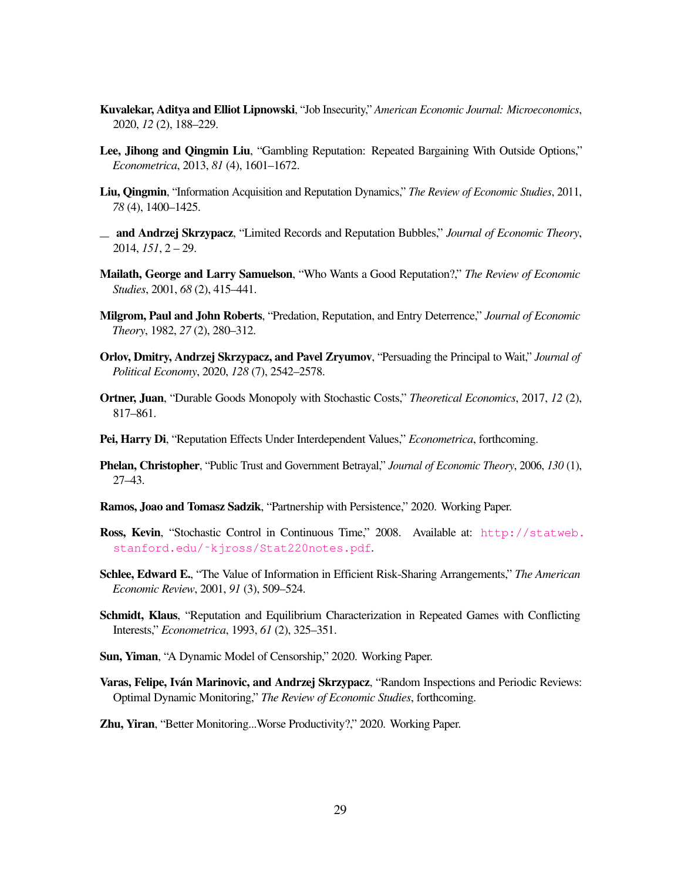**Kuvalekar, Aditya and Elliot Lipnowski**, "Job Insecurity," *American Economic Journal: Microeconomics*, 2020, *12* (2), 188–229.

**Lee, Jihong and Qingmin Liu**, "Gambling Reputation: Repeated Bargaining With Outside Options," *Econometrica*, 2013, *81* (4), 1601–1672.

**Liu, Qingmin**, "Information Acquisition and Reputation Dynamics," *The Review of Economic Studies*, 2011, *78* (4), 1400–1425.

__ **and Andrzej Skrzypacz**, "Limited Records and Reputation Bubbles," *Journal of Economic Theory*, 2014, *151*, 2 – 29.

**Mailath, George and Larry Samuelson**, "Who Wants a Good Reputation?," *The Review of Economic Studies*, 2001, *68* (2), 415–441.

**Milgrom, Paul and John Roberts**, "Predation, Reputation, and Entry Deterrence," *Journal of Economic Theory*, 1982, *27* (2), 280–312.

**Orlov, Dmitry, Andrzej Skrzypacz, and Pavel Zryumov**, "Persuading the Principal to Wait," *Journal of Political Economy*, 2020, *128* (7), 2542–2578.

**Ortner, Juan**, "Durable Goods Monopoly with Stochastic Costs," *Theoretical Economics*, 2017, *12* (2), 817–861.

**Pei, Harry Di**, "Reputation Effects Under Interdependent Values," *Econometrica*, forthcoming.

**Phelan, Christopher**, "Public Trust and Government Betrayal," *Journal of Economic Theory*, 2006, *130* (1), 27–43.

**Ramos, Joao and Tomasz Sadzik**, "Partnership with Persistence," 2020. Working Paper.

**Ross, Kevin**, "Stochastic Control in Continuous Time," 2008. Available at: http://statweb.stanford.edu/~kjross/Stat220notes.pdf.

**Schlee, Edward E.**, "The Value of Information in Efficient Risk-Sharing Arrangements," *The American Economic Review*, 2001, *91* (3), 509–524.

**Schmidt, Klaus**, "Reputation and Equilibrium Characterization in Repeated Games with Conflicting Interests," *Econometrica*, 1993, *61* (2), 325–351.

**Sun, Yiman**, "A Dynamic Model of Censorship," 2020. Working Paper.

**Varas, Felipe, Iván Marinovic, and Andrzej Skrzypacz**, "Random Inspections and Periodic Reviews: Optimal Dynamic Monitoring," *The Review of Economic Studies*, forthcoming.

**Zhu, Yiran**, "Better Monitoring...Worse Productivity?," 2020. Working Paper.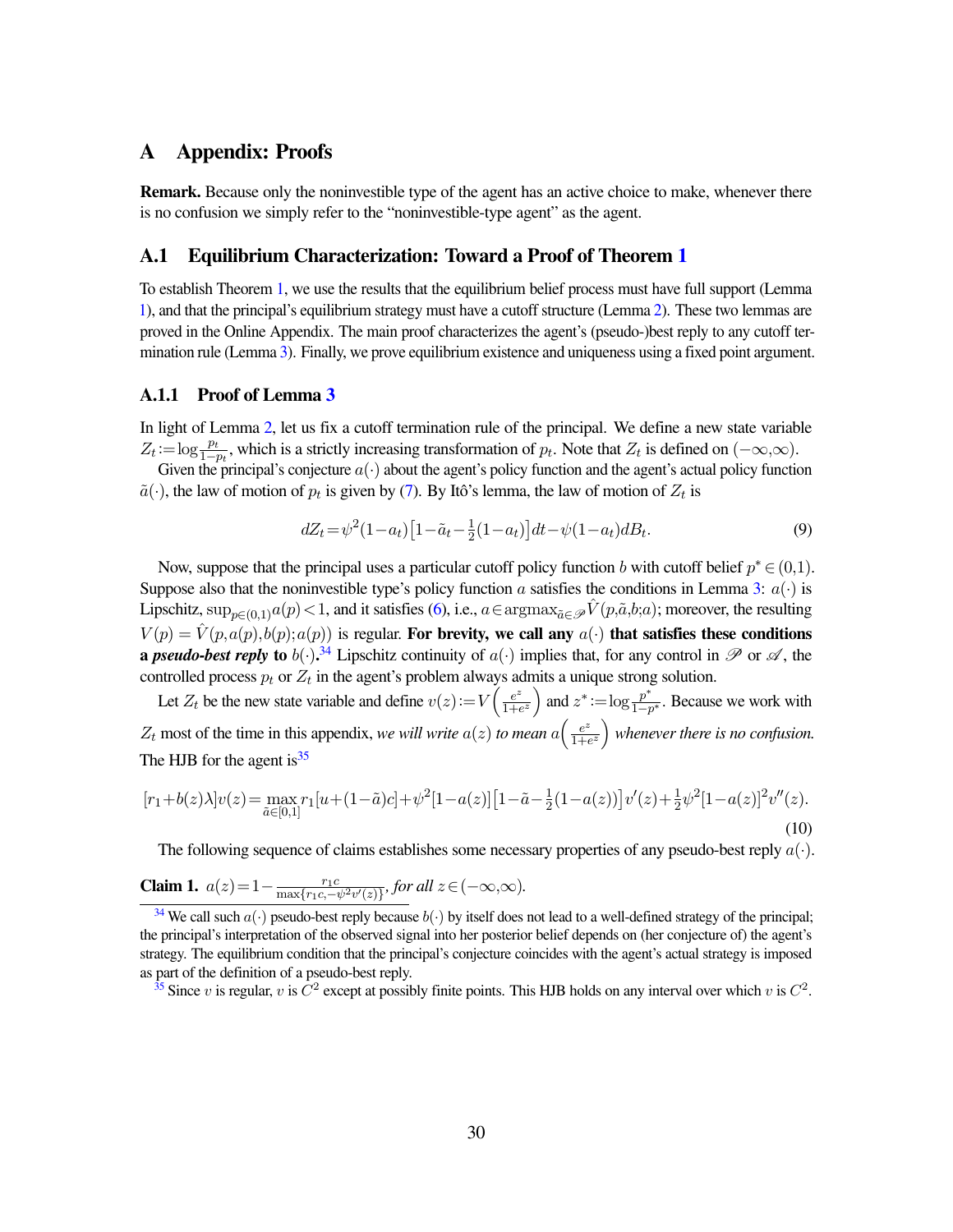# A Appendix: Proofs

**Remark.** Because only the noninvestible type of the agent has an active choice to make, whenever there is no confusion we simply refer to the "noninvestible-type agent" as the agent.

## A.1 Equilibrium Characterization: Toward a Proof of Theorem 1

To establish Theorem 1, we use the results that the equilibrium belief process must have full support (Lemma 1), and that the principal's equilibrium strategy must have a cutoff structure (Lemma 2). These two lemmas are proved in the Online Appendix. The main proof characterizes the agent's (pseudo-)best reply to any cutoff termination rule (Lemma 3). Finally, we prove equilibrium existence and uniqueness using a fixed point argument.

### A.1.1 Proof of Lemma 3

In light of Lemma 2, let us fix a cutoff termination rule of the principal. We define a new state variable $Z_t := \log\frac{p_t}{1-p_t}$, which is a strictly increasing transformation of $p_t$. Note that $Z_t$ is defined on $(-\infty,\infty)$.

Given the principal's conjecture $a(\cdot)$ about the agent's policy function and the agent's actual policy function $\tilde{a}(\cdot)$, the law of motion of $p_t$ is given by (7). By Itô's lemma, the law of motion of $Z_t$ is

$$dZ_t = \psi^2(1-a_t)\left[1-\tilde{a}_t-\tfrac{1}{2}(1-a_t)\right]dt - \psi(1-a_t)dB_t. \tag{9}$$

Now, suppose that the principal uses a particular cutoff policy function $b$ with cutoff belief $p^* \in (0,1)$. Suppose also that the noninvestible type's policy function $a$ satisfies the conditions in Lemma 3: $a(\cdot)$ is Lipschitz, $\sup_{p\in(0,1)} a(p) < 1$, and it satisfies (6), i.e., $a \in \operatorname{argmax}_{\tilde{a}\in\mathscr{P}} \hat{V}(p,\tilde{a},b;a)$; moreover, the resulting $V(p) = \hat{V}(p,a(p),b(p);a(p))$ is regular. **For brevity, we call any $a(\cdot)$ that satisfies these conditions a *pseudo-best reply* to $b(\cdot)$.**[34] Lipschitz continuity of $a(\cdot)$ implies that, for any control in $\mathscr{P}$ or $\mathscr{A}$, the controlled process $p_t$ or $Z_t$ in the agent's problem always admits a unique strong solution.

Let $Z_t$ be the new state variable and define $v(z) := V\left(\frac{e^z}{1+e^z}\right)$ and $z^* := \log\frac{p^*}{1-p^*}$. Because we work with $Z_t$ most of the time in this appendix, *we will write $a(z)$ to mean $a\left(\frac{e^z}{1+e^z}\right)$ whenever there is no confusion.* The HJB for the agent is[35]

$$[r_1+b(z)\lambda]v(z) = \max_{\tilde{a}\in[0,1]} r_1[u+(1-\tilde{a})c] + \psi^2[1-a(z)]\left[1-\tilde{a}-\tfrac{1}{2}(1-a(z))\right]v'(z) + \tfrac{1}{2}\psi^2[1-a(z)]^2 v''(z). \tag{10}$$

The following sequence of claims establishes some necessary properties of any pseudo-best reply $a(\cdot)$.

**Claim 1.** $a(z) = 1 - \frac{r_1 c}{\max\{r_1 c, -\psi^2 v'(z)\}}$, *for all* $z \in (-\infty,\infty)$.

---

[34] We call such $a(\cdot)$ pseudo-best reply because $b(\cdot)$ by itself does not lead to a well-defined strategy of the principal; the principal's interpretation of the observed signal into her posterior belief depends on (her conjecture of) the agent's strategy. The equilibrium condition that the principal's conjecture coincides with the agent's actual strategy is imposed as part of the definition of a pseudo-best reply.

[35] Since $v$ is regular, $v$ is $C^2$ except at possibly finite points. This HJB holds on any interval over which $v$ is $C^2$.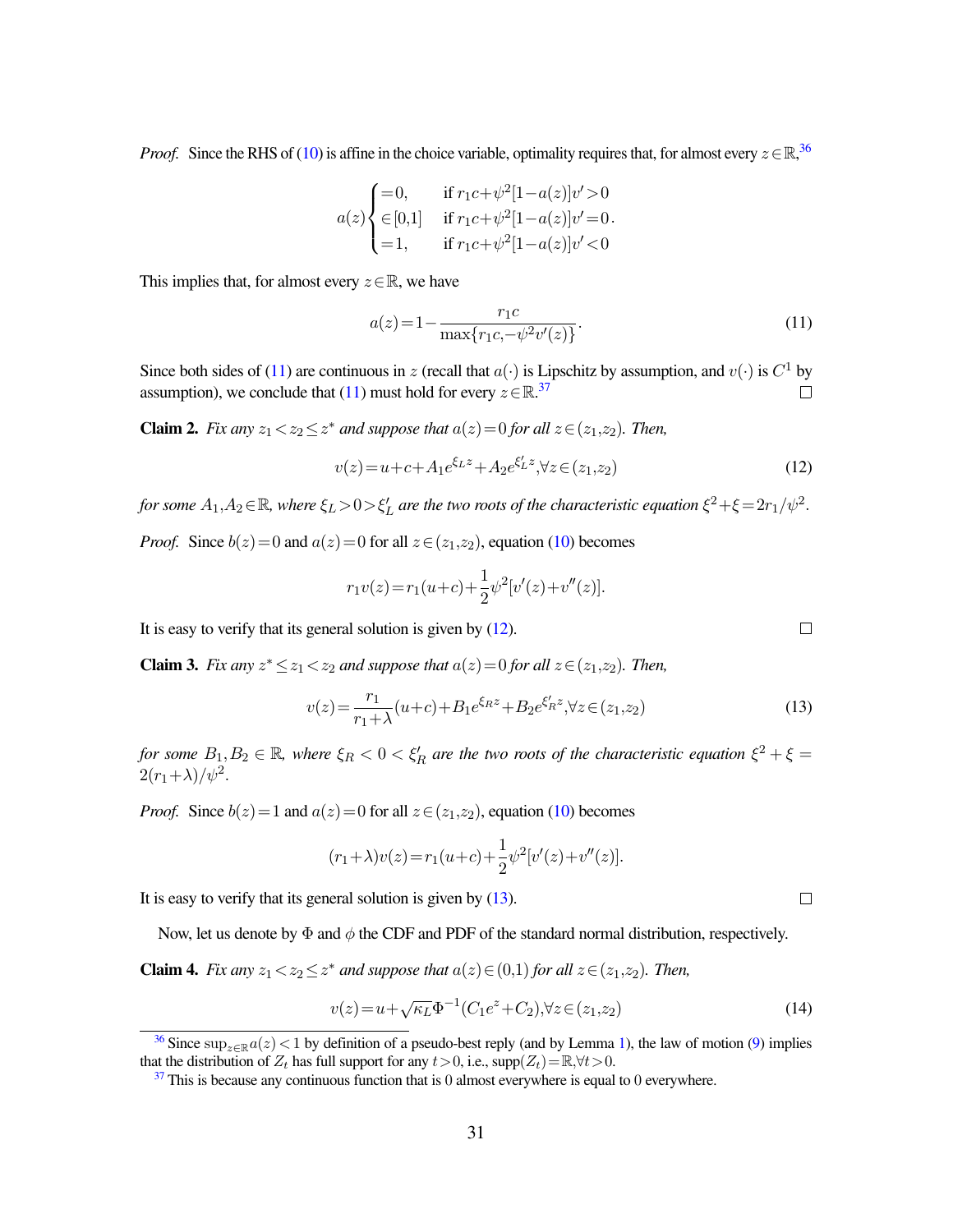*Proof.* Since the RHS of (10) is affine in the choice variable, optimality requires that, for almost every $z\in\mathbb{R}$,[36]

$$a(z)\begin{cases}=0, & \text{if } r_1c+\psi^2[1-a(z)]v'>0\\ \in[0,1] & \text{if } r_1c+\psi^2[1-a(z)]v'=0\\ =1, & \text{if } r_1c+\psi^2[1-a(z)]v'<0\end{cases}.$$

This implies that, for almost every $z\in\mathbb{R}$, we have

$$a(z)=1-\frac{r_1c}{\max\{r_1c,-\psi^2v'(z)\}}. \tag{11}$$

Since both sides of (11) are continuous in $z$ (recall that $a(\cdot)$ is Lipschitz by assumption, and $v(\cdot)$ is $C^1$ by assumption), we conclude that (11) must hold for every $z\in\mathbb{R}$.[37] □

**Claim 2.** *Fix any $z_1<z_2\leq z^*$ and suppose that $a(z)=0$ for all $z\in(z_1,z_2)$. Then,*

$$v(z)=u+c+A_1e^{\xi_Lz}+A_2e^{\xi'_Lz},\forall z\in(z_1,z_2) \tag{12}$$

*for some $A_1,A_2\in\mathbb{R}$, where $\xi_L>0>\xi'_L$ are the two roots of the characteristic equation $\xi^2+\xi=2r_1/\psi^2$.*

*Proof.* Since $b(z)=0$ and $a(z)=0$ for all $z\in(z_1,z_2)$, equation (10) becomes

$$r_1v(z)=r_1(u+c)+\frac{1}{2}\psi^2[v'(z)+v''(z)].$$

It is easy to verify that its general solution is given by (12). □

**Claim 3.** *Fix any $z^*\leq z_1<z_2$ and suppose that $a(z)=0$ for all $z\in(z_1,z_2)$. Then,*

$$v(z)=\frac{r_1}{r_1+\lambda}(u+c)+B_1e^{\xi_Rz}+B_2e^{\xi'_Rz},\forall z\in(z_1,z_2) \tag{13}$$

*for some $B_1,B_2\in\mathbb{R}$, where $\xi_R<0<\xi'_R$ are the two roots of the characteristic equation $\xi^2+\xi=2(r_1+\lambda)/\psi^2$.*

*Proof.* Since $b(z)=1$ and $a(z)=0$ for all $z\in(z_1,z_2)$, equation (10) becomes

$$(r_1+\lambda)v(z)=r_1(u+c)+\frac{1}{2}\psi^2[v'(z)+v''(z)].$$

It is easy to verify that its general solution is given by (13). □

Now, let us denote by $\Phi$ and $\phi$ the CDF and PDF of the standard normal distribution, respectively.

**Claim 4.** *Fix any $z_1<z_2\leq z^*$ and suppose that $a(z)\in(0,1)$ for all $z\in(z_1,z_2)$. Then,*

$$v(z)=u+\sqrt{\kappa_L}\Phi^{-1}(C_1e^z+C_2),\forall z\in(z_1,z_2) \tag{14}$$

[36] Since $\sup_{z\in\mathbb{R}}a(z)<1$ by definition of a pseudo-best reply (and by Lemma 1), the law of motion (9) implies that the distribution of $Z_t$ has full support for any $t>0$, i.e., $\text{supp}(Z_t)=\mathbb{R},\forall t>0$.

[37] This is because any continuous function that is 0 almost everywhere is equal to 0 everywhere.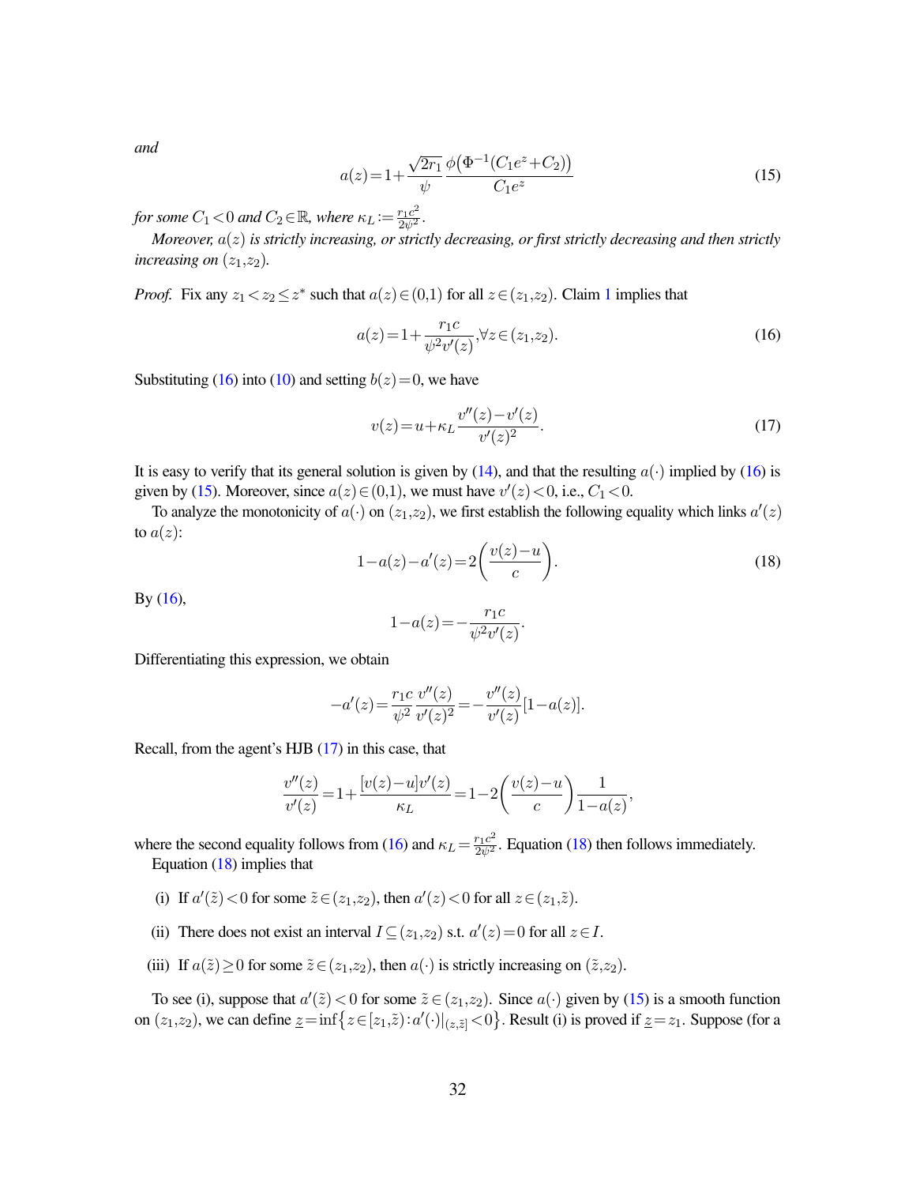*and*

$$a(z) = 1 + \frac{\sqrt{2r_1}}{\psi} \frac{\phi\big(\Phi^{-1}(C_1 e^z + C_2)\big)}{C_1 e^z} \tag{15}$$

*for some $C_1 < 0$ and $C_2 \in \mathbb{R}$, where $\kappa_L := \frac{r_1 c^2}{2\psi^2}$.*

*Moreover, $a(z)$ is strictly increasing, or strictly decreasing, or first strictly decreasing and then strictly increasing on $(z_1, z_2)$.*

*Proof.* Fix any $z_1 < z_2 \le z^*$ such that $a(z) \in (0,1)$ for all $z \in (z_1, z_2)$. Claim 1 implies that

$$a(z) = 1 + \frac{r_1 c}{\psi^2 v'(z)}, \forall z \in (z_1, z_2). \tag{16}$$

Substituting (16) into (10) and setting $b(z) = 0$, we have

$$v(z) = u + \kappa_L \frac{v''(z) - v'(z)}{v'(z)^2}. \tag{17}$$

It is easy to verify that its general solution is given by (14), and that the resulting $a(\cdot)$ implied by (16) is given by (15). Moreover, since $a(z) \in (0,1)$, we must have $v'(z) < 0$, i.e., $C_1 < 0$.

To analyze the monotonicity of $a(\cdot)$ on $(z_1, z_2)$, we first establish the following equality which links $a'(z)$ to $a(z)$:

$$1 - a(z) - a'(z) = 2\left(\frac{v(z) - u}{c}\right). \tag{18}$$

By (16),

$$1 - a(z) = -\frac{r_1 c}{\psi^2 v'(z)}.$$

Differentiating this expression, we obtain

$$-a'(z) = \frac{r_1 c}{\psi^2} \frac{v''(z)}{v'(z)^2} = -\frac{v''(z)}{v'(z)}[1 - a(z)].$$

Recall, from the agent's HJB (17) in this case, that

$$\frac{v''(z)}{v'(z)} = 1 + \frac{[v(z) - u]v'(z)}{\kappa_L} = 1 - 2\left(\frac{v(z) - u}{c}\right)\frac{1}{1 - a(z)},$$

where the second equality follows from (16) and $\kappa_L = \frac{r_1 c^2}{2\psi^2}$. Equation (18) then follows immediately.

Equation (18) implies that

(i) If $a'(\tilde{z}) < 0$ for some $\tilde{z} \in (z_1, z_2)$, then $a'(z) < 0$ for all $z \in (z_1, \tilde{z})$.

(ii) There does not exist an interval $I \subseteq (z_1, z_2)$ s.t. $a'(z) = 0$ for all $z \in I$.

(iii) If $a(\tilde{z}) \ge 0$ for some $\tilde{z} \in (z_1, z_2)$, then $a(\cdot)$ is strictly increasing on $(\tilde{z}, z_2)$.

To see (i), suppose that $a'(\tilde{z}) < 0$ for some $\tilde{z} \in (z_1, z_2)$. Since $a(\cdot)$ given by (15) is a smooth function on $(z_1, z_2)$, we can define $\underline{z} = \inf\{z \in [z_1, \tilde{z}) : a'(\cdot)|_{(z, \tilde{z}]} < 0\}$. Result (i) is proved if $\underline{z} = z_1$. Suppose (for a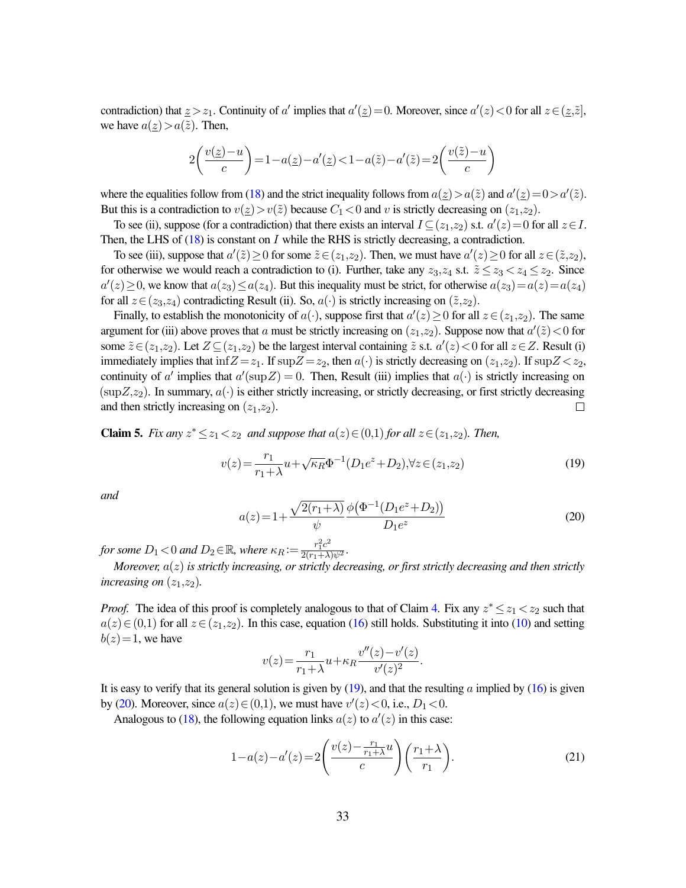contradiction) that $\underline{z} > z_1$. Continuity of $a'$ implies that $a'(\underline{z}) = 0$. Moreover, since $a'(z) < 0$ for all $z \in (\underline{z}, \tilde{z}]$, we have $a(\underline{z}) > a(\tilde{z})$. Then,

$$2\left(\frac{v(\underline{z}) - u}{c}\right) = 1 - a(\underline{z}) - a'(\underline{z}) < 1 - a(\tilde{z}) - a'(\tilde{z}) = 2\left(\frac{v(\tilde{z}) - u}{c}\right)$$

where the equalities follow from (18) and the strict inequality follows from $a(\underline{z}) > a(\tilde{z})$ and $a'(\underline{z}) = 0 > a'(\tilde{z})$. But this is a contradiction to $v(\underline{z}) > v(\tilde{z})$ because $C_1 < 0$ and $v$ is strictly decreasing on $(z_1, z_2)$.

To see (ii), suppose (for a contradiction) that there exists an interval $I \subseteq (z_1, z_2)$ s.t. $a'(z) = 0$ for all $z \in I$. Then, the LHS of (18) is constant on $I$ while the RHS is strictly decreasing, a contradiction.

To see (iii), suppose that $a'(\tilde{z}) \geq 0$ for some $\tilde{z} \in (z_1, z_2)$. Then, we must have $a'(z) \geq 0$ for all $z \in (\tilde{z}, z_2)$, for otherwise we would reach a contradiction to (i). Further, take any $z_3, z_4$ s.t. $\tilde{z} \leq z_3 < z_4 \leq z_2$. Since $a'(z) \geq 0$, we know that $a(z_3) \leq a(z_4)$. But this inequality must be strict, for otherwise $a(z_3) = a(z) = a(z_4)$ for all $z \in (z_3, z_4)$ contradicting Result (ii). So, $a(\cdot)$ is strictly increasing on $(\tilde{z}, z_2)$.

Finally, to establish the monotonicity of $a(\cdot)$, suppose first that $a'(z) \geq 0$ for all $z \in (z_1, z_2)$. The same argument for (iii) above proves that $a$ must be strictly increasing on $(z_1, z_2)$. Suppose now that $a'(\tilde{z}) < 0$ for some $\tilde{z} \in (z_1, z_2)$. Let $Z \subseteq (z_1, z_2)$ be the largest interval containing $\tilde{z}$ s.t. $a'(z) < 0$ for all $z \in Z$. Result (i) immediately implies that $\inf Z = z_1$. If $\sup Z = z_2$, then $a(\cdot)$ is strictly decreasing on $(z_1, z_2)$. If $\sup Z < z_2$, continuity of $a'$ implies that $a'(\sup Z) = 0$. Then, Result (iii) implies that $a(\cdot)$ is strictly increasing on $(\sup Z, z_2)$. In summary, $a(\cdot)$ is either strictly increasing, or strictly decreasing, or first strictly decreasing and then strictly increasing on $(z_1, z_2)$. □

**Claim 5.** *Fix any $z^* \leq z_1 < z_2$ and suppose that $a(z) \in (0,1)$ for all $z \in (z_1, z_2)$. Then,*

$$v(z) = \frac{r_1}{r_1 + \lambda} u + \sqrt{\kappa_R}\, \Phi^{-1}(D_1 e^z + D_2), \forall z \in (z_1, z_2) \tag{19}$$

*and*

$$a(z) = 1 + \frac{\sqrt{2(r_1 + \lambda)}}{\psi} \frac{\phi\left(\Phi^{-1}(D_1 e^z + D_2)\right)}{D_1 e^z} \tag{20}$$

*for some $D_1 < 0$ and $D_2 \in \mathbb{R}$, where $\kappa_R := \frac{r_1^2 c^2}{2(r_1 + \lambda)\psi^2}$.*

*Moreover, $a(z)$ is strictly increasing, or strictly decreasing, or first strictly decreasing and then strictly increasing on $(z_1, z_2)$.*

*Proof.* The idea of this proof is completely analogous to that of Claim 4. Fix any $z^* \leq z_1 < z_2$ such that $a(z) \in (0,1)$ for all $z \in (z_1, z_2)$. In this case, equation (16) still holds. Substituting it into (10) and setting $b(z) = 1$, we have

$$v(z) = \frac{r_1}{r_1 + \lambda} u + \kappa_R \frac{v''(z) - v'(z)}{v'(z)^2}.$$

It is easy to verify that its general solution is given by (19), and that the resulting $a$ implied by (16) is given by (20). Moreover, since $a(z) \in (0,1)$, we must have $v'(z) < 0$, i.e., $D_1 < 0$.

Analogous to (18), the following equation links $a(z)$ to $a'(z)$ in this case:

$$1 - a(z) - a'(z) = 2\left(\frac{v(z) - \frac{r_1}{r_1 + \lambda} u}{c}\right)\left(\frac{r_1 + \lambda}{r_1}\right). \tag{21}$$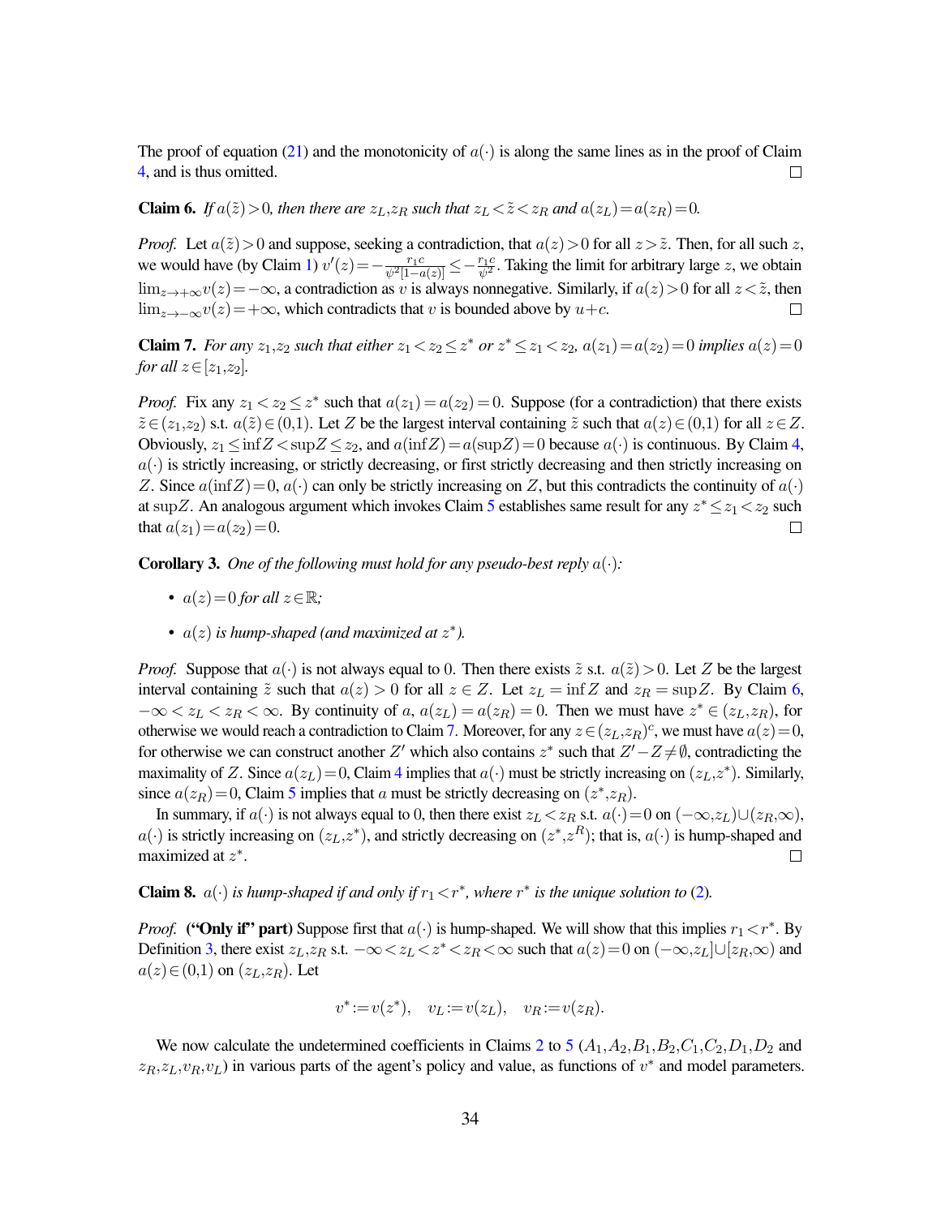The proof of equation (21) and the monotonicity of $a(\cdot)$ is along the same lines as in the proof of Claim 4, and is thus omitted. $\square$

**Claim 6.** *If $a(\tilde{z})>0$, then there are $z_L,z_R$ such that $z_L<\tilde{z}<z_R$ and $a(z_L)=a(z_R)=0$.*

*Proof.* Let $a(\tilde{z})>0$ and suppose, seeking a contradiction, that $a(z)>0$ for all $z>\tilde{z}$. Then, for all such $z$, we would have (by Claim 1) $v'(z)=-\frac{r_1 c}{\psi^2[1-a(z)]}\leq -\frac{r_1 c}{\psi^2}$. Taking the limit for arbitrary large $z$, we obtain $\lim_{z\to+\infty}v(z)=-\infty$, a contradiction as $v$ is always nonnegative. Similarly, if $a(z)>0$ for all $z<\tilde{z}$, then $\lim_{z\to-\infty}v(z)=+\infty$, which contradicts that $v$ is bounded above by $u+c$. $\square$

**Claim 7.** *For any $z_1,z_2$ such that either $z_1<z_2\leq z^*$ or $z^*\leq z_1<z_2$, $a(z_1)=a(z_2)=0$ implies $a(z)=0$ for all $z\in[z_1,z_2]$.*

*Proof.* Fix any $z_1<z_2\leq z^*$ such that $a(z_1)=a(z_2)=0$. Suppose (for a contradiction) that there exists $\tilde{z}\in(z_1,z_2)$ s.t. $a(\tilde{z})\in(0,1)$. Let $Z$ be the largest interval containing $\tilde{z}$ such that $a(z)\in(0,1)$ for all $z\in Z$. Obviously, $z_1\leq \inf Z<\sup Z\leq z_2$, and $a(\inf Z)=a(\sup Z)=0$ because $a(\cdot)$ is continuous. By Claim 4, $a(\cdot)$ is strictly increasing, or strictly decreasing, or first strictly decreasing and then strictly increasing on $Z$. Since $a(\inf Z)=0$, $a(\cdot)$ can only be strictly increasing on $Z$, but this contradicts the continuity of $a(\cdot)$ at $\sup Z$. An analogous argument which invokes Claim 5 establishes same result for any $z^*\leq z_1<z_2$ such that $a(z_1)=a(z_2)=0$. $\square$

**Corollary 3.** *One of the following must hold for any pseudo-best reply $a(\cdot)$:*

- *$a(z)=0$ for all $z\in\mathbb{R}$;*
- *$a(z)$ is hump-shaped (and maximized at $z^*$).*

*Proof.* Suppose that $a(\cdot)$ is not always equal to 0. Then there exists $\tilde{z}$ s.t. $a(\tilde{z})>0$. Let $Z$ be the largest interval containing $\tilde{z}$ such that $a(z)>0$ for all $z\in Z$. Let $z_L=\inf Z$ and $z_R=\sup Z$. By Claim 6, $-\infty<z_L<z_R<\infty$. By continuity of $a$, $a(z_L)=a(z_R)=0$. Then we must have $z^*\in(z_L,z_R)$, for otherwise we would reach a contradiction to Claim 7. Moreover, for any $z\in(z_L,z_R)^c$, we must have $a(z)=0$, for otherwise we can construct another $Z'$ which also contains $z^*$ such that $Z'-Z\neq\emptyset$, contradicting the maximality of $Z$. Since $a(z_L)=0$, Claim 4 implies that $a(\cdot)$ must be strictly increasing on $(z_L,z^*)$. Similarly, since $a(z_R)=0$, Claim 5 implies that $a$ must be strictly decreasing on $(z^*,z_R)$.

In summary, if $a(\cdot)$ is not always equal to 0, then there exist $z_L<z_R$ s.t. $a(\cdot)=0$ on $(-\infty,z_L)\cup(z_R,\infty)$, $a(\cdot)$ is strictly increasing on $(z_L,z^*)$, and strictly decreasing on $(z^*,z^R)$; that is, $a(\cdot)$ is hump-shaped and maximized at $z^*$. $\square$

**Claim 8.** *$a(\cdot)$ is hump-shaped if and only if $r_1<r^*$, where $r^*$ is the unique solution to (2).*

*Proof.* **("Only if" part)** Suppose first that $a(\cdot)$ is hump-shaped. We will show that this implies $r_1<r^*$. By Definition 3, there exist $z_L,z_R$ s.t. $-\infty<z_L<z^*<z_R<\infty$ such that $a(z)=0$ on $(-\infty,z_L]\cup[z_R,\infty)$ and $a(z)\in(0,1)$ on $(z_L,z_R)$. Let

$$v^*:=v(z^*),\quad v_L:=v(z_L),\quad v_R:=v(z_R).$$

We now calculate the undetermined coefficients in Claims 2 to 5 ($A_1,A_2,B_1,B_2,C_1,C_2,D_1,D_2$ and $z_R,z_L,v_R,v_L$) in various parts of the agent's policy and value, as functions of $v^*$ and model parameters.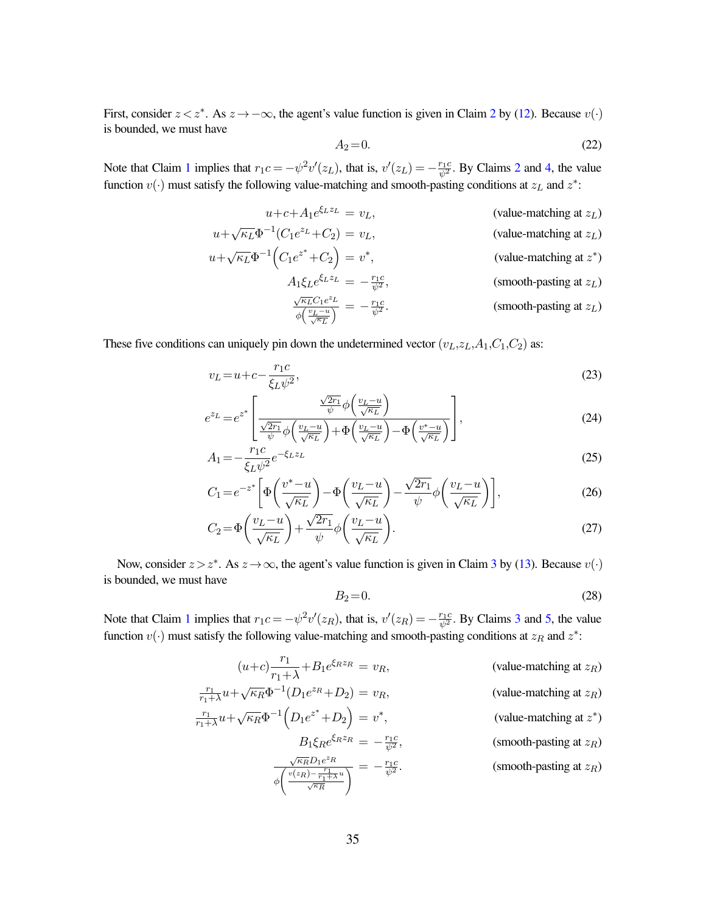First, consider $z < z^*$. As $z \to -\infty$, the agent's value function is given in Claim 2 by (12). Because $v(\cdot)$ is bounded, we must have

$$A_2 = 0. \tag{22}$$

Note that Claim 1 implies that $r_1 c = -\psi^2 v'(z_L)$, that is, $v'(z_L) = -\frac{r_1 c}{\psi^2}$. By Claims 2 and 4, the value function $v(\cdot)$ must satisfy the following value-matching and smooth-pasting conditions at $z_L$ and $z^*$:

$$
\begin{aligned}
u + c + A_1 e^{\xi_L z_L} &= v_L, && \text{(value-matching at } z_L\text{)} \\
u + \sqrt{\kappa_L}\Phi^{-1}(C_1 e^{z_L} + C_2) &= v_L, && \text{(value-matching at } z_L\text{)} \\
u + \sqrt{\kappa_L}\Phi^{-1}\left(C_1 e^{z^*} + C_2\right) &= v^*, && \text{(value-matching at } z^*\text{)} \\
A_1 \xi_L e^{\xi_L z_L} &= -\tfrac{r_1 c}{\psi^2}, && \text{(smooth-pasting at } z_L\text{)} \\
\frac{\sqrt{\kappa_L} C_1 e^{z_L}}{\phi\left(\frac{v_L - u}{\sqrt{\kappa_L}}\right)} &= -\tfrac{r_1 c}{\psi^2}. && \text{(smooth-pasting at } z_L\text{)}
\end{aligned}
$$

These five conditions can uniquely pin down the undetermined vector $(v_L, z_L, A_1, C_1, C_2)$ as:

$$v_L = u + c - \frac{r_1 c}{\xi_L \psi^2}, \tag{23}$$

$$e^{z_L} = e^{z^*}\left[\frac{\frac{\sqrt{2r_1}}{\psi}\phi\left(\frac{v_L - u}{\sqrt{\kappa_L}}\right)}{\frac{\sqrt{2r_1}}{\psi}\phi\left(\frac{v_L - u}{\sqrt{\kappa_L}}\right) + \Phi\left(\frac{v_L - u}{\sqrt{\kappa_L}}\right) - \Phi\left(\frac{v^* - u}{\sqrt{\kappa_L}}\right)}\right], \tag{24}$$

$$A_1 = -\frac{r_1 c}{\xi_L \psi^2} e^{-\xi_L z_L} \tag{25}$$

$$C_1 = e^{-z^*}\left[\Phi\left(\frac{v^* - u}{\sqrt{\kappa_L}}\right) - \Phi\left(\frac{v_L - u}{\sqrt{\kappa_L}}\right) - \frac{\sqrt{2r_1}}{\psi}\phi\left(\frac{v_L - u}{\sqrt{\kappa_L}}\right)\right], \tag{26}$$

$$C_2 = \Phi\left(\frac{v_L - u}{\sqrt{\kappa_L}}\right) + \frac{\sqrt{2r_1}}{\psi}\phi\left(\frac{v_L - u}{\sqrt{\kappa_L}}\right). \tag{27}$$

Now, consider $z > z^*$. As $z \to \infty$, the agent's value function is given in Claim 3 by (13). Because $v(\cdot)$ is bounded, we must have

$$B_2 = 0. \tag{28}$$

Note that Claim 1 implies that $r_1 c = -\psi^2 v'(z_R)$, that is, $v'(z_R) = -\frac{r_1 c}{\psi^2}$. By Claims 3 and 5, the value function $v(\cdot)$ must satisfy the following value-matching and smooth-pasting conditions at $z_R$ and $z^*$:

$$
\begin{aligned}
(u + c)\frac{r_1}{r_1 + \lambda} + B_1 e^{\xi_R z_R} &= v_R, && \text{(value-matching at } z_R\text{)} \\
\tfrac{r_1}{r_1 + \lambda} u + \sqrt{\kappa_R}\Phi^{-1}(D_1 e^{z_R} + D_2) &= v_R, && \text{(value-matching at } z_R\text{)} \\
\tfrac{r_1}{r_1 + \lambda} u + \sqrt{\kappa_R}\Phi^{-1}\left(D_1 e^{z^*} + D_2\right) &= v^*, && \text{(value-matching at } z^*\text{)} \\
B_1 \xi_R e^{\xi_R z_R} &= -\tfrac{r_1 c}{\psi^2}, && \text{(smooth-pasting at } z_R\text{)} \\
\frac{\sqrt{\kappa_R} D_1 e^{z_R}}{\phi\left(\frac{v(z_R) - \frac{r_1}{r_1 + \lambda}u}{\sqrt{\kappa_R}}\right)} &= -\tfrac{r_1 c}{\psi^2}. && \text{(smooth-pasting at } z_R\text{)}
\end{aligned}
$$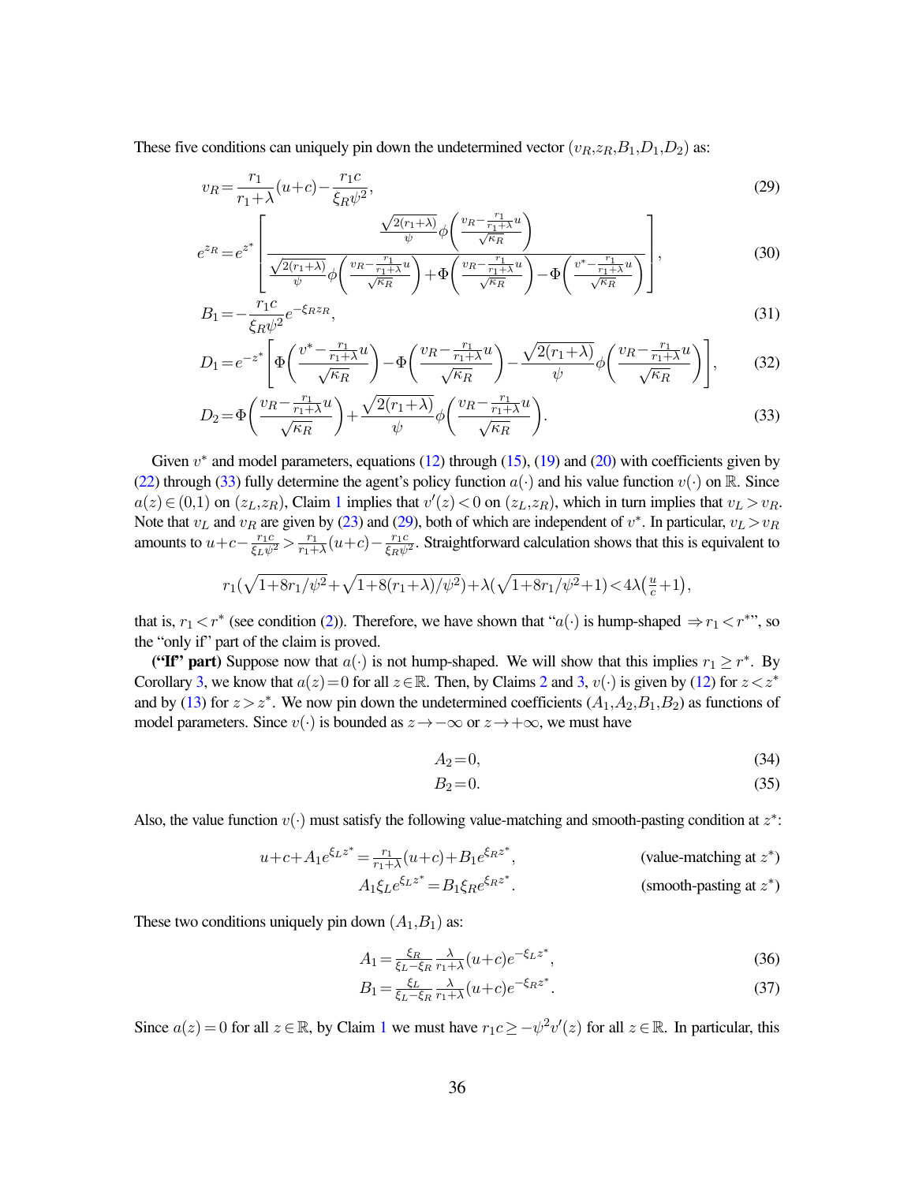These five conditions can uniquely pin down the undetermined vector $(v_R, z_R, B_1, D_1, D_2)$ as:

$$v_R = \frac{r_1}{r_1+\lambda}(u+c) - \frac{r_1 c}{\xi_R \psi^2}, \tag{29}$$

$$e^{z_R} = e^{z^*}\left[\frac{\frac{\sqrt{2(r_1+\lambda)}}{\psi}\phi\left(\frac{v_R - \frac{r_1}{r_1+\lambda}u}{\sqrt{\kappa_R}}\right)}{\frac{\sqrt{2(r_1+\lambda)}}{\psi}\phi\left(\frac{v_R - \frac{r_1}{r_1+\lambda}u}{\sqrt{\kappa_R}}\right) + \Phi\left(\frac{v_R - \frac{r_1}{r_1+\lambda}u}{\sqrt{\kappa_R}}\right) - \Phi\left(\frac{v^* - \frac{r_1}{r_1+\lambda}u}{\sqrt{\kappa_R}}\right)}\right], \tag{30}$$

$$B_1 = -\frac{r_1 c}{\xi_R \psi^2} e^{-\xi_R z_R}, \tag{31}$$

$$D_1 = e^{-z^*}\left[\Phi\left(\frac{v^* - \frac{r_1}{r_1+\lambda}u}{\sqrt{\kappa_R}}\right) - \Phi\left(\frac{v_R - \frac{r_1}{r_1+\lambda}u}{\sqrt{\kappa_R}}\right) - \frac{\sqrt{2(r_1+\lambda)}}{\psi}\phi\left(\frac{v_R - \frac{r_1}{r_1+\lambda}u}{\sqrt{\kappa_R}}\right)\right], \tag{32}$$

$$D_2 = \Phi\left(\frac{v_R - \frac{r_1}{r_1+\lambda}u}{\sqrt{\kappa_R}}\right) + \frac{\sqrt{2(r_1+\lambda)}}{\psi}\phi\left(\frac{v_R - \frac{r_1}{r_1+\lambda}u}{\sqrt{\kappa_R}}\right). \tag{33}$$

Given $v^*$ and model parameters, equations (12) through (15), (19) and (20) with coefficients given by (22) through (33) fully determine the agent's policy function $a(\cdot)$ and his value function $v(\cdot)$ on $\mathbb{R}$. Since $a(z) \in (0,1)$ on $(z_L, z_R)$, Claim 1 implies that $v'(z) < 0$ on $(z_L, z_R)$, which in turn implies that $v_L > v_R$. Note that $v_L$ and $v_R$ are given by (23) and (29), both of which are independent of $v^*$. In particular, $v_L > v_R$ amounts to $u + c - \frac{r_1 c}{\xi_L \psi^2} > \frac{r_1}{r_1+\lambda}(u+c) - \frac{r_1 c}{\xi_R \psi^2}$. Straightforward calculation shows that this is equivalent to

$$r_1\left(\sqrt{1+8r_1/\psi^2} + \sqrt{1+8(r_1+\lambda)/\psi^2}\right) + \lambda\left(\sqrt{1+8r_1/\psi^2}+1\right) < 4\lambda\left(\frac{u}{c}+1\right),$$

that is, $r_1 < r^*$ (see condition (2)). Therefore, we have shown that "$a(\cdot)$ is hump-shaped $\Rightarrow r_1 < r^*$", so the "only if" part of the claim is proved.

**("If" part)** Suppose now that $a(\cdot)$ is not hump-shaped. We will show that this implies $r_1 \geq r^*$. By Corollary 3, we know that $a(z) = 0$ for all $z \in \mathbb{R}$. Then, by Claims 2 and 3, $v(\cdot)$ is given by (12) for $z < z^*$ and by (13) for $z > z^*$. We now pin down the undetermined coefficients $(A_1, A_2, B_1, B_2)$ as functions of model parameters. Since $v(\cdot)$ is bounded as $z \to -\infty$ or $z \to +\infty$, we must have

$$A_2 = 0, \tag{34}$$

$$B_2 = 0. \tag{35}$$

Also, the value function $v(\cdot)$ must satisfy the following value-matching and smooth-pasting condition at $z^*$:

$$u + c + A_1 e^{\xi_L z^*} = \tfrac{r_1}{r_1+\lambda}(u+c) + B_1 e^{\xi_R z^*}, \qquad \text{(value-matching at } z^*\text{)}$$

$$A_1 \xi_L e^{\xi_L z^*} = B_1 \xi_R e^{\xi_R z^*}. \qquad \text{(smooth-pasting at } z^*\text{)}$$

These two conditions uniquely pin down $(A_1, B_1)$ as:

$$A_1 = \tfrac{\xi_R}{\xi_L - \xi_R}\tfrac{\lambda}{r_1+\lambda}(u+c)e^{-\xi_L z^*}, \tag{36}$$

$$B_1 = \tfrac{\xi_L}{\xi_L - \xi_R}\tfrac{\lambda}{r_1+\lambda}(u+c)e^{-\xi_R z^*}. \tag{37}$$

Since $a(z) = 0$ for all $z \in \mathbb{R}$, by Claim 1 we must have $r_1 c \geq -\psi^2 v'(z)$ for all $z \in \mathbb{R}$. In particular, this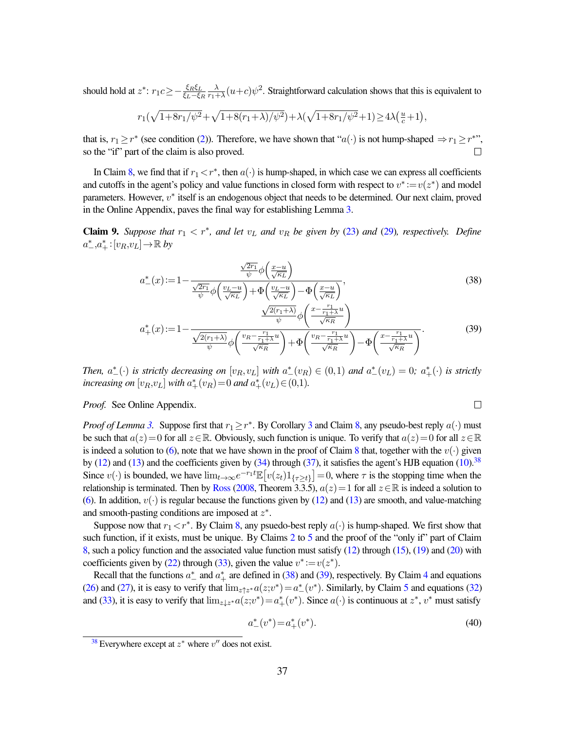should hold at $z^*$: $r_1 c \geq -\frac{\xi_R \xi_L}{\xi_L - \xi_R} \frac{\lambda}{r_1+\lambda}(u+c)\psi^2$. Straightforward calculation shows that this is equivalent to

$$r_1\left(\sqrt{1+8r_1/\psi^2}+\sqrt{1+8(r_1+\lambda)/\psi^2}\right)+\lambda\left(\sqrt{1+8r_1/\psi^2}+1\right) \geq 4\lambda\left(\tfrac{u}{c}+1\right),$$

that is, $r_1 \geq r^*$ (see condition (2)). Therefore, we have shown that "$a(\cdot)$ is not hump-shaped $\Rightarrow r_1 \geq r^*$", so the "if" part of the claim is also proved. □

In Claim 8, we find that if $r_1 < r^*$, then $a(\cdot)$ is hump-shaped, in which case we can express all coefficients and cutoffs in the agent's policy and value functions in closed form with respect to $v^* := v(z^*)$ and model parameters. However, $v^*$ itself is an endogenous object that needs to be determined. Our next claim, proved in the Online Appendix, paves the final way for establishing Lemma 3.

**Claim 9.** *Suppose that $r_1 < r^*$, and let $v_L$ and $v_R$ be given by (23) and (29), respectively. Define $a_-^*, a_+^* : [v_R, v_L] \to \mathbb{R}$ by*

$$a_-^*(x) := 1 - \frac{\frac{\sqrt{2r_1}}{\psi}\phi\left(\frac{x-u}{\sqrt{\kappa_L}}\right)}{\frac{\sqrt{2r_1}}{\psi}\phi\left(\frac{v_L-u}{\sqrt{\kappa_L}}\right)+\Phi\left(\frac{v_L-u}{\sqrt{\kappa_L}}\right)-\Phi\left(\frac{x-u}{\sqrt{\kappa_L}}\right)}, \tag{38}$$

$$a_+^*(x) := 1 - \frac{\frac{\sqrt{2(r_1+\lambda)}}{\psi}\phi\left(\frac{x-\frac{r_1}{r_1+\lambda}u}{\sqrt{\kappa_R}}\right)}{\frac{\sqrt{2(r_1+\lambda)}}{\psi}\phi\left(\frac{v_R-\frac{r_1}{r_1+\lambda}u}{\sqrt{\kappa_R}}\right)+\Phi\left(\frac{v_R-\frac{r_1}{r_1+\lambda}u}{\sqrt{\kappa_R}}\right)-\Phi\left(\frac{x-\frac{r_1}{r_1+\lambda}u}{\sqrt{\kappa_R}}\right)}. \tag{39}$$

*Then, $a_-^*(\cdot)$ is strictly decreasing on $[v_R, v_L]$ with $a_-^*(v_R) \in (0,1)$ and $a_-^*(v_L) = 0$; $a_+^*(\cdot)$ is strictly increasing on $[v_R, v_L]$ with $a_+^*(v_R) = 0$ and $a_+^*(v_L) \in (0,1)$.*

*Proof.* See Online Appendix. □

*Proof of Lemma 3.* Suppose first that $r_1 \geq r^*$. By Corollary 3 and Claim 8, any pseudo-best reply $a(\cdot)$ must be such that $a(z) = 0$ for all $z \in \mathbb{R}$. Obviously, such function is unique. To verify that $a(z) = 0$ for all $z \in \mathbb{R}$ is indeed a solution to (6), note that we have shown in the proof of Claim 8 that, together with the $v(\cdot)$ given by (12) and (13) and the coefficients given by (34) through (37), it satisfies the agent's HJB equation (10).[38] Since $v(\cdot)$ is bounded, we have $\lim_{t\to\infty} e^{-r_1 t}\mathbb{E}\left[v(z_t)1_{\{\tau \geq t\}}\right] = 0$, where $\tau$ is the stopping time when the relationship is terminated. Then by Ross (2008, Theorem 3.3.5), $a(z) = 1$ for all $z \in \mathbb{R}$ is indeed a solution to (6). In addition, $v(\cdot)$ is regular because the functions given by (12) and (13) are smooth, and value-matching and smooth-pasting conditions are imposed at $z^*$.

Suppose now that $r_1 < r^*$. By Claim 8, any psuedo-best reply $a(\cdot)$ is hump-shaped. We first show that such function, if it exists, must be unique. By Claims 2 to 5 and the proof of the "only if" part of Claim 8, such a policy function and the associated value function must satisfy (12) through (15), (19) and (20) with coefficients given by (22) through (33), given the value $v^* := v(z^*)$.

Recall that the functions $a_-^*$ and $a_+^*$ are defined in (38) and (39), respectively. By Claim 4 and equations (26) and (27), it is easy to verify that $\lim_{z \uparrow z^*} a(z; v^*) = a_-^*(v^*)$. Similarly, by Claim 5 and equations (32) and (33), it is easy to verify that $\lim_{z \downarrow z^*} a(z; v^*) = a_+^*(v^*)$. Since $a(\cdot)$ is continuous at $z^*$, $v^*$ must satisfy

$$a_-^*(v^*) = a_+^*(v^*). \tag{40}$$

[38] Everywhere except at $z^*$ where $v''$ does not exist.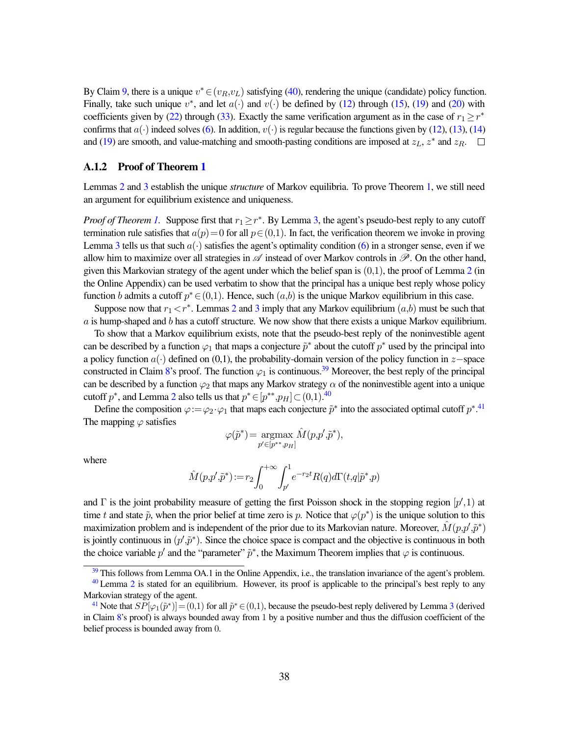By Claim 9, there is a unique $v^* \in (v_R, v_L)$ satisfying (40), rendering the unique (candidate) policy function. Finally, take such unique $v^*$, and let $a(\cdot)$ and $v(\cdot)$ be defined by (12) through (15), (19) and (20) with coefficients given by (22) through (33). Exactly the same verification argument as in the case of $r_1 \geq r^*$ confirms that $a(\cdot)$ indeed solves (6). In addition, $v(\cdot)$ is regular because the functions given by (12), (13), (14) and (19) are smooth, and value-matching and smooth-pasting conditions are imposed at $z_L$, $z^*$ and $z_R$. $\square$

### A.1.2 Proof of Theorem 1

Lemmas 2 and 3 establish the unique *structure* of Markov equilibria. To prove Theorem 1, we still need an argument for equilibrium existence and uniqueness.

*Proof of Theorem 1.* Suppose first that $r_1 \geq r^*$. By Lemma 3, the agent's pseudo-best reply to any cutoff termination rule satisfies that $a(p) = 0$ for all $p \in (0,1)$. In fact, the verification theorem we invoke in proving Lemma 3 tells us that such $a(\cdot)$ satisfies the agent's optimality condition (6) in a stronger sense, even if we allow him to maximize over all strategies in $\mathscr{A}$ instead of over Markov controls in $\mathscr{P}$. On the other hand, given this Markovian strategy of the agent under which the belief span is $(0,1)$, the proof of Lemma 2 (in the Online Appendix) can be used verbatim to show that the principal has a unique best reply whose policy function $b$ admits a cutoff $p^* \in (0,1)$. Hence, such $(a,b)$ is the unique Markov equilibrium in this case.

Suppose now that $r_1 < r^*$. Lemmas 2 and 3 imply that any Markov equilibrium $(a,b)$ must be such that $a$ is hump-shaped and $b$ has a cutoff structure. We now show that there exists a unique Markov equilibrium.

To show that a Markov equilibrium exists, note that the pseudo-best reply of the noninvestible agent can be described by a function $\varphi_1$ that maps a conjecture $\tilde{p}^*$ about the cutoff $p^*$ used by the principal into a policy function $a(\cdot)$ defined on $(0,1)$, the probability-domain version of the policy function in $z-$space constructed in Claim 8's proof. The function $\varphi_1$ is continuous.[39] Moreover, the best reply of the principal can be described by a function $\varphi_2$ that maps any Markov strategy $\alpha$ of the noninvestible agent into a unique cutoff $p^*$, and Lemma 2 also tells us that $p^* \in [p^{**}, p_H] \subset (0,1)$.[40]

Define the composition $\varphi := \varphi_2 \cdot \varphi_1$ that maps each conjecture $\tilde{p}^*$ into the associated optimal cutoff $p^*$.[41] The mapping $\varphi$ satisfies

$$\varphi(\tilde{p}^*) = \underset{p' \in [p^{**}, p_H]}{\operatorname{argmax}} \hat{M}(p, p', \tilde{p}^*),$$

where

$$\hat{M}(p, p', \tilde{p}^*) := r_2 \int_0^{+\infty} \int_{p'}^1 e^{-r_2 t} R(q) d\Gamma(t, q | \tilde{p}^*, p)$$

and $\Gamma$ is the joint probability measure of getting the first Poisson shock in the stopping region $[p', 1)$ at time $t$ and state $\tilde{p}$, when the prior belief at time zero is $p$. Notice that $\varphi(p^*)$ is the unique solution to this maximization problem and is independent of the prior due to its Markovian nature. Moreover, $\hat{M}(p, p', \tilde{p}^*)$ is jointly continuous in $(p', \tilde{p}^*)$. Since the choice space is compact and the objective is continuous in both the choice variable $p'$ and the "parameter" $\tilde{p}^*$, the Maximum Theorem implies that $\varphi$ is continuous.

[39] This follows from Lemma OA.1 in the Online Appendix, i.e., the translation invariance of the agent's problem.

[40] Lemma 2 is stated for an equilibrium. However, its proof is applicable to the principal's best reply to any Markovian strategy of the agent.

[41] Note that $SP[\varphi_1(\tilde{p}^*)] = (0,1)$ for all $\tilde{p}^* \in (0,1)$, because the pseudo-best reply delivered by Lemma 3 (derived in Claim 8's proof) is always bounded away from 1 by a positive number and thus the diffusion coefficient of the belief process is bounded away from 0.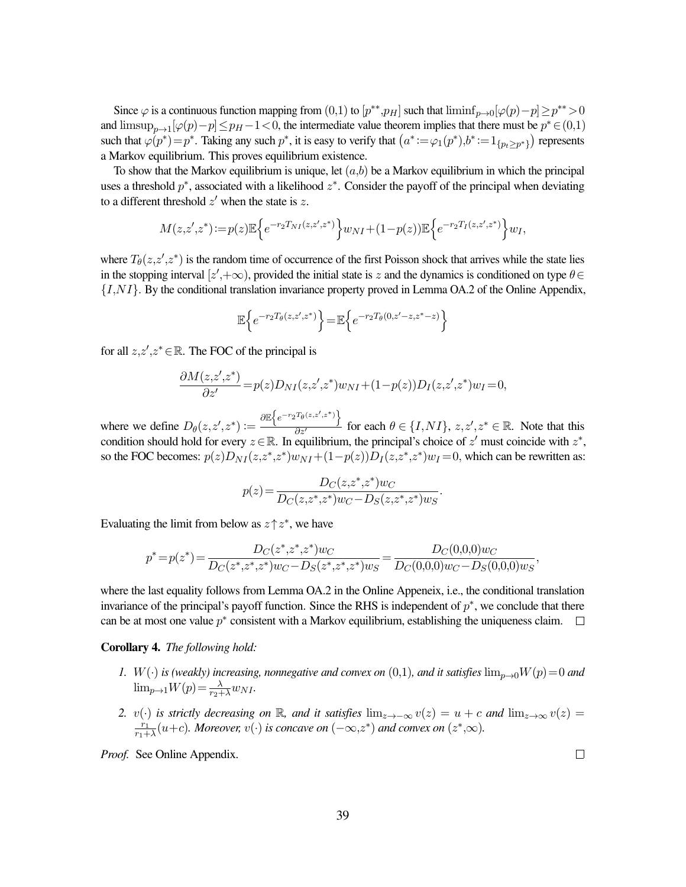Since $\varphi$ is a continuous function mapping from $(0,1)$ to $[p^{**},p_H]$ such that $\liminf_{p\to 0}[\varphi(p)-p]\geq p^{**}>0$ and $\limsup_{p\to 1}[\varphi(p)-p]\leq p_H-1<0$, the intermediate value theorem implies that there must be $p^*\in(0,1)$ such that $\varphi(p^*)=p^*$. Taking any such $p^*$, it is easy to verify that $\left(a^*:=\varphi_1(p^*),b^*:=1_{\{p_t\geq p^*\}}\right)$ represents a Markov equilibrium. This proves equilibrium existence.

To show that the Markov equilibrium is unique, let $(a,b)$ be a Markov equilibrium in which the principal uses a threshold $p^*$, associated with a likelihood $z^*$. Consider the payoff of the principal when deviating to a different threshold $z'$ when the state is $z$.

$$M(z,z',z^*):=p(z)\mathbb{E}\left\{e^{-r_2T_{NI}(z,z',z^*)}\right\}w_{NI}+(1-p(z))\mathbb{E}\left\{e^{-r_2T_I(z,z',z^*)}\right\}w_I,$$

where $T_\theta(z,z',z^*)$ is the random time of occurrence of the first Poisson shock that arrives while the state lies in the stopping interval $[z',+\infty)$, provided the initial state is $z$ and the dynamics is conditioned on type $\theta\in\{I,NI\}$. By the conditional translation invariance property proved in Lemma OA.2 of the Online Appendix,

$$\mathbb{E}\left\{e^{-r_2T_\theta(z,z',z^*)}\right\}=\mathbb{E}\left\{e^{-r_2T_\theta(0,z'-z,z^*-z)}\right\}$$

for all $z,z',z^*\in\mathbb{R}$. The FOC of the principal is

$$\frac{\partial M(z,z',z^*)}{\partial z'}=p(z)D_{NI}(z,z',z^*)w_{NI}+(1-p(z))D_I(z,z',z^*)w_I=0,$$

where we define $D_\theta(z,z',z^*):=\frac{\partial\mathbb{E}\left\{e^{-r_2T_\theta(z,z',z^*)}\right\}}{\partial z'}$ for each $\theta\in\{I,NI\}$, $z,z',z^*\in\mathbb{R}$. Note that this condition should hold for every $z\in\mathbb{R}$. In equilibrium, the principal's choice of $z'$ must coincide with $z^*$, so the FOC becomes: $p(z)D_{NI}(z,z^*,z^*)w_{NI}+(1-p(z))D_I(z,z^*,z^*)w_I=0$, which can be rewritten as:

$$p(z)=\frac{D_C(z,z^*,z^*)w_C}{D_C(z,z^*,z^*)w_C-D_S(z,z^*,z^*)w_S}.$$

Evaluating the limit from below as $z\uparrow z^*$, we have

$$p^*=p(z^*)=\frac{D_C(z^*,z^*,z^*)w_C}{D_C(z^*,z^*,z^*)w_C-D_S(z^*,z^*,z^*)w_S}=\frac{D_C(0,0,0)w_C}{D_C(0,0,0)w_C-D_S(0,0,0)w_S},$$

where the last equality follows from Lemma OA.2 in the Online Appeneix, i.e., the conditional translation invariance of the principal's payoff function. Since the RHS is independent of $p^*$, we conclude that there can be at most one value $p^*$ consistent with a Markov equilibrium, establishing the uniqueness claim. $\square$

**Corollary 4.** *The following hold:*

1. *$W(\cdot)$ is (weakly) increasing, nonnegative and convex on $(0,1)$, and it satisfies $\lim_{p\to 0}W(p)=0$ and $\lim_{p\to 1}W(p)=\frac{\lambda}{r_2+\lambda}w_{NI}$.*
2. *$v(\cdot)$ is strictly decreasing on $\mathbb{R}$, and it satisfies $\lim_{z\to-\infty}v(z)=u+c$ and $\lim_{z\to\infty}v(z)=\frac{r_1}{r_1+\lambda}(u+c)$. Moreover, $v(\cdot)$ is concave on $(-\infty,z^*)$ and convex on $(z^*,\infty)$.*

*Proof.* See Online Appendix. $\square$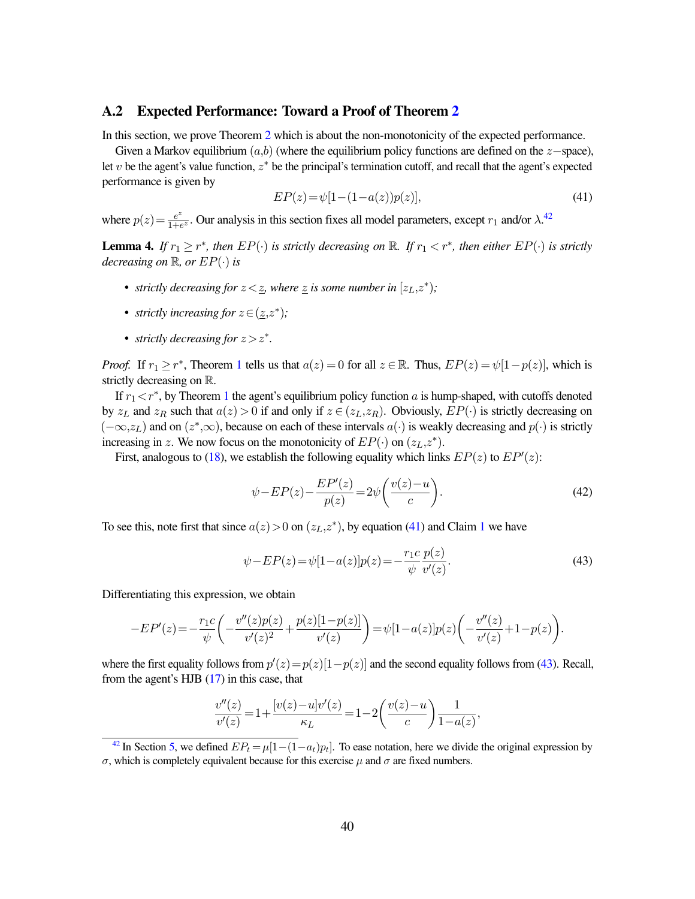## A.2 Expected Performance: Toward a Proof of Theorem 2

In this section, we prove Theorem 2 which is about the non-monotonicity of the expected performance.

Given a Markov equilibrium $(a,b)$ (where the equilibrium policy functions are defined on the $z-$space), let $v$ be the agent's value function, $z^*$ be the principal's termination cutoff, and recall that the agent's expected performance is given by

$$EP(z) = \psi[1-(1-a(z))p(z)], \tag{41}$$

where $p(z) = \frac{e^z}{1+e^z}$. Our analysis in this section fixes all model parameters, except $r_1$ and/or $\lambda$.[42]

**Lemma 4.** *If $r_1 \geq r^*$, then $EP(\cdot)$ is strictly decreasing on $\mathbb{R}$. If $r_1 < r^*$, then either $EP(\cdot)$ is strictly decreasing on $\mathbb{R}$, or $EP(\cdot)$ is*

- *strictly decreasing for $z < \underline{z}$, where $\underline{z}$ is some number in $[z_L, z^*)$;*
- *strictly increasing for $z \in (\underline{z}, z^*)$;*
- *strictly decreasing for $z > z^*$.*

*Proof.* If $r_1 \geq r^*$, Theorem 1 tells us that $a(z) = 0$ for all $z \in \mathbb{R}$. Thus, $EP(z) = \psi[1-p(z)]$, which is strictly decreasing on $\mathbb{R}$.

If $r_1 < r^*$, by Theorem 1 the agent's equilibrium policy function $a$ is hump-shaped, with cutoffs denoted by $z_L$ and $z_R$ such that $a(z) > 0$ if and only if $z \in (z_L, z_R)$. Obviously, $EP(\cdot)$ is strictly decreasing on $(-\infty, z_L)$ and on $(z^*, \infty)$, because on each of these intervals $a(\cdot)$ is weakly decreasing and $p(\cdot)$ is strictly increasing in $z$. We now focus on the monotonicity of $EP(\cdot)$ on $(z_L, z^*)$.

First, analogous to (18), we establish the following equality which links $EP(z)$ to $EP'(z)$:

$$\psi - EP(z) - \frac{EP'(z)}{p(z)} = 2\psi\left(\frac{v(z)-u}{c}\right). \tag{42}$$

To see this, note first that since $a(z) > 0$ on $(z_L, z^*)$, by equation (41) and Claim 1 we have

$$\psi - EP(z) = \psi[1-a(z)]p(z) = -\frac{r_1 c}{\psi}\frac{p(z)}{v'(z)}. \tag{43}$$

Differentiating this expression, we obtain

$$-EP'(z) = -\frac{r_1 c}{\psi}\left(-\frac{v''(z)p(z)}{v'(z)^2} + \frac{p(z)[1-p(z)]}{v'(z)}\right) = \psi[1-a(z)]p(z)\left(-\frac{v''(z)}{v'(z)} + 1 - p(z)\right).$$

where the first equality follows from $p'(z) = p(z)[1-p(z)]$ and the second equality follows from (43). Recall, from the agent's HJB (17) in this case, that

$$\frac{v''(z)}{v'(z)} = 1 + \frac{[v(z)-u]v'(z)}{\kappa_L} = 1 - 2\left(\frac{v(z)-u}{c}\right)\frac{1}{1-a(z)},$$

[42] In Section 5, we defined $EP_t = \mu[1-(1-a_t)p_t]$. To ease notation, here we divide the original expression by $\sigma$, which is completely equivalent because for this exercise $\mu$ and $\sigma$ are fixed numbers.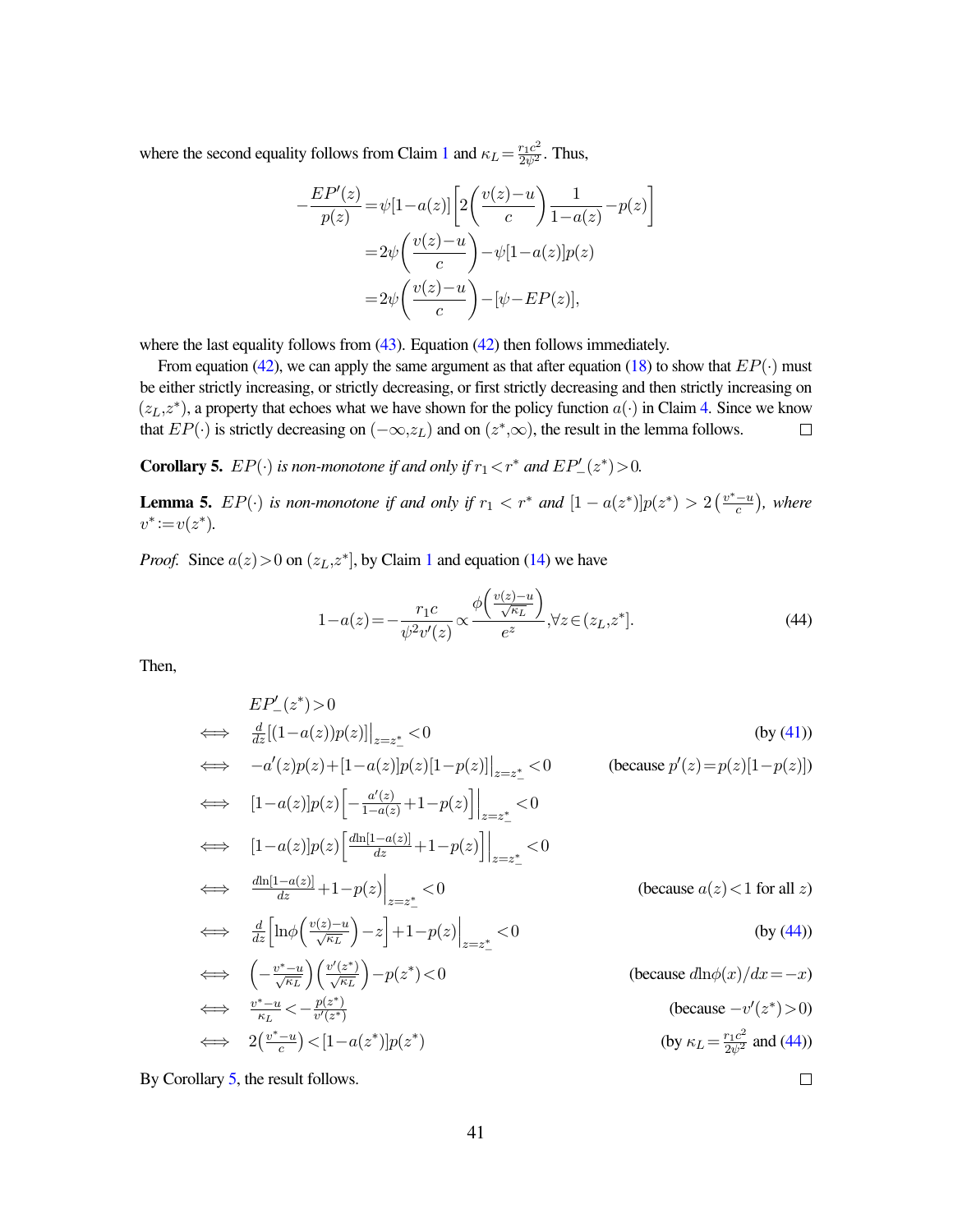where the second equality follows from Claim 1 and $\kappa_L = \frac{r_1 c^2}{2\psi^2}$. Thus,

$$
\begin{aligned}
-\frac{EP'(z)}{p(z)} &= \psi[1-a(z)]\left[2\left(\frac{v(z)-u}{c}\right)\frac{1}{1-a(z)} - p(z)\right] \\
&= 2\psi\left(\frac{v(z)-u}{c}\right) - \psi[1-a(z)]p(z) \\
&= 2\psi\left(\frac{v(z)-u}{c}\right) - [\psi - EP(z)],
\end{aligned}
$$

where the last equality follows from (43). Equation (42) then follows immediately.

From equation (42), we can apply the same argument as that after equation (18) to show that $EP(\cdot)$ must be either strictly increasing, or strictly decreasing, or first strictly decreasing and then strictly increasing on $(z_L, z^*)$, a property that echoes what we have shown for the policy function $a(\cdot)$ in Claim 4. Since we know that $EP(\cdot)$ is strictly decreasing on $(-\infty, z_L)$ and on $(z^*, \infty)$, the result in the lemma follows. ☐

**Corollary 5.** *$EP(\cdot)$ is non-monotone if and only if $r_1 < r^*$ and $EP'_-(z^*) > 0$.*

**Lemma 5.** *$EP(\cdot)$ is non-monotone if and only if $r_1 < r^*$ and $[1-a(z^*)]p(z^*) > 2\left(\frac{v^*-u}{c}\right)$, where $v^* := v(z^*)$.*

*Proof.* Since $a(z) > 0$ on $(z_L, z^*]$, by Claim 1 and equation (14) we have

$$
1 - a(z) = -\frac{r_1 c}{\psi^2 v'(z)} \propto \frac{\phi\left(\frac{v(z)-u}{\sqrt{\kappa_L}}\right)}{e^z}, \forall z \in (z_L, z^*]. \tag{44}
$$

Then,

$$
\begin{aligned}
& EP'_-(z^*) > 0 \\
\iff\quad & \frac{d}{dz}[(1-a(z))p(z)]\Big|_{z=z^*_-} < 0 && \text{(by (41))} \\
\iff\quad & -a'(z)p(z) + [1-a(z)]p(z)[1-p(z)]\Big|_{z=z^*_-} < 0 && \text{(because } p'(z) = p(z)[1-p(z)]\text{)} \\
\iff\quad & [1-a(z)]p(z)\left[-\frac{a'(z)}{1-a(z)} + 1 - p(z)\right]\Big|_{z=z^*_-} < 0 \\
\iff\quad & [1-a(z)]p(z)\left[\frac{d\ln[1-a(z)]}{dz} + 1 - p(z)\right]\Big|_{z=z^*_-} < 0 \\
\iff\quad & \frac{d\ln[1-a(z)]}{dz} + 1 - p(z)\Big|_{z=z^*_-} < 0 && \text{(because } a(z) < 1 \text{ for all } z\text{)} \\
\iff\quad & \frac{d}{dz}\left[\ln\phi\left(\frac{v(z)-u}{\sqrt{\kappa_L}}\right) - z\right] + 1 - p(z)\Big|_{z=z^*_-} < 0 && \text{(by (44))} \\
\iff\quad & \left(-\frac{v^*-u}{\sqrt{\kappa_L}}\right)\left(\frac{v'(z^*)}{\sqrt{\kappa_L}}\right) - p(z^*) < 0 && \text{(because } d\ln\phi(x)/dx = -x\text{)} \\
\iff\quad & \frac{v^*-u}{\kappa_L} < -\frac{p(z^*)}{v'(z^*)} && \text{(because } -v'(z^*) > 0\text{)} \\
\iff\quad & 2\left(\frac{v^*-u}{c}\right) < [1-a(z^*)]p(z^*) && \text{(by } \kappa_L = \tfrac{r_1 c^2}{2\psi^2} \text{ and (44))}
\end{aligned}
$$

By Corollary 5, the result follows. ☐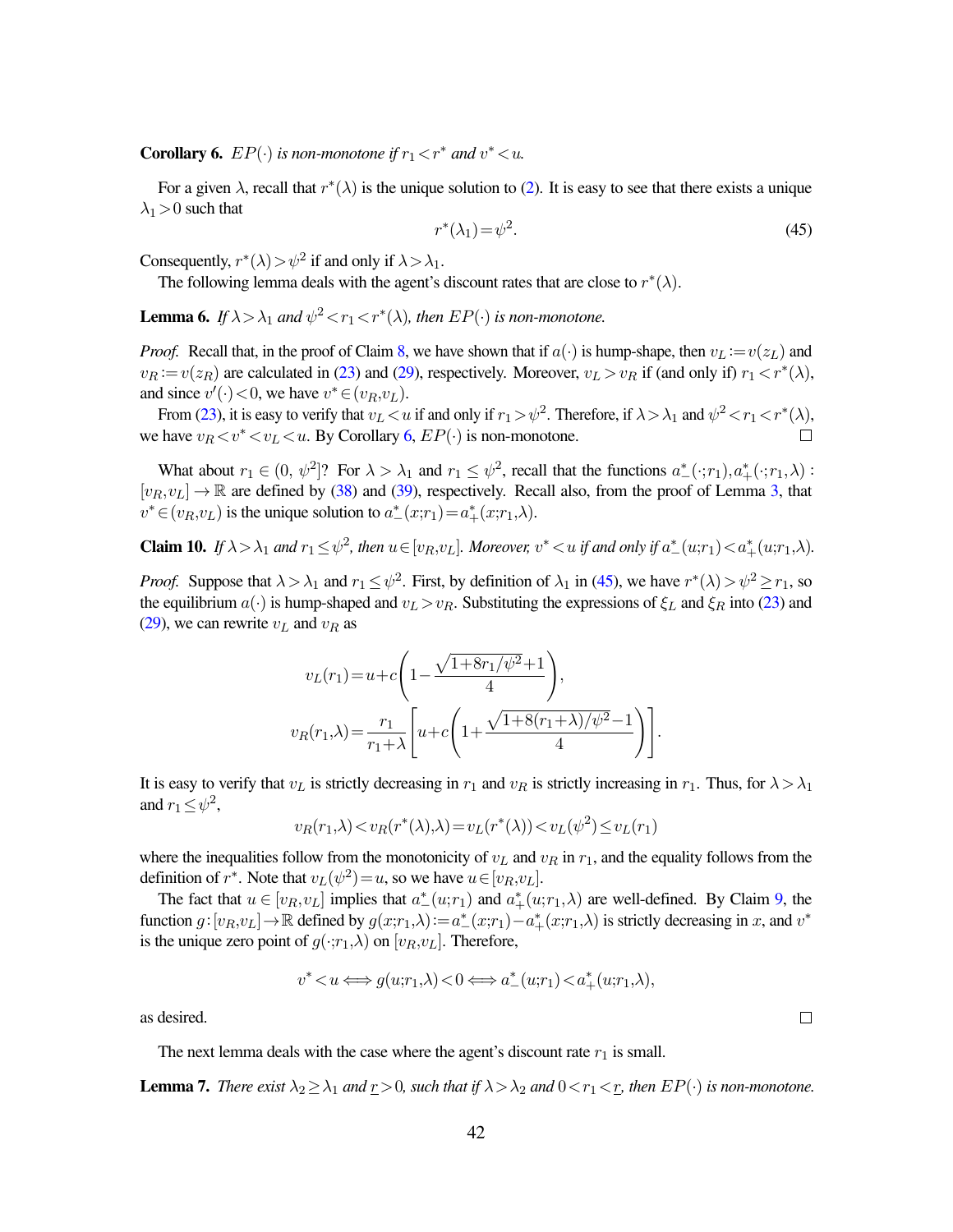**Corollary 6.** *$EP(\cdot)$ is non-monotone if $r_1 < r^*$ and $v^* < u$.*

For a given $\lambda$, recall that $r^*(\lambda)$ is the unique solution to (2). It is easy to see that there exists a unique $\lambda_1 > 0$ such that

$$r^*(\lambda_1) = \psi^2. \tag{45}$$

Consequently, $r^*(\lambda) > \psi^2$ if and only if $\lambda > \lambda_1$.

The following lemma deals with the agent's discount rates that are close to $r^*(\lambda)$.

**Lemma 6.** *If $\lambda > \lambda_1$ and $\psi^2 < r_1 < r^*(\lambda)$, then $EP(\cdot)$ is non-monotone.*

*Proof.* Recall that, in the proof of Claim 8, we have shown that if $a(\cdot)$ is hump-shape, then $v_L := v(z_L)$ and $v_R := v(z_R)$ are calculated in (23) and (29), respectively. Moreover, $v_L > v_R$ if (and only if) $r_1 < r^*(\lambda)$, and since $v'(\cdot) < 0$, we have $v^* \in (v_R, v_L)$.

From (23), it is easy to verify that $v_L < u$ if and only if $r_1 > \psi^2$. Therefore, if $\lambda > \lambda_1$ and $\psi^2 < r_1 < r^*(\lambda)$, we have $v_R < v^* < v_L < u$. By Corollary 6, $EP(\cdot)$ is non-monotone. $\square$

What about $r_1 \in (0, \psi^2]$? For $\lambda > \lambda_1$ and $r_1 \le \psi^2$, recall that the functions $a_-^*(\cdot; r_1), a_+^*(\cdot; r_1, \lambda) : [v_R, v_L] \to \mathbb{R}$ are defined by (38) and (39), respectively. Recall also, from the proof of Lemma 3, that $v^* \in (v_R, v_L)$ is the unique solution to $a_-^*(x; r_1) = a_+^*(x; r_1, \lambda)$.

**Claim 10.** *If $\lambda > \lambda_1$ and $r_1 \le \psi^2$, then $u \in [v_R, v_L]$. Moreover, $v^* < u$ if and only if $a_-^*(u; r_1) < a_+^*(u; r_1, \lambda)$.*

*Proof.* Suppose that $\lambda > \lambda_1$ and $r_1 \le \psi^2$. First, by definition of $\lambda_1$ in (45), we have $r^*(\lambda) > \psi^2 \ge r_1$, so the equilibrium $a(\cdot)$ is hump-shaped and $v_L > v_R$. Substituting the expressions of $\xi_L$ and $\xi_R$ into (23) and (29), we can rewrite $v_L$ and $v_R$ as

$$v_L(r_1) = u + c\left(1 - \frac{\sqrt{1 + 8r_1/\psi^2} + 1}{4}\right),$$

$$v_R(r_1, \lambda) = \frac{r_1}{r_1 + \lambda}\left[u + c\left(1 + \frac{\sqrt{1 + 8(r_1 + \lambda)/\psi^2} - 1}{4}\right)\right].$$

It is easy to verify that $v_L$ is strictly decreasing in $r_1$ and $v_R$ is strictly increasing in $r_1$. Thus, for $\lambda > \lambda_1$ and $r_1 \le \psi^2$,

$$v_R(r_1, \lambda) < v_R(r^*(\lambda), \lambda) = v_L(r^*(\lambda)) < v_L(\psi^2) \le v_L(r_1)$$

where the inequalities follow from the monotonicity of $v_L$ and $v_R$ in $r_1$, and the equality follows from the definition of $r^*$. Note that $v_L(\psi^2) = u$, so we have $u \in [v_R, v_L]$.

The fact that $u \in [v_R, v_L]$ implies that $a_-^*(u; r_1)$ and $a_+^*(u; r_1, \lambda)$ are well-defined. By Claim 9, the function $g : [v_R, v_L] \to \mathbb{R}$ defined by $g(x; r_1, \lambda) := a_-^*(x; r_1) - a_+^*(x; r_1, \lambda)$ is strictly decreasing in $x$, and $v^*$ is the unique zero point of $g(\cdot; r_1, \lambda)$ on $[v_R, v_L]$. Therefore,

$$v^* < u \iff g(u; r_1, \lambda) < 0 \iff a_-^*(u; r_1) < a_+^*(u; r_1, \lambda),$$

as desired. $\square$

The next lemma deals with the case where the agent's discount rate $r_1$ is small.

**Lemma 7.** *There exist $\lambda_2 \ge \lambda_1$ and $\underline{r} > 0$, such that if $\lambda > \lambda_2$ and $0 < r_1 < \underline{r}$, then $EP(\cdot)$ is non-monotone.*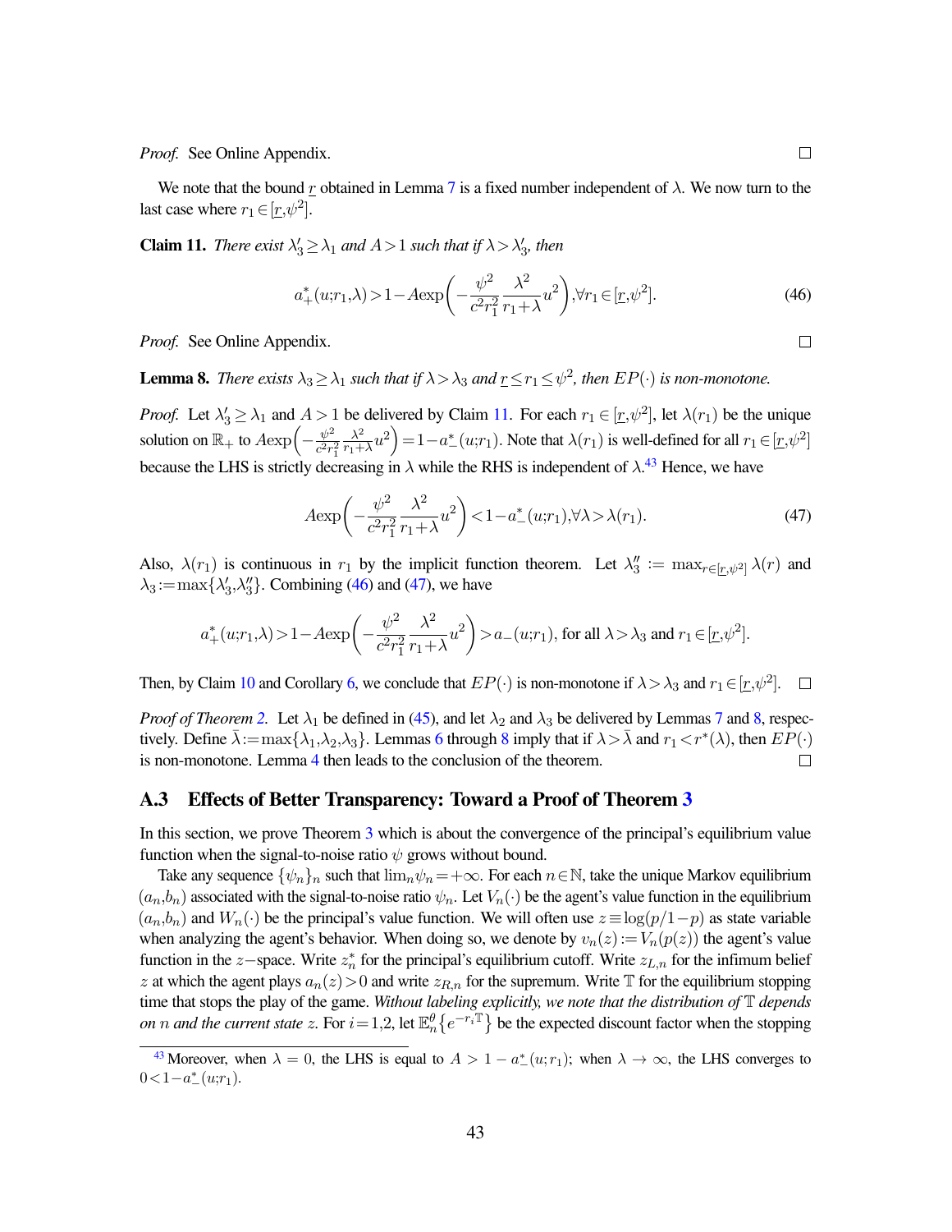*Proof.* See Online Appendix. □

We note that the bound $\underline{r}$ obtained in Lemma 7 is a fixed number independent of $\lambda$. We now turn to the last case where $r_1 \in [\underline{r}, \psi^2]$.

**Claim 11.** *There exist $\lambda_3' \geq \lambda_1$ and $A > 1$ such that if $\lambda > \lambda_3'$, then*

$$a_+^*(u; r_1, \lambda) > 1 - A\exp\left(-\frac{\psi^2}{c^2 r_1^2}\frac{\lambda^2}{r_1 + \lambda}u^2\right), \forall r_1 \in [\underline{r}, \psi^2]. \tag{46}$$

*Proof.* See Online Appendix. □

**Lemma 8.** *There exists $\lambda_3 \geq \lambda_1$ such that if $\lambda > \lambda_3$ and $\underline{r} \leq r_1 \leq \psi^2$, then $EP(\cdot)$ is non-monotone.*

*Proof.* Let $\lambda_3' \geq \lambda_1$ and $A > 1$ be delivered by Claim 11. For each $r_1 \in [\underline{r}, \psi^2]$, let $\lambda(r_1)$ be the unique solution on $\mathbb{R}_+$ to $A\exp\left(-\frac{\psi^2}{c^2 r_1^2}\frac{\lambda^2}{r_1+\lambda}u^2\right) = 1 - a_-^*(u; r_1)$. Note that $\lambda(r_1)$ is well-defined for all $r_1 \in [\underline{r}, \psi^2]$ because the LHS is strictly decreasing in $\lambda$ while the RHS is independent of $\lambda$.[43] Hence, we have

$$A\exp\left(-\frac{\psi^2}{c^2 r_1^2}\frac{\lambda^2}{r_1+\lambda}u^2\right) < 1 - a_-^*(u; r_1), \forall \lambda > \lambda(r_1). \tag{47}$$

Also, $\lambda(r_1)$ is continuous in $r_1$ by the implicit function theorem. Let $\lambda_3'' := \max_{r \in [\underline{r}, \psi^2]} \lambda(r)$ and $\lambda_3 := \max\{\lambda_3', \lambda_3''\}$. Combining (46) and (47), we have

$$a_+^*(u; r_1, \lambda) > 1 - A\exp\left(-\frac{\psi^2}{c^2 r_1^2}\frac{\lambda^2}{r_1+\lambda}u^2\right) > a_-(u; r_1), \text{ for all } \lambda > \lambda_3 \text{ and } r_1 \in [\underline{r}, \psi^2].$$

Then, by Claim 10 and Corollary 6, we conclude that $EP(\cdot)$ is non-monotone if $\lambda > \lambda_3$ and $r_1 \in [\underline{r}, \psi^2]$. □

*Proof of Theorem 2.* Let $\lambda_1$ be defined in (45), and let $\lambda_2$ and $\lambda_3$ be delivered by Lemmas 7 and 8, respectively. Define $\bar{\lambda} := \max\{\lambda_1, \lambda_2, \lambda_3\}$. Lemmas 6 through 8 imply that if $\lambda > \bar{\lambda}$ and $r_1 < r^*(\lambda)$, then $EP(\cdot)$ is non-monotone. Lemma 4 then leads to the conclusion of the theorem. □

## A.3 Effects of Better Transparency: Toward a Proof of Theorem 3

In this section, we prove Theorem 3 which is about the convergence of the principal's equilibrium value function when the signal-to-noise ratio $\psi$ grows without bound.

Take any sequence $\{\psi_n\}_n$ such that $\lim_n \psi_n = +\infty$. For each $n \in \mathbb{N}$, take the unique Markov equilibrium $(a_n, b_n)$ associated with the signal-to-noise ratio $\psi_n$. Let $V_n(\cdot)$ be the agent's value function in the equilibrium $(a_n, b_n)$ and $W_n(\cdot)$ be the principal's value function. We will often use $z \equiv \log(p/1-p)$ as state variable when analyzing the agent's behavior. When doing so, we denote by $v_n(z) := V_n(p(z))$ the agent's value function in the $z-$space. Write $z_n^*$ for the principal's equilibrium cutoff. Write $z_{L,n}$ for the infimum belief $z$ at which the agent plays $a_n(z) > 0$ and write $z_{R,n}$ for the supremum. Write $\mathbb{T}$ for the equilibrium stopping time that stops the play of the game. *Without labeling explicitly, we note that the distribution of $\mathbb{T}$ depends on $n$ and the current state $z$.* For $i = 1, 2$, let $\mathbb{E}_n^\theta\{e^{-r_i \mathbb{T}}\}$ be the expected discount factor when the stopping

[43] Moreover, when $\lambda = 0$, the LHS is equal to $A > 1 - a_-^*(u; r_1)$; when $\lambda \to \infty$, the LHS converges to $0 < 1 - a_-^*(u; r_1)$.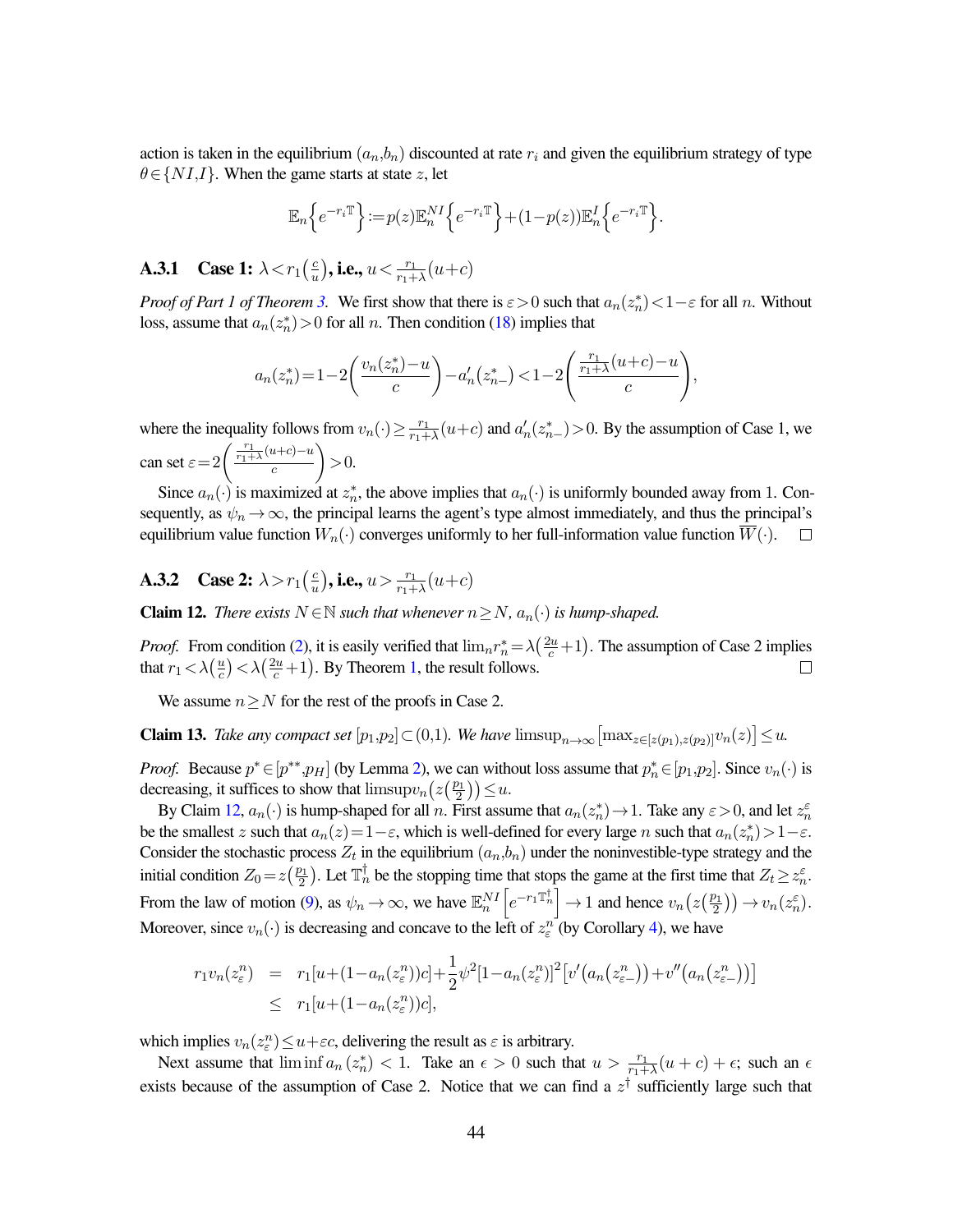action is taken in the equilibrium $(a_n,b_n)$ discounted at rate $r_i$ and given the equilibrium strategy of type $\theta \in \{NI,I\}$. When the game starts at state $z$, let

$$\mathbb{E}_n\left\{e^{-r_i \mathbb{T}}\right\} := p(z)\mathbb{E}_n^{NI}\left\{e^{-r_i \mathbb{T}}\right\} + (1-p(z))\mathbb{E}_n^{I}\left\{e^{-r_i \mathbb{T}}\right\}.$$

### A.3.1 Case 1: $\lambda < r_1\left(\frac{c}{u}\right)$, i.e., $u < \frac{r_1}{r_1+\lambda}(u+c)$

*Proof of Part 1 of Theorem 3.* We first show that there is $\varepsilon > 0$ such that $a_n(z_n^*) < 1-\varepsilon$ for all $n$. Without loss, assume that $a_n(z_n^*) > 0$ for all $n$. Then condition (18) implies that

$$a_n(z_n^*) = 1 - 2\left(\frac{v_n(z_n^*)-u}{c}\right) - a_n'(z_{n-}^*) < 1 - 2\left(\frac{\frac{r_1}{r_1+\lambda}(u+c)-u}{c}\right),$$

where the inequality follows from $v_n(\cdot) \geq \frac{r_1}{r_1+\lambda}(u+c)$ and $a_n'(z_{n-}^*) > 0$. By the assumption of Case 1, we can set $\varepsilon = 2\left(\frac{\frac{r_1}{r_1+\lambda}(u+c)-u}{c}\right) > 0$.

Since $a_n(\cdot)$ is maximized at $z_n^*$, the above implies that $a_n(\cdot)$ is uniformly bounded away from 1. Consequently, as $\psi_n \to \infty$, the principal learns the agent's type almost immediately, and thus the principal's equilibrium value function $W_n(\cdot)$ converges uniformly to her full-information value function $\overline{W}(\cdot)$. □

### A.3.2 Case 2: $\lambda > r_1\left(\frac{c}{u}\right)$, i.e., $u > \frac{r_1}{r_1+\lambda}(u+c)$

**Claim 12.** *There exists $N \in \mathbb{N}$ such that whenever $n \geq N$, $a_n(\cdot)$ is hump-shaped.*

*Proof.* From condition (2), it is easily verified that $\lim_n r_n^* = \lambda\left(\frac{2u}{c}+1\right)$. The assumption of Case 2 implies that $r_1 < \lambda\left(\frac{u}{c}\right) < \lambda\left(\frac{2u}{c}+1\right)$. By Theorem 1, the result follows. □

We assume $n \geq N$ for the rest of the proofs in Case 2.

**Claim 13.** *Take any compact set $[p_1,p_2] \subset (0,1)$. We have $\limsup_{n\to\infty}\left[\max_{z\in[z(p_1),z(p_2)]} v_n(z)\right] \leq u$.*

*Proof.* Because $p^* \in [p^{**},p_H]$ (by Lemma 2), we can without loss assume that $p_n^* \in [p_1,p_2]$. Since $v_n(\cdot)$ is decreasing, it suffices to show that $\limsup v_n\left(z\left(\frac{p_1}{2}\right)\right) \leq u$.

By Claim 12, $a_n(\cdot)$ is hump-shaped for all $n$. First assume that $a_n(z_n^*) \to 1$. Take any $\varepsilon > 0$, and let $z_n^\varepsilon$ be the smallest $z$ such that $a_n(z) = 1-\varepsilon$, which is well-defined for every large $n$ such that $a_n(z_n^*) > 1-\varepsilon$. Consider the stochastic process $Z_t$ in the equilibrium $(a_n,b_n)$ under the noninvestible-type strategy and the initial condition $Z_0 = z\left(\frac{p_1}{2}\right)$. Let $\mathbb{T}_n^\dagger$ be the stopping time that stops the game at the first time that $Z_t \geq z_n^\varepsilon$. From the law of motion (9), as $\psi_n \to \infty$, we have $\mathbb{E}_n^{NI}\left[e^{-r_1 \mathbb{T}_n^\dagger}\right] \to 1$ and hence $v_n\left(z\left(\frac{p_1}{2}\right)\right) \to v_n(z_n^\varepsilon)$. Moreover, since $v_n(\cdot)$ is decreasing and concave to the left of $z_\varepsilon^n$ (by Corollary 4), we have

$$\begin{aligned}
r_1 v_n(z_\varepsilon^n) &= r_1[u + (1-a_n(z_\varepsilon^n))c] + \frac{1}{2}\psi^2[1-a_n(z_\varepsilon^n)]^2\left[v'\left(a_n(z_{\varepsilon-}^n)\right) + v''\left(a_n(z_{\varepsilon-}^n)\right)\right] \\
&\leq r_1[u + (1-a_n(z_\varepsilon^n))c],
\end{aligned}$$

which implies $v_n(z_\varepsilon^n) \leq u + \varepsilon c$, delivering the result as $\varepsilon$ is arbitrary.

Next assume that $\liminf a_n(z_n^*) < 1$. Take an $\epsilon > 0$ such that $u > \frac{r_1}{r_1+\lambda}(u+c) + \epsilon$; such an $\epsilon$ exists because of the assumption of Case 2. Notice that we can find a $z^\dagger$ sufficiently large such that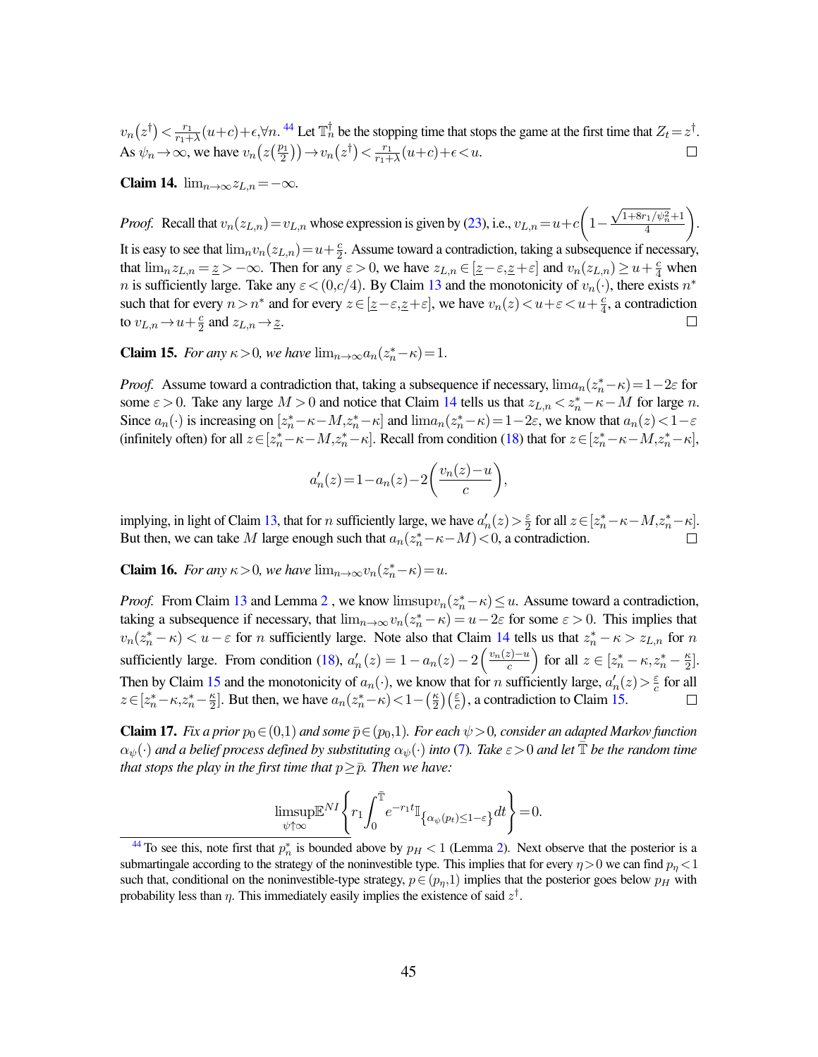$v_n(z^\dagger) < \frac{r_1}{r_1+\lambda}(u+c)+\epsilon, \forall n.$ [44] Let $\mathbb{T}_n^\dagger$ be the stopping time that stops the game at the first time that $Z_t = z^\dagger$. As $\psi_n \to \infty$, we have $v_n\left(z\left(\frac{p_1}{2}\right)\right) \to v_n(z^\dagger) < \frac{r_1}{r_1+\lambda}(u+c)+\epsilon < u.$ □

**Claim 14.** $\lim_{n\to\infty} z_{L,n} = -\infty$.

*Proof.* Recall that $v_n(z_{L,n}) = v_{L,n}$ whose expression is given by (23), i.e., $v_{L,n} = u + c\left(1 - \frac{\sqrt{1+8r_1/\psi_n^2}+1}{4}\right)$. It is easy to see that $\lim_n v_n(z_{L,n}) = u + \frac{c}{2}$. Assume toward a contradiction, taking a subsequence if necessary, that $\lim_n z_{L,n} = \underline{z} > -\infty$. Then for any $\varepsilon > 0$, we have $z_{L,n} \in [\underline{z}-\varepsilon, \underline{z}+\varepsilon]$ and $v_n(z_{L,n}) \geq u + \frac{c}{4}$ when $n$ is sufficiently large. Take any $\varepsilon < (0, c/4)$. By Claim 13 and the monotonicity of $v_n(\cdot)$, there exists $n^*$ such that for every $n > n^*$ and for every $z \in [\underline{z}-\varepsilon, \underline{z}+\varepsilon]$, we have $v_n(z) < u + \varepsilon < u + \frac{c}{4}$, a contradiction to $v_{L,n} \to u + \frac{c}{2}$ and $z_{L,n} \to \underline{z}$. □

**Claim 15.** *For any $\kappa > 0$, we have $\lim_{n\to\infty} a_n(z_n^* - \kappa) = 1$.*

*Proof.* Assume toward a contradiction that, taking a subsequence if necessary, $\lim a_n(z_n^* - \kappa) = 1 - 2\varepsilon$ for some $\varepsilon > 0$. Take any large $M > 0$ and notice that Claim 14 tells us that $z_{L,n} < z_n^* - \kappa - M$ for large $n$. Since $a_n(\cdot)$ is increasing on $[z_n^* - \kappa - M, z_n^* - \kappa]$ and $\lim a_n(z_n^* - \kappa) = 1 - 2\varepsilon$, we know that $a_n(z) < 1 - \varepsilon$ (infinitely often) for all $z \in [z_n^* - \kappa - M, z_n^* - \kappa]$. Recall from condition (18) that for $z \in [z_n^* - \kappa - M, z_n^* - \kappa]$,

$$a_n'(z) = 1 - a_n(z) - 2\left(\frac{v_n(z) - u}{c}\right),$$

implying, in light of Claim 13, that for $n$ sufficiently large, we have $a_n'(z) > \frac{\varepsilon}{2}$ for all $z \in [z_n^* - \kappa - M, z_n^* - \kappa]$. But then, we can take $M$ large enough such that $a_n(z_n^* - \kappa - M) < 0$, a contradiction. □

**Claim 16.** *For any $\kappa > 0$, we have $\lim_{n\to\infty} v_n(z_n^* - \kappa) = u$.*

*Proof.* From Claim 13 and Lemma 2 , we know $\limsup v_n(z_n^* - \kappa) \leq u$. Assume toward a contradiction, taking a subsequence if necessary, that $\lim_{n\to\infty} v_n(z_n^* - \kappa) = u - 2\varepsilon$ for some $\varepsilon > 0$. This implies that $v_n(z_n^* - \kappa) < u - \varepsilon$ for $n$ sufficiently large. Note also that Claim 14 tells us that $z_n^* - \kappa > z_{L,n}$ for $n$ sufficiently large. From condition (18), $a_n'(z) = 1 - a_n(z) - 2\left(\frac{v_n(z) - u}{c}\right)$ for all $z \in [z_n^* - \kappa, z_n^* - \frac{\kappa}{2}]$. Then by Claim 15 and the monotonicity of $a_n(\cdot)$, we know that for $n$ sufficiently large, $a_n'(z) > \frac{\varepsilon}{c}$ for all $z \in [z_n^* - \kappa, z_n^* - \frac{\kappa}{2}]$. But then, we have $a_n(z_n^* - \kappa) < 1 - \left(\frac{\kappa}{2}\right)\left(\frac{\varepsilon}{c}\right)$, a contradiction to Claim 15. □

**Claim 17.** *Fix a prior $p_0 \in (0,1)$ and some $\bar{p} \in (p_0, 1)$. For each $\psi > 0$, consider an adapted Markov function $\alpha_\psi(\cdot)$ and a belief process defined by substituting $\alpha_\psi(\cdot)$ into (7). Take $\varepsilon > 0$ and let $\bar{\mathbb{T}}$ be the random time that stops the play in the first time that $p \geq \bar{p}$. Then we have:*

$$\limsup_{\psi\uparrow\infty} \mathbb{E}^{NI}\left\{ r_1 \int_0^{\bar{\mathbb{T}}} e^{-r_1 t} \mathbb{I}_{\{\alpha_\psi(p_t) \leq 1-\varepsilon\}} dt \right\} = 0.$$

[44] To see this, note first that $p_n^*$ is bounded above by $p_H < 1$ (Lemma 2). Next observe that the posterior is a submartingale according to the strategy of the noninvestible type. This implies that for every $\eta > 0$ we can find $p_\eta < 1$ such that, conditional on the noninvestible-type strategy, $p \in (p_\eta, 1)$ implies that the posterior goes below $p_H$ with probability less than $\eta$. This immediately easily implies the existence of said $z^\dagger$.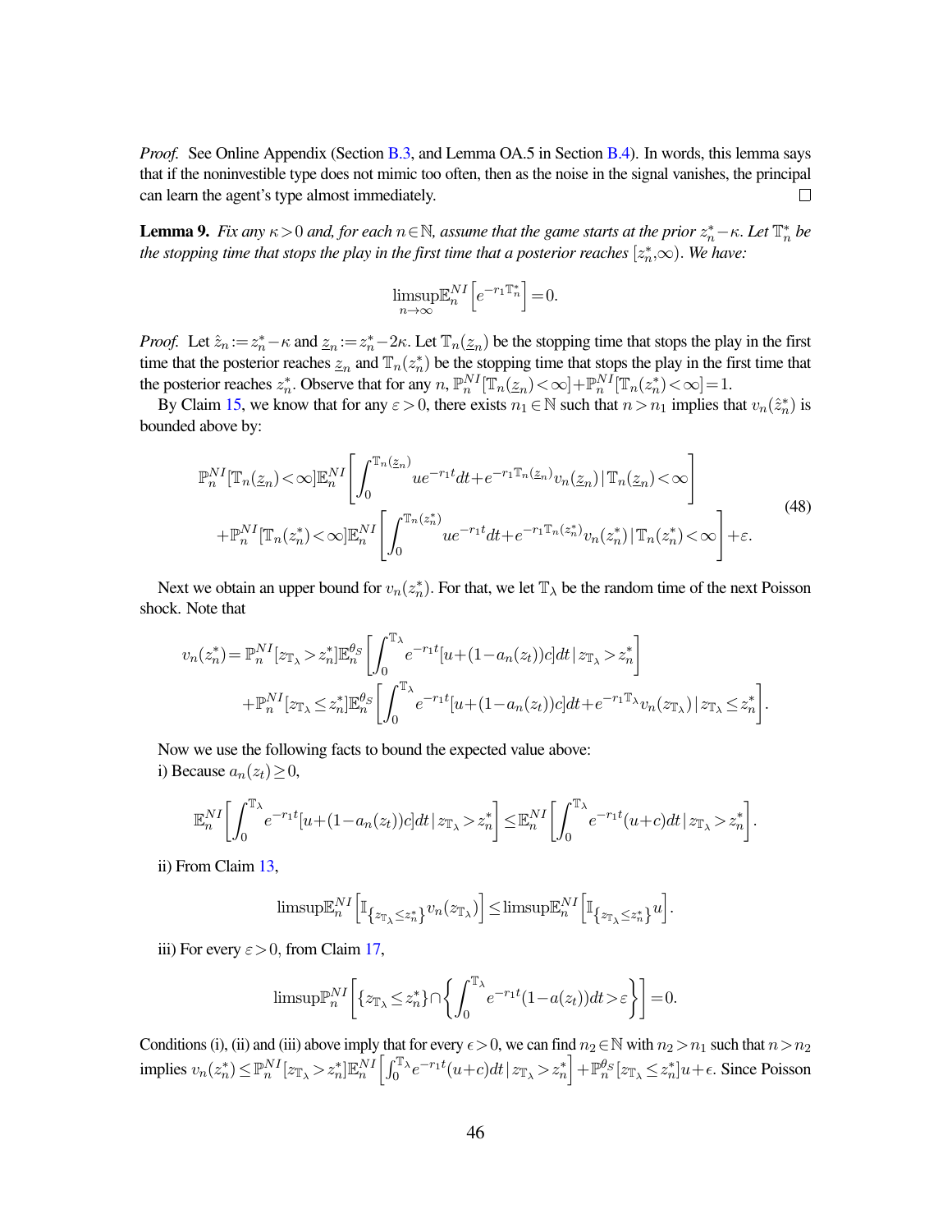*Proof.* See Online Appendix (Section B.3, and Lemma OA.5 in Section B.4). In words, this lemma says that if the noninvestible type does not mimic too often, then as the noise in the signal vanishes, the principal can learn the agent's type almost immediately. □

**Lemma 9.** *Fix any $\kappa > 0$ and, for each $n \in \mathbb{N}$, assume that the game starts at the prior $z_n^* - \kappa$. Let $\mathbb{T}_n^*$ be the stopping time that stops the play in the first time that a posterior reaches $[z_n^*, \infty)$. We have:*

$$\limsup_{n\to\infty} \mathbb{E}_n^{NI}\left[e^{-r_1 \mathbb{T}_n^*}\right] = 0.$$

*Proof.* Let $\hat{z}_n := z_n^* - \kappa$ and $\underline{z}_n := z_n^* - 2\kappa$. Let $\mathbb{T}_n(\underline{z}_n)$ be the stopping time that stops the play in the first time that the posterior reaches $\underline{z}_n$ and $\mathbb{T}_n(z_n^*)$ be the stopping time that stops the play in the first time that the posterior reaches $z_n^*$. Observe that for any $n$, $\mathbb{P}_n^{NI}[\mathbb{T}_n(\underline{z}_n) < \infty] + \mathbb{P}_n^{NI}[\mathbb{T}_n(z_n^*) < \infty] = 1$.

By Claim 15, we know that for any $\varepsilon > 0$, there exists $n_1 \in \mathbb{N}$ such that $n > n_1$ implies that $v_n(\hat{z}_n^*)$ is bounded above by:

$$\begin{aligned}
&\mathbb{P}_n^{NI}[\mathbb{T}_n(\underline{z}_n) < \infty] \mathbb{E}_n^{NI}\left[\int_0^{\mathbb{T}_n(\underline{z}_n)} u e^{-r_1 t} dt + e^{-r_1 \mathbb{T}_n(\underline{z}_n)} v_n(\underline{z}_n) \,|\, \mathbb{T}_n(\underline{z}_n) < \infty\right] \\
&+ \mathbb{P}_n^{NI}[\mathbb{T}_n(z_n^*) < \infty] \mathbb{E}_n^{NI}\left[\int_0^{\mathbb{T}_n(z_n^*)} u e^{-r_1 t} dt + e^{-r_1 \mathbb{T}_n(z_n^*)} v_n(z_n^*) \,|\, \mathbb{T}_n(z_n^*) < \infty\right] + \varepsilon.
\end{aligned} \tag{48}$$

Next we obtain an upper bound for $v_n(z_n^*)$. For that, we let $\mathbb{T}_\lambda$ be the random time of the next Poisson shock. Note that

$$\begin{aligned}
v_n(z_n^*) = &\ \mathbb{P}_n^{NI}[z_{\mathbb{T}_\lambda} > z_n^*] \mathbb{E}_n^{\theta_S}\left[\int_0^{\mathbb{T}_\lambda} e^{-r_1 t}[u + (1 - a_n(z_t))c] dt \,|\, z_{\mathbb{T}_\lambda} > z_n^*\right] \\
&+ \mathbb{P}_n^{NI}[z_{\mathbb{T}_\lambda} \le z_n^*] \mathbb{E}_n^{\theta_S}\left[\int_0^{\mathbb{T}_\lambda} e^{-r_1 t}[u + (1 - a_n(z_t))c] dt + e^{-r_1 \mathbb{T}_\lambda} v_n(z_{\mathbb{T}_\lambda}) \,|\, z_{\mathbb{T}_\lambda} \le z_n^*\right].
\end{aligned}$$

Now we use the following facts to bound the expected value above:

i) Because $a_n(z_t) \ge 0$,

$$\mathbb{E}_n^{NI}\left[\int_0^{\mathbb{T}_\lambda} e^{-r_1 t}[u + (1 - a_n(z_t))c] dt \,|\, z_{\mathbb{T}_\lambda} > z_n^*\right] \le \mathbb{E}_n^{NI}\left[\int_0^{\mathbb{T}_\lambda} e^{-r_1 t}(u + c) dt \,|\, z_{\mathbb{T}_\lambda} > z_n^*\right].$$

ii) From Claim 13,

$$\limsup \mathbb{E}_n^{NI}\left[\mathbb{I}_{\{z_{\mathbb{T}_\lambda} \le z_n^*\}} v_n(z_{\mathbb{T}_\lambda})\right] \le \limsup \mathbb{E}_n^{NI}\left[\mathbb{I}_{\{z_{\mathbb{T}_\lambda} \le z_n^*\}} u\right].$$

iii) For every $\varepsilon > 0$, from Claim 17,

$$\limsup \mathbb{P}_n^{NI}\left[\{z_{\mathbb{T}_\lambda} \le z_n^*\} \cap \left\{\int_0^{\mathbb{T}_\lambda} e^{-r_1 t}(1 - a(z_t)) dt > \varepsilon\right\}\right] = 0.$$

Conditions (i), (ii) and (iii) above imply that for every $\epsilon > 0$, we can find $n_2 \in \mathbb{N}$ with $n_2 > n_1$ such that $n > n_2$ implies $v_n(z_n^*) \le \mathbb{P}_n^{NI}[z_{\mathbb{T}_\lambda} > z_n^*] \mathbb{E}_n^{NI}\left[\int_0^{\mathbb{T}_\lambda} e^{-r_1 t}(u + c) dt \,|\, z_{\mathbb{T}_\lambda} > z_n^*\right] + \mathbb{P}_n^{\theta_S}[z_{\mathbb{T}_\lambda} \le z_n^*] u + \epsilon$. Since Poisson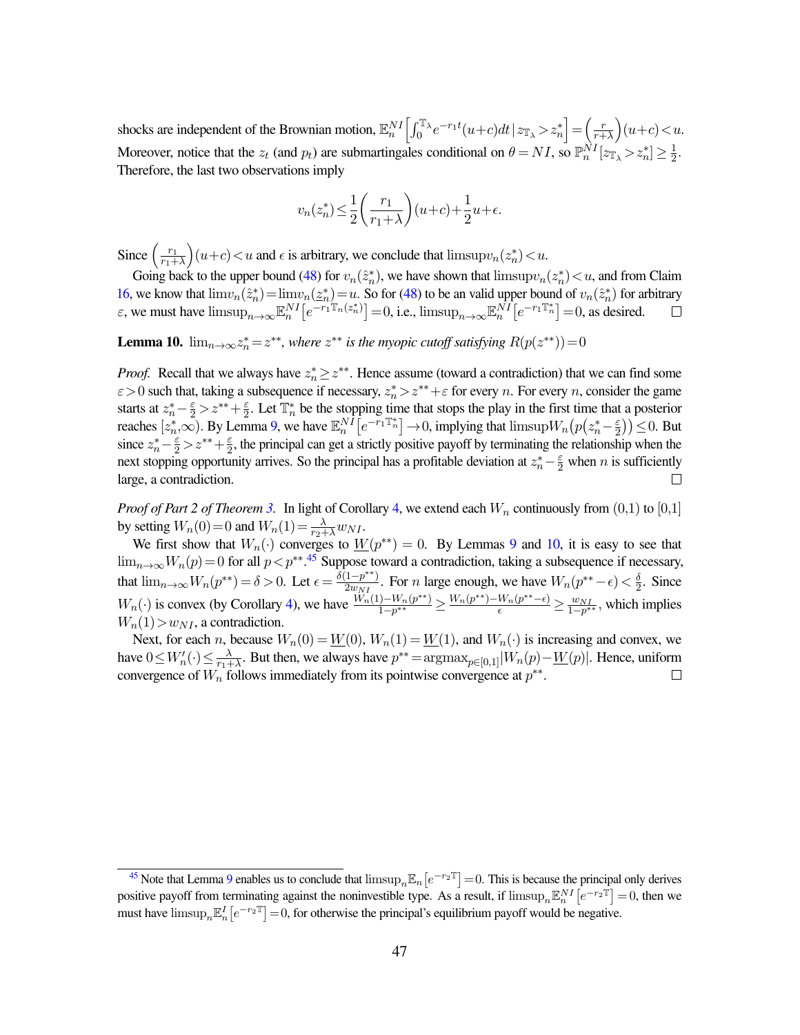shocks are independent of the Brownian motion, $\mathbb{E}_n^{NI}\left[\int_0^{\mathbb{T}_\lambda} e^{-r_1 t}(u+c)dt \,|\, z_{\mathbb{T}_\lambda} > z_n^*\right] = \left(\frac{r}{r+\lambda}\right)(u+c) < u$. Moreover, notice that the $z_t$ (and $p_t$) are submartingales conditional on $\theta = NI$, so $\mathbb{P}_n^{NI}[z_{\mathbb{T}_\lambda} > z_n^*] \geq \frac{1}{2}$. Therefore, the last two observations imply

$$v_n(z_n^*) \leq \frac{1}{2}\left(\frac{r_1}{r_1+\lambda}\right)(u+c) + \frac{1}{2}u + \epsilon.$$

Since $\left(\frac{r_1}{r_1+\lambda}\right)(u+c) < u$ and $\epsilon$ is arbitrary, we conclude that $\limsup v_n(z_n^*) < u$.

Going back to the upper bound (48) for $v_n(\hat{z}_n^*)$, we have shown that $\limsup v_n(z_n^*) < u$, and from Claim 16, we know that $\lim v_n(\hat{z}_n^*) = \lim v_n(z_n^*) = u$. So for (48) to be an valid upper bound of $v_n(\hat{z}_n^*)$ for arbitrary $\varepsilon$, we must have $\limsup_{n\to\infty} \mathbb{E}_n^{NI}\left[e^{-r_1 \mathbb{T}_n(z_n^*)}\right] = 0$, i.e., $\limsup_{n\to\infty} \mathbb{E}_n^{NI}\left[e^{-r_1 \mathbb{T}_n^*}\right] = 0$, as desired. $\square$

**Lemma 10.** *$\lim_{n\to\infty} z_n^* = z^{**}$, where $z^{**}$ is the myopic cutoff satisfying $R(p(z^{**})) = 0$*

*Proof.* Recall that we always have $z_n^* \geq z^{**}$. Hence assume (toward a contradiction) that we can find some $\varepsilon > 0$ such that, taking a subsequence if necessary, $z_n^* > z^{**} + \varepsilon$ for every $n$. For every $n$, consider the game starts at $z_n^* - \frac{\varepsilon}{2} > z^{**} + \frac{\varepsilon}{2}$. Let $\mathbb{T}_n^*$ be the stopping time that stops the play in the first time that a posterior reaches $[z_n^*, \infty)$. By Lemma 9, we have $\mathbb{E}_n^{NI}\left[e^{-r_1 \mathbb{T}_n^*}\right] \to 0$, implying that $\limsup W_n\left(p\left(z_n^* - \frac{\varepsilon}{2}\right)\right) \leq 0$. But since $z_n^* - \frac{\varepsilon}{2} > z^{**} + \frac{\varepsilon}{2}$, the principal can get a strictly positive payoff by terminating the relationship when the next stopping opportunity arrives. So the principal has a profitable deviation at $z_n^* - \frac{\varepsilon}{2}$ when $n$ is sufficiently large, a contradiction. $\square$

*Proof of Part 2 of Theorem 3.* In light of Corollary 4, we extend each $W_n$ continuously from $(0,1)$ to $[0,1]$ by setting $W_n(0) = 0$ and $W_n(1) = \frac{\lambda}{r_2+\lambda} w_{NI}$.

We first show that $W_n(\cdot)$ converges to $\underline{W}(p^{**}) = 0$. By Lemmas 9 and 10, it is easy to see that $\lim_{n\to\infty} W_n(p) = 0$ for all $p < p^{**}$.[45] Suppose toward a contradiction, taking a subsequence if necessary, that $\lim_{n\to\infty} W_n(p^{**}) = \delta > 0$. Let $\epsilon = \frac{\delta(1-p^{**})}{2w_{NI}}$. For $n$ large enough, we have $W_n(p^{**} - \epsilon) < \frac{\delta}{2}$. Since $W_n(\cdot)$ is convex (by Corollary 4), we have $\frac{W_n(1) - W_n(p^{**})}{1-p^{**}} \geq \frac{W_n(p^{**}) - W_n(p^{**}-\epsilon)}{\epsilon} \geq \frac{w_{NI}}{1-p^{**}}$, which implies $W_n(1) > w_{NI}$, a contradiction.

Next, for each $n$, because $W_n(0) = \underline{W}(0)$, $W_n(1) = \underline{W}(1)$, and $W_n(\cdot)$ is increasing and convex, we have $0 \leq W_n'(\cdot) \leq \frac{\lambda}{r_1+\lambda}$. But then, we always have $p^{**} = \arg\max_{p\in[0,1]} |W_n(p) - \underline{W}(p)|$. Hence, uniform convergence of $W_n$ follows immediately from its pointwise convergence at $p^{**}$. $\square$

[45] Note that Lemma 9 enables us to conclude that $\limsup_n \mathbb{E}_n\left[e^{-r_2 \mathbb{T}}\right] = 0$. This is because the principal only derives positive payoff from terminating against the noninvestible type. As a result, if $\limsup_n \mathbb{E}_n^{NI}\left[e^{-r_2 \mathbb{T}}\right] = 0$, then we must have $\limsup_n \mathbb{E}_n^{I}\left[e^{-r_2 \mathbb{T}}\right] = 0$, for otherwise the principal's equilibrium payoff would be negative.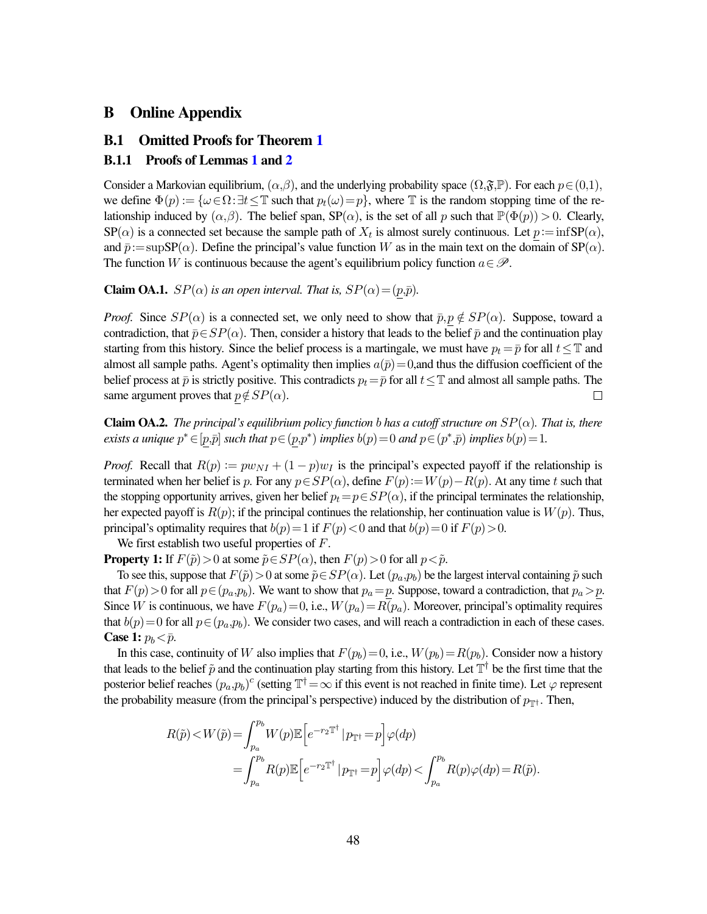# B Online Appendix

## B.1 Omitted Proofs for Theorem 1

### B.1.1 Proofs of Lemmas 1 and 2

Consider a Markovian equilibrium, $(\alpha,\beta)$, and the underlying probability space $(\Omega,\mathfrak{F},\mathbb{P})$. For each $p\in(0,1)$, we define $\Phi(p) := \{\omega\in\Omega : \exists t\le\mathbb{T} \text{ such that } p_t(\omega)=p\}$, where $\mathbb{T}$ is the random stopping time of the relationship induced by $(\alpha,\beta)$. The belief span, $\mathrm{SP}(\alpha)$, is the set of all $p$ such that $\mathbb{P}(\Phi(p))>0$. Clearly, $\mathrm{SP}(\alpha)$ is a connected set because the sample path of $X_t$ is almost surely continuous. Let $\underline{p} := \inf \mathrm{SP}(\alpha)$, and $\bar{p} := \sup \mathrm{SP}(\alpha)$. Define the principal's value function $W$ as in the main text on the domain of $\mathrm{SP}(\alpha)$. The function $W$ is continuous because the agent's equilibrium policy function $a\in\mathscr{P}$.

**Claim OA.1.** *$SP(\alpha)$ is an open interval. That is, $SP(\alpha)=(\underline{p},\bar{p})$.*

*Proof.* Since $SP(\alpha)$ is a connected set, we only need to show that $\bar{p},\underline{p}\notin SP(\alpha)$. Suppose, toward a contradiction, that $\bar{p}\in SP(\alpha)$. Then, consider a history that leads to the belief $\bar{p}$ and the continuation play starting from this history. Since the belief process is a martingale, we must have $p_t=\bar{p}$ for all $t\le\mathbb{T}$ and almost all sample paths. Agent's optimality then implies $a(\bar{p})=0$,and thus the diffusion coefficient of the belief process at $\bar{p}$ is strictly positive. This contradicts $p_t=\bar{p}$ for all $t\le\mathbb{T}$ and almost all sample paths. The same argument proves that $\underline{p}\notin SP(\alpha)$. $\square$

**Claim OA.2.** *The principal's equilibrium policy function $b$ has a cutoff structure on $SP(\alpha)$. That is, there exists a unique $p^*\in[\underline{p},\bar{p}]$ such that $p\in(\underline{p},p^*)$ implies $b(p)=0$ and $p\in(p^*,\bar{p})$ implies $b(p)=1$.*

*Proof.* Recall that $R(p) := pw_{NI}+(1-p)w_I$ is the principal's expected payoff if the relationship is terminated when her belief is $p$. For any $p\in SP(\alpha)$, define $F(p):=W(p)-R(p)$. At any time $t$ such that the stopping opportunity arrives, given her belief $p_t=p\in SP(\alpha)$, if the principal terminates the relationship, her expected payoff is $R(p)$; if the principal continues the relationship, her continuation value is $W(p)$. Thus, principal's optimality requires that $b(p)=1$ if $F(p)<0$ and that $b(p)=0$ if $F(p)>0$.

We first establish two useful properties of $F$.

**Property 1:** If $F(\tilde{p})>0$ at some $\tilde{p}\in SP(\alpha)$, then $F(p)>0$ for all $p<\tilde{p}$.

To see this, suppose that $F(\tilde{p})>0$ at some $\tilde{p}\in SP(\alpha)$. Let $(p_a,p_b)$ be the largest interval containing $\tilde{p}$ such that $F(p)>0$ for all $p\in(p_a,p_b)$. We want to show that $p_a=\underline{p}$. Suppose, toward a contradiction, that $p_a>\underline{p}$. Since $W$ is continuous, we have $F(p_a)=0$, i.e., $W(p_a)=R(p_a)$. Moreover, principal's optimality requires that $b(p)=0$ for all $p\in(p_a,p_b)$. We consider two cases, and will reach a contradiction in each of these cases.

**Case 1:** $p_b<\bar{p}$.

In this case, continuity of $W$ also implies that $F(p_b)=0$, i.e., $W(p_b)=R(p_b)$. Consider now a history that leads to the belief $\tilde{p}$ and the continuation play starting from this history. Let $\mathbb{T}^\dagger$ be the first time that the posterior belief reaches $(p_a,p_b)^c$ (setting $\mathbb{T}^\dagger=\infty$ if this event is not reached in finite time). Let $\varphi$ represent the probability measure (from the principal's perspective) induced by the distribution of $p_{\mathbb{T}^\dagger}$. Then,

$$
\begin{aligned}
R(\tilde{p})<W(\tilde{p}) &= \int_{p_a}^{p_b} W(p)\mathbb{E}\left[e^{-r_2\mathbb{T}^\dagger}\,|\,p_{\mathbb{T}^\dagger}=p\right]\varphi(dp) \\
&= \int_{p_a}^{p_b} R(p)\mathbb{E}\left[e^{-r_2\mathbb{T}^\dagger}\,|\,p_{\mathbb{T}^\dagger}=p\right]\varphi(dp) < \int_{p_a}^{p_b} R(p)\varphi(dp) = R(\tilde{p}).
\end{aligned}
$$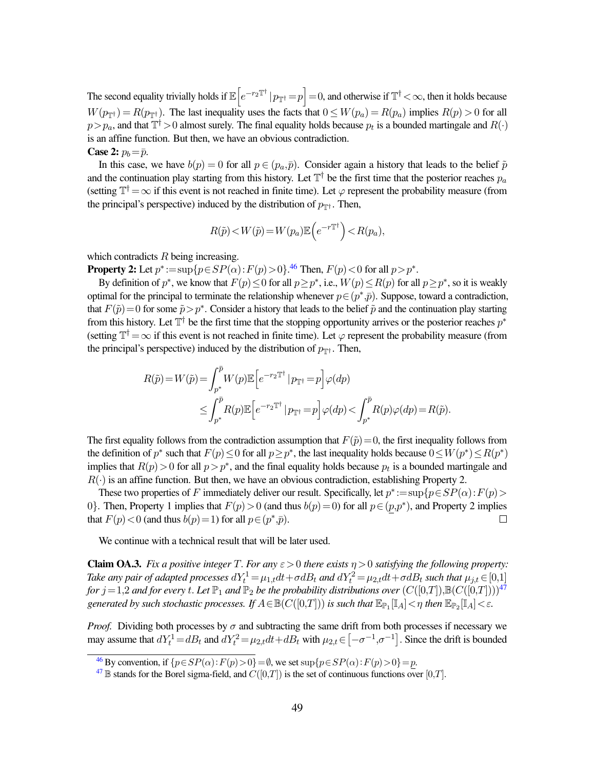The second equality trivially holds if $\mathbb{E}\left[e^{-r_2\mathbb{T}^\dagger}\,|\,p_{\mathbb{T}^\dagger}=p\right]=0$, and otherwise if $\mathbb{T}^\dagger<\infty$, then it holds because $W(p_{\mathbb{T}^\dagger})=R(p_{\mathbb{T}^\dagger})$. The last inequality uses the facts that $0\leq W(p_a)=R(p_a)$ implies $R(p)>0$ for all $p>p_a$, and that $\mathbb{T}^\dagger>0$ almost surely. The final equality holds because $p_t$ is a bounded martingale and $R(\cdot)$ is an affine function. But then, we have an obvious contradiction.

**Case 2:** $p_b=\bar{p}$.

In this case, we have $b(p)=0$ for all $p\in(p_a,\bar{p})$. Consider again a history that leads to the belief $\tilde{p}$ and the continuation play starting from this history. Let $\mathbb{T}^\dagger$ be the first time that the posterior reaches $p_a$ (setting $\mathbb{T}^\dagger=\infty$ if this event is not reached in finite time). Let $\varphi$ represent the probability measure (from the principal's perspective) induced by the distribution of $p_{\mathbb{T}^\dagger}$. Then,

$$R(\tilde{p})<W(\tilde{p})=W(p_a)\mathbb{E}\left(e^{-r\mathbb{T}^\dagger}\right)<R(p_a),$$

which contradicts $R$ being increasing.

**Property 2:** Let $p^*:=\sup\{p\in SP(\alpha):F(p)>0\}$.[46] Then, $F(p)<0$ for all $p>p^*$.

By definition of $p^*$, we know that $F(p)\leq 0$ for all $p\geq p^*$, i.e., $W(p)\leq R(p)$ for all $p\geq p^*$, so it is weakly optimal for the principal to terminate the relationship whenever $p\in(p^*,\bar{p})$. Suppose, toward a contradiction, that $F(\tilde{p})=0$ for some $\tilde{p}>p^*$. Consider a history that leads to the belief $\tilde{p}$ and the continuation play starting from this history. Let $\mathbb{T}^\dagger$ be the first time that the stopping opportunity arrives or the posterior reaches $p^*$ (setting $\mathbb{T}^\dagger=\infty$ if this event is not reached in finite time). Let $\varphi$ represent the probability measure (from the principal's perspective) induced by the distribution of $p_{\mathbb{T}^\dagger}$. Then,

$$\begin{aligned}
R(\tilde{p})=W(\tilde{p})&=\int_{p^*}^{\bar{p}}W(p)\mathbb{E}\left[e^{-r_2\mathbb{T}^\dagger}\,|\,p_{\mathbb{T}^\dagger}=p\right]\varphi(dp)\\
&\leq\int_{p^*}^{\bar{p}}R(p)\mathbb{E}\left[e^{-r_2\mathbb{T}^\dagger}\,|\,p_{\mathbb{T}^\dagger}=p\right]\varphi(dp)<\int_{p^*}^{\bar{p}}R(p)\varphi(dp)=R(\tilde{p}).
\end{aligned}$$

The first equality follows from the contradiction assumption that $F(\tilde{p})=0$, the first inequality follows from the definition of $p^*$ such that $F(p)\leq 0$ for all $p\geq p^*$, the last inequality holds because $0\leq W(p^*)\leq R(p^*)$ implies that $R(p)>0$ for all $p>p^*$, and the final equality holds because $p_t$ is a bounded martingale and $R(\cdot)$ is an affine function. But then, we have an obvious contradiction, establishing Property 2.

These two properties of $F$ immediately deliver our result. Specifically, let $p^*:=\sup\{p\in SP(\alpha):F(p)>0\}$. Then, Property 1 implies that $F(p)>0$ (and thus $b(p)=0$) for all $p\in(\underline{p},p^*)$, and Property 2 implies that $F(p)<0$ (and thus $b(p)=1$) for all $p\in(p^*,\bar{p})$. $\square$

We continue with a technical result that will be later used.

**Claim OA.3.** *Fix a positive integer $T$. For any $\varepsilon>0$ there exists $\eta>0$ satisfying the following property: Take any pair of adapted processes $dY_t^1=\mu_{1,t}dt+\sigma dB_t$ and $dY_t^2=\mu_{2,t}dt+\sigma dB_t$ such that $\mu_{j,t}\in[0,1]$ for $j=1,2$ and for every $t$. Let $\mathbb{P}_1$ and $\mathbb{P}_2$ be the probability distributions over $(C([0,T]),\mathbb{B}(C([0,T])))$[47] generated by such stochastic processes. If $A\in\mathbb{B}(C([0,T]))$ is such that $\mathbb{E}_{\mathbb{P}_1}[\mathbb{I}_A]<\eta$ then $\mathbb{E}_{\mathbb{P}_2}[\mathbb{I}_A]<\varepsilon$.*

*Proof.* Dividing both processes by $\sigma$ and subtracting the same drift from both processes if necessary we may assume that $dY_t^1=dB_t$ and $dY_t^2=\mu_{2,t}dt+dB_t$ with $\mu_{2,t}\in\left[-\sigma^{-1},\sigma^{-1}\right]$. Since the drift is bounded

---

[46] By convention, if $\{p\in SP(\alpha):F(p)>0\}=\emptyset$, we set $\sup\{p\in SP(\alpha):F(p)>0\}=\underline{p}$.

[47] $\mathbb{B}$ stands for the Borel sigma-field, and $C([0,T])$ is the set of continuous functions over $[0,T]$.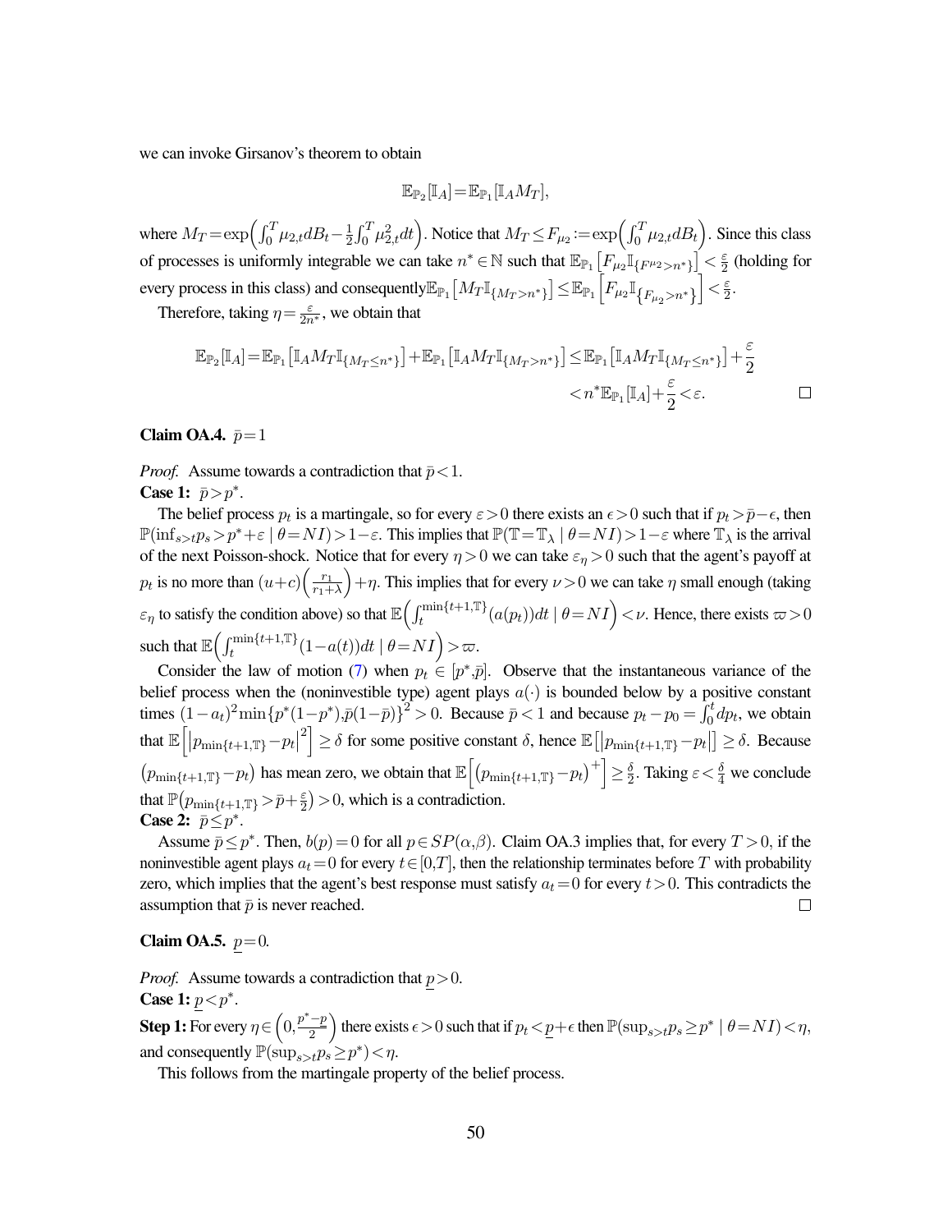we can invoke Girsanov's theorem to obtain

$$\mathbb{E}_{\mathbb{P}_2}[\mathbb{I}_A]=\mathbb{E}_{\mathbb{P}_1}[\mathbb{I}_A M_T],$$

where $M_T=\exp\Big(\int_0^T \mu_{2,t}dB_t-\frac{1}{2}\int_0^T \mu_{2,t}^2 dt\Big)$. Notice that $M_T\leq F_{\mu_2}:=\exp\Big(\int_0^T \mu_{2,t}dB_t\Big)$. Since this class of processes is uniformly integrable we can take $n^*\in\mathbb{N}$ such that $\mathbb{E}_{\mathbb{P}_1}\big[F_{\mu_2}\mathbb{I}_{\{F^{\mu_2}>n^*\}}\big]<\frac{\varepsilon}{2}$ (holding for every process in this class) and consequently$\mathbb{E}_{\mathbb{P}_1}\big[M_T\mathbb{I}_{\{M_T>n^*\}}\big]\leq\mathbb{E}_{\mathbb{P}_1}\Big[F_{\mu_2}\mathbb{I}_{\big\{F_{\mu_2}>n^*\big\}}\Big]<\frac{\varepsilon}{2}$.

Therefore, taking $\eta=\frac{\varepsilon}{2n^*}$, we obtain that

$$\begin{aligned}\mathbb{E}_{\mathbb{P}_2}[\mathbb{I}_A]&=\mathbb{E}_{\mathbb{P}_1}\big[\mathbb{I}_A M_T\mathbb{I}_{\{M_T\leq n^*\}}\big]+\mathbb{E}_{\mathbb{P}_1}\big[\mathbb{I}_A M_T\mathbb{I}_{\{M_T>n^*\}}\big]\leq\mathbb{E}_{\mathbb{P}_1}\big[\mathbb{I}_A M_T\mathbb{I}_{\{M_T\leq n^*\}}\big]+\frac{\varepsilon}{2}\\&<n^*\mathbb{E}_{\mathbb{P}_1}[\mathbb{I}_A]+\frac{\varepsilon}{2}<\varepsilon.\end{aligned}$$

□

**Claim OA.4.** $\bar{p}=1$

*Proof.* Assume towards a contradiction that $\bar{p}<1$.

**Case 1:** $\bar{p}>p^*$.

The belief process $p_t$ is a martingale, so for every $\varepsilon>0$ there exists an $\epsilon>0$ such that if $p_t>\bar{p}-\epsilon$, then $\mathbb{P}(\inf_{s>t}p_s>p^*+\varepsilon\mid\theta=NI)>1-\varepsilon$. This implies that $\mathbb{P}(\mathbb{T}=\mathbb{T}_\lambda\mid\theta=NI)>1-\varepsilon$ where $\mathbb{T}_\lambda$ is the arrival of the next Poisson-shock. Notice that for every $\eta>0$ we can take $\varepsilon_\eta>0$ such that the agent's payoff at $p_t$ is no more than $(u+c)\Big(\frac{r_1}{r_1+\lambda}\Big)+\eta$. This implies that for every $\nu>0$ we can take $\eta$ small enough (taking $\varepsilon_\eta$ to satisfy the condition above) so that $\mathbb{E}\Big(\int_t^{\min\{t+1,\mathbb{T}\}}(a(p_t))dt\mid\theta=NI\Big)<\nu$. Hence, there exists $\varpi>0$ such that $\mathbb{E}\Big(\int_t^{\min\{t+1,\mathbb{T}\}}(1-a(t))dt\mid\theta=NI\Big)>\varpi$.

Consider the law of motion (7) when $p_t\in[p^*,\bar{p}]$. Observe that the instantaneous variance of the belief process when the (noninvestible type) agent plays $a(\cdot)$ is bounded below by a positive constant times $(1-a_t)^2\min\{p^*(1-p^*),\bar{p}(1-\bar{p})\}^2>0$. Because $\bar{p}<1$ and because $p_t-p_0=\int_0^t dp_t$, we obtain that $\mathbb{E}\Big[\big|p_{\min\{t+1,\mathbb{T}\}}-p_t\big|^2\Big]\geq\delta$ for some positive constant $\delta$, hence $\mathbb{E}\big[\big|p_{\min\{t+1,\mathbb{T}\}}-p_t\big|\big]\geq\delta$. Because $\big(p_{\min\{t+1,\mathbb{T}\}}-p_t\big)$ has mean zero, we obtain that $\mathbb{E}\Big[\big(p_{\min\{t+1,\mathbb{T}\}}-p_t\big)^+\Big]\geq\frac{\delta}{2}$. Taking $\varepsilon<\frac{\delta}{4}$ we conclude that $\mathbb{P}\big(p_{\min\{t+1,\mathbb{T}\}}>\bar{p}+\frac{\varepsilon}{2}\big)>0$, which is a contradiction.

**Case 2:** $\bar{p}\leq p^*$.

Assume $\bar{p}\leq p^*$. Then, $b(p)=0$ for all $p\in SP(\alpha,\beta)$. Claim OA.3 implies that, for every $T>0$, if the noninvestible agent plays $a_t=0$ for every $t\in[0,T]$, then the relationship terminates before $T$ with probability zero, which implies that the agent's best response must satisfy $a_t=0$ for every $t>0$. This contradicts the assumption that $\bar{p}$ is never reached. □

**Claim OA.5.** $\underline{p}=0$.

*Proof.* Assume towards a contradiction that $\underline{p}>0$.

**Case 1:** $\underline{p}<p^*$.

**Step 1:** For every $\eta\in\Big(0,\frac{p^*-\underline{p}}{2}\Big)$ there exists $\epsilon>0$ such that if $p_t<\underline{p}+\epsilon$ then $\mathbb{P}(\sup_{s>t}p_s\geq p^*\mid\theta=NI)<\eta$, and consequently $\mathbb{P}(\sup_{s>t}p_s\geq p^*)<\eta$.

This follows from the martingale property of the belief process.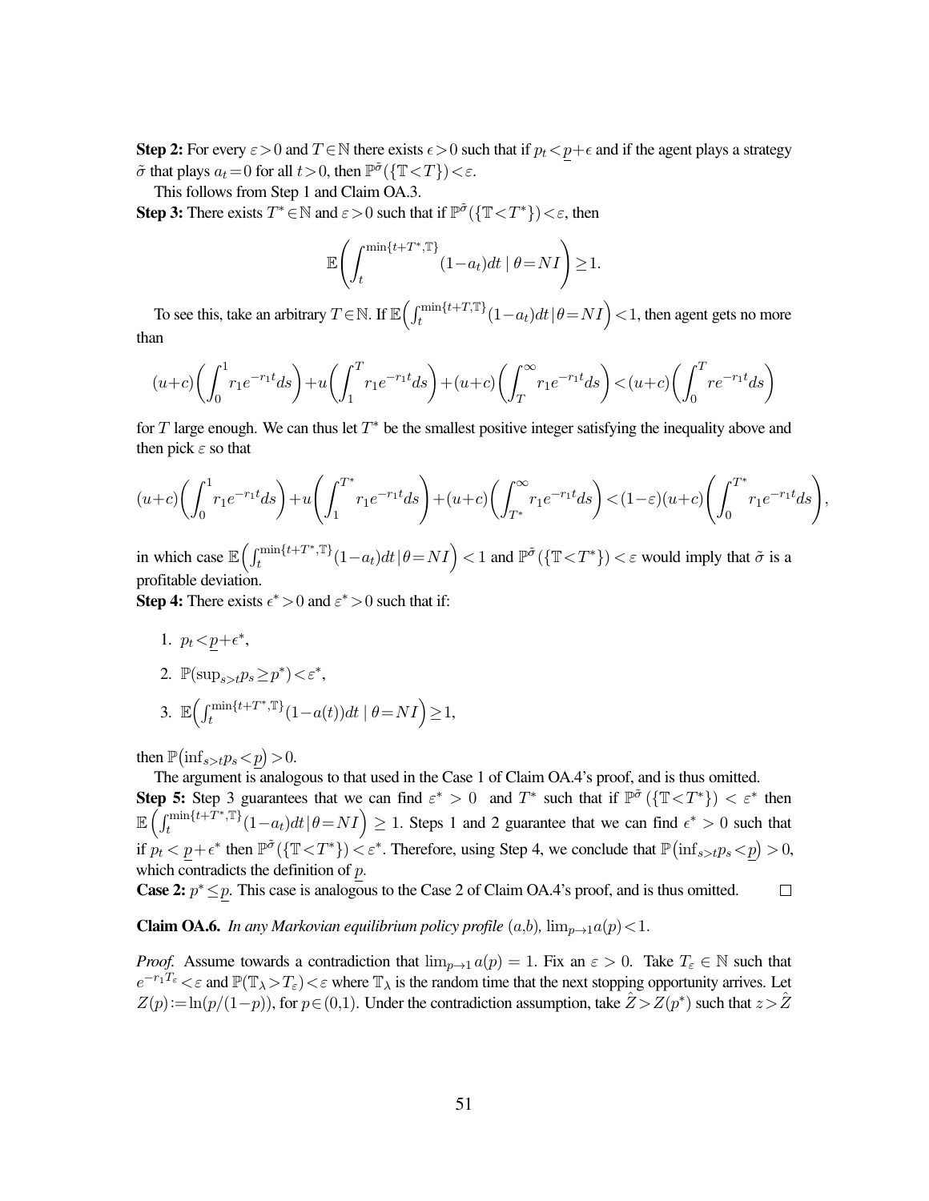**Step 2:** For every $\varepsilon > 0$ and $T \in \mathbb{N}$ there exists $\epsilon > 0$ such that if $p_t < \underline{p} + \epsilon$ and if the agent plays a strategy $\tilde{\sigma}$ that plays $a_t = 0$ for all $t > 0$, then $\mathbb{P}^{\tilde{\sigma}}(\{\mathbb{T} < T\}) < \varepsilon$.

This follows from Step 1 and Claim OA.3.

**Step 3:** There exists $T^* \in \mathbb{N}$ and $\varepsilon > 0$ such that if $\mathbb{P}^{\tilde{\sigma}}(\{\mathbb{T} < T^*\}) < \varepsilon$, then

$$\mathbb{E}\left(\int_t^{\min\{t+T^*, \mathbb{T}\}} (1 - a_t) dt \mid \theta = NI\right) \geq 1.$$

To see this, take an arbitrary $T \in \mathbb{N}$. If $\mathbb{E}\left(\int_t^{\min\{t+T, \mathbb{T}\}} (1 - a_t) dt \,|\, \theta = NI\right) < 1$, then agent gets no more than

$$(u+c)\left(\int_0^1 r_1 e^{-r_1 t} ds\right) + u\left(\int_1^T r_1 e^{-r_1 t} ds\right) + (u+c)\left(\int_T^\infty r_1 e^{-r_1 t} ds\right) < (u+c)\left(\int_0^T r e^{-r_1 t} ds\right)$$

for $T$ large enough. We can thus let $T^*$ be the smallest positive integer satisfying the inequality above and then pick $\varepsilon$ so that

$$(u+c)\left(\int_0^1 r_1 e^{-r_1 t} ds\right) + u\left(\int_1^{T^*} r_1 e^{-r_1 t} ds\right) + (u+c)\left(\int_{T^*}^\infty r_1 e^{-r_1 t} ds\right) < (1-\varepsilon)(u+c)\left(\int_0^{T^*} r_1 e^{-r_1 t} ds\right),$$

in which case $\mathbb{E}\left(\int_t^{\min\{t+T^*, \mathbb{T}\}} (1 - a_t) dt \,|\, \theta = NI\right) < 1$ and $\mathbb{P}^{\tilde{\sigma}}(\{\mathbb{T} < T^*\}) < \varepsilon$ would imply that $\tilde{\sigma}$ is a profitable deviation.

**Step 4:** There exists $\epsilon^* > 0$ and $\varepsilon^* > 0$ such that if:

1. $p_t < \underline{p} + \epsilon^*$,
2. $\mathbb{P}(\sup_{s>t} p_s \geq p^*) < \varepsilon^*$,
3. $\mathbb{E}\left(\int_t^{\min\{t+T^*, \mathbb{T}\}} (1 - a(t)) dt \mid \theta = NI\right) \geq 1$,

then $\mathbb{P}\left(\inf_{s>t} p_s < \underline{p}\right) > 0$.

The argument is analogous to that used in the Case 1 of Claim OA.4's proof, and is thus omitted.

**Step 5:** Step 3 guarantees that we can find $\varepsilon^* > 0$ and $T^*$ such that if $\mathbb{P}^{\tilde{\sigma}}(\{\mathbb{T} < T^*\}) < \varepsilon^*$ then $\mathbb{E}\left(\int_t^{\min\{t+T^*, \mathbb{T}\}} (1 - a_t) dt \,|\, \theta = NI\right) \geq 1$. Steps 1 and 2 guarantee that we can find $\epsilon^* > 0$ such that if $p_t < \underline{p} + \epsilon^*$ then $\mathbb{P}^{\tilde{\sigma}}(\{\mathbb{T} < T^*\}) < \varepsilon^*$. Therefore, using Step 4, we conclude that $\mathbb{P}\left(\inf_{s>t} p_s < \underline{p}\right) > 0$, which contradicts the definition of $\underline{p}$.

**Case 2:** $p^* \leq \underline{p}$. This case is analogous to the Case 2 of Claim OA.4's proof, and is thus omitted. $\square$

**Claim OA.6.** *In any Markovian equilibrium policy profile* $(a, b)$*,* $\lim_{p \to 1} a(p) < 1$.

*Proof.* Assume towards a contradiction that $\lim_{p \to 1} a(p) = 1$. Fix an $\varepsilon > 0$. Take $T_\varepsilon \in \mathbb{N}$ such that $e^{-r_1 T_\varepsilon} < \varepsilon$ and $\mathbb{P}(\mathbb{T}_\lambda > T_\varepsilon) < \varepsilon$ where $\mathbb{T}_\lambda$ is the random time that the next stopping opportunity arrives. Let $Z(p) := \ln(p/(1-p))$, for $p \in (0,1)$. Under the contradiction assumption, take $\hat{Z} > Z(p^*)$ such that $z > \hat{Z}$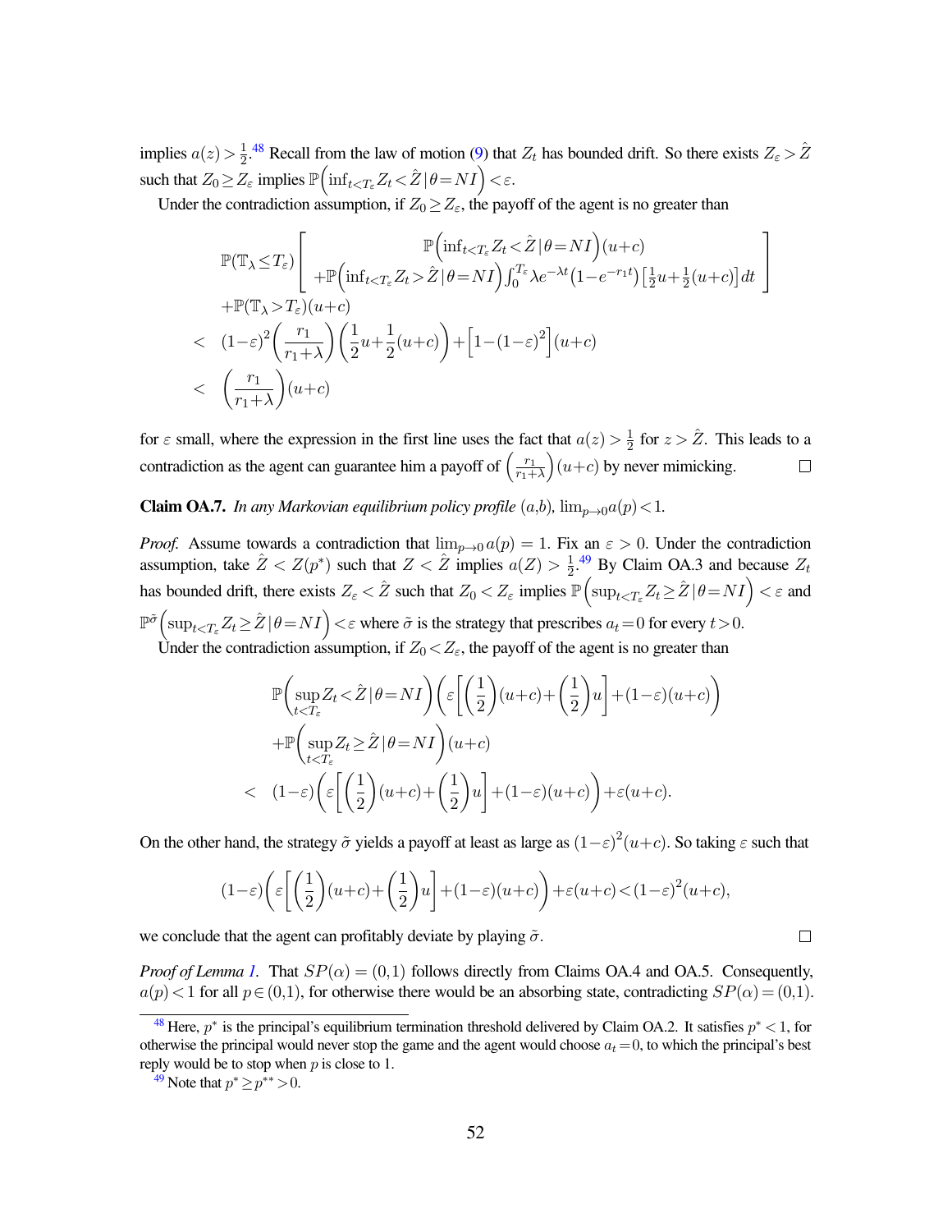implies $a(z) > \frac{1}{2}$.[48] Recall from the law of motion (9) that $Z_t$ has bounded drift. So there exists $Z_\varepsilon > \hat{Z}$ such that $Z_0 \geq Z_\varepsilon$ implies $\mathbb{P}\left(\inf_{t<T_\varepsilon} Z_t < \hat{Z} \,|\, \theta = NI\right) < \varepsilon$.

Under the contradiction assumption, if $Z_0 \geq Z_\varepsilon$, the payoff of the agent is no greater than

$$
\begin{aligned}
&\mathbb{P}(\mathbb{T}_\lambda \leq T_\varepsilon)\left[\begin{array}{c} \mathbb{P}\left(\inf_{t<T_\varepsilon} Z_t < \hat{Z} \,|\, \theta = NI\right)(u+c) \\ +\mathbb{P}\left(\inf_{t<T_\varepsilon} Z_t > \hat{Z} \,|\, \theta = NI\right)\int_0^{T_\varepsilon} \lambda e^{-\lambda t}\left(1-e^{-r_1 t}\right)\left[\frac{1}{2}u + \frac{1}{2}(u+c)\right]dt \end{array}\right] \\
&+\mathbb{P}(\mathbb{T}_\lambda > T_\varepsilon)(u+c) \\
<\;& (1-\varepsilon)^2\left(\frac{r_1}{r_1+\lambda}\right)\left(\frac{1}{2}u + \frac{1}{2}(u+c)\right) + \left[1-(1-\varepsilon)^2\right](u+c) \\
<\;& \left(\frac{r_1}{r_1+\lambda}\right)(u+c)
\end{aligned}
$$

for $\varepsilon$ small, where the expression in the first line uses the fact that $a(z) > \frac{1}{2}$ for $z > \hat{Z}$. This leads to a contradiction as the agent can guarantee him a payoff of $\left(\frac{r_1}{r_1+\lambda}\right)(u+c)$ by never mimicking. $\square$

**Claim OA.7.** *In any Markovian equilibrium policy profile* $(a,b)$, $\lim_{p\to 0} a(p) < 1$.

*Proof.* Assume towards a contradiction that $\lim_{p\to 0} a(p) = 1$. Fix an $\varepsilon > 0$. Under the contradiction assumption, take $\hat{Z} < Z(p^*)$ such that $Z < \hat{Z}$ implies $a(Z) > \frac{1}{2}$.[49] By Claim OA.3 and because $Z_t$ has bounded drift, there exists $Z_\varepsilon < \hat{Z}$ such that $Z_0 < Z_\varepsilon$ implies $\mathbb{P}\left(\sup_{t<T_\varepsilon} Z_t \geq \hat{Z} \,|\, \theta = NI\right) < \varepsilon$ and $\mathbb{P}^{\tilde{\sigma}}\left(\sup_{t<T_\varepsilon} Z_t \geq \hat{Z} \,|\, \theta = NI\right) < \varepsilon$ where $\tilde{\sigma}$ is the strategy that prescribes $a_t = 0$ for every $t > 0$.

Under the contradiction assumption, if $Z_0 < Z_\varepsilon$, the payoff of the agent is no greater than

$$
\begin{aligned}
&\mathbb{P}\left(\sup_{t<T_\varepsilon} Z_t < \hat{Z} \,|\, \theta = NI\right)\left(\varepsilon\left[\left(\frac{1}{2}\right)(u+c) + \left(\frac{1}{2}\right)u\right] + (1-\varepsilon)(u+c)\right) \\
&+\mathbb{P}\left(\sup_{t<T_\varepsilon} Z_t \geq \hat{Z} \,|\, \theta = NI\right)(u+c) \\
<\;& (1-\varepsilon)\left(\varepsilon\left[\left(\frac{1}{2}\right)(u+c) + \left(\frac{1}{2}\right)u\right] + (1-\varepsilon)(u+c)\right) + \varepsilon(u+c).
\end{aligned}
$$

On the other hand, the strategy $\tilde{\sigma}$ yields a payoff at least as large as $(1-\varepsilon)^2(u+c)$. So taking $\varepsilon$ such that

$$
(1-\varepsilon)\left(\varepsilon\left[\left(\frac{1}{2}\right)(u+c) + \left(\frac{1}{2}\right)u\right] + (1-\varepsilon)(u+c)\right) + \varepsilon(u+c) < (1-\varepsilon)^2(u+c),
$$

we conclude that the agent can profitably deviate by playing $\tilde{\sigma}$. $\square$

*Proof of Lemma 1.* That $SP(\alpha) = (0,1)$ follows directly from Claims OA.4 and OA.5. Consequently, $a(p) < 1$ for all $p \in (0,1)$, for otherwise there would be an absorbing state, contradicting $SP(\alpha) = (0,1)$.

[48] Here, $p^*$ is the principal's equilibrium termination threshold delivered by Claim OA.2. It satisfies $p^* < 1$, for otherwise the principal would never stop the game and the agent would choose $a_t = 0$, to which the principal's best reply would be to stop when $p$ is close to 1.

[49] Note that $p^* \geq p^{**} > 0$.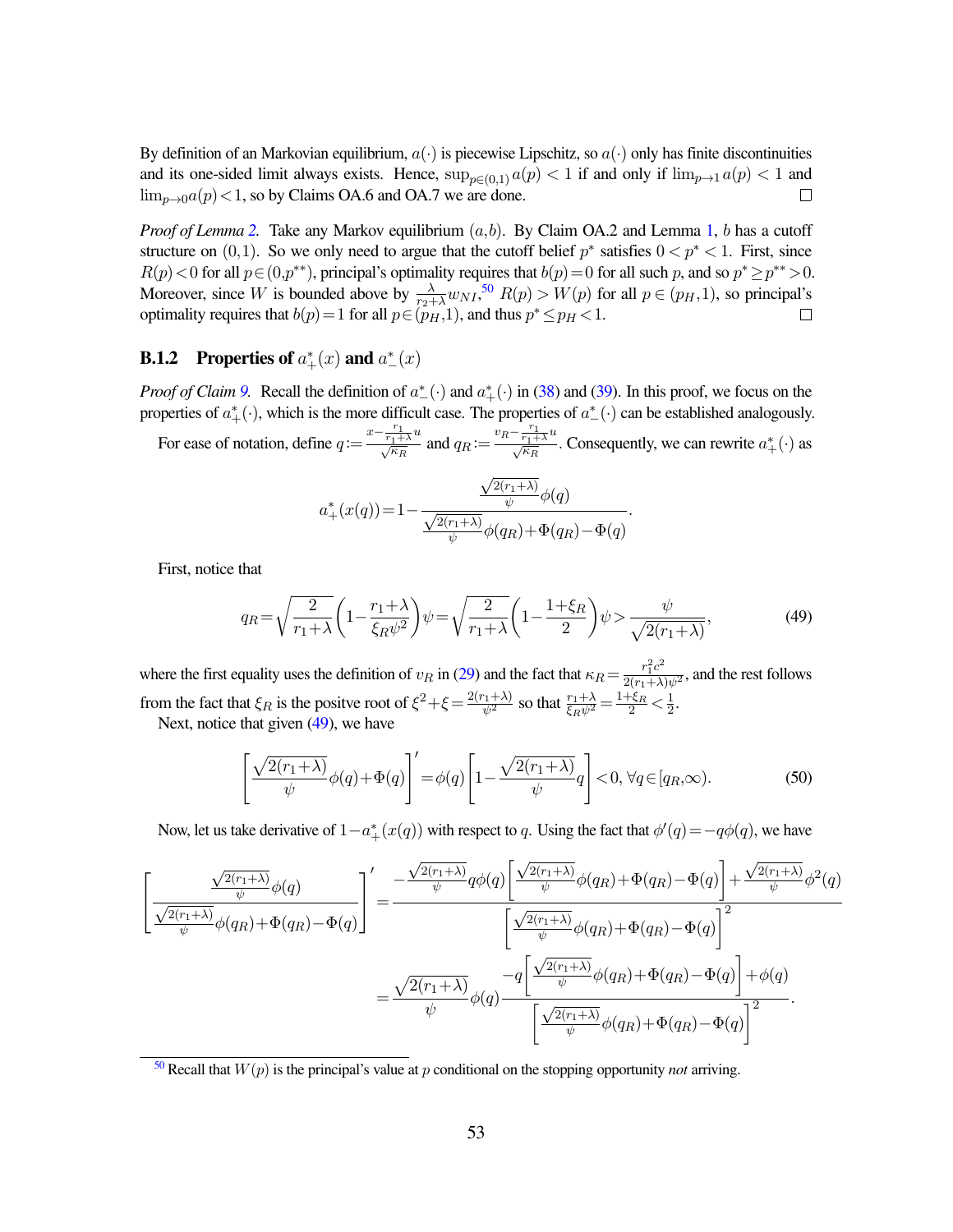By definition of an Markovian equilibrium, $a(\cdot)$ is piecewise Lipschitz, so $a(\cdot)$ only has finite discontinuities and its one-sided limit always exists. Hence, $\sup_{p\in(0,1)} a(p) < 1$ if and only if $\lim_{p\to 1} a(p) < 1$ and $\lim_{p\to 0} a(p) < 1$, so by Claims OA.6 and OA.7 we are done. $\square$

*Proof of Lemma 2.* Take any Markov equilibrium $(a,b)$. By Claim OA.2 and Lemma 1, $b$ has a cutoff structure on $(0,1)$. So we only need to argue that the cutoff belief $p^*$ satisfies $0 < p^* < 1$. First, since $R(p) < 0$ for all $p \in (0,p^{**})$, principal's optimality requires that $b(p) = 0$ for all such $p$, and so $p^* \geq p^{**} > 0$. Moreover, since $W$ is bounded above by $\frac{\lambda}{r_2+\lambda} w_{NI}$,[50] $R(p) > W(p)$ for all $p \in (p_H, 1)$, so principal's optimality requires that $b(p) = 1$ for all $p \in (p_H, 1)$, and thus $p^* \leq p_H < 1$. $\square$

### B.1.2 Properties of $a_+^*(x)$ and $a_-^*(x)$

*Proof of Claim 9.* Recall the definition of $a_-^*(\cdot)$ and $a_+^*(\cdot)$ in (38) and (39). In this proof, we focus on the properties of $a_+^*(\cdot)$, which is the more difficult case. The properties of $a_-^*(\cdot)$ can be established analogously.

For ease of notation, define $q := \frac{x - \frac{r_1}{r_1+\lambda} u}{\sqrt{\kappa_R}}$ and $q_R := \frac{v_R - \frac{r_1}{r_1+\lambda} u}{\sqrt{\kappa_R}}$. Consequently, we can rewrite $a_+^*(\cdot)$ as

$$
a_+^*(x(q)) = 1 - \frac{\frac{\sqrt{2(r_1+\lambda)}}{\psi}\phi(q)}{\frac{\sqrt{2(r_1+\lambda)}}{\psi}\phi(q_R) + \Phi(q_R) - \Phi(q)}.
$$

First, notice that

$$
q_R = \sqrt{\frac{2}{r_1+\lambda}}\left(1 - \frac{r_1+\lambda}{\xi_R \psi^2}\right)\psi = \sqrt{\frac{2}{r_1+\lambda}}\left(1 - \frac{1+\xi_R}{2}\right)\psi > \frac{\psi}{\sqrt{2(r_1+\lambda)}}, \tag{49}
$$

where the first equality uses the definition of $v_R$ in (29) and the fact that $\kappa_R = \frac{r_1^2 c^2}{2(r_1+\lambda)\psi^2}$, and the rest follows from the fact that $\xi_R$ is the positve root of $\xi^2 + \xi = \frac{2(r_1+\lambda)}{\psi^2}$ so that $\frac{r_1+\lambda}{\xi_R \psi^2} = \frac{1+\xi_R}{2} < \frac{1}{2}$.

Next, notice that given (49), we have

$$
\left[\frac{\sqrt{2(r_1+\lambda)}}{\psi}\phi(q) + \Phi(q)\right]' = \phi(q)\left[1 - \frac{\sqrt{2(r_1+\lambda)}}{\psi} q\right] < 0, \; \forall q \in [q_R, \infty). \tag{50}
$$

Now, let us take derivative of $1 - a_+^*(x(q))$ with respect to $q$. Using the fact that $\phi'(q) = -q\phi(q)$, we have

$$
\begin{aligned}
\left[\frac{\frac{\sqrt{2(r_1+\lambda)}}{\psi}\phi(q)}{\frac{\sqrt{2(r_1+\lambda)}}{\psi}\phi(q_R) + \Phi(q_R) - \Phi(q)}\right]' &= \frac{-\frac{\sqrt{2(r_1+\lambda)}}{\psi} q\phi(q)\left[\frac{\sqrt{2(r_1+\lambda)}}{\psi}\phi(q_R) + \Phi(q_R) - \Phi(q)\right] + \frac{\sqrt{2(r_1+\lambda)}}{\psi}\phi^2(q)}{\left[\frac{\sqrt{2(r_1+\lambda)}}{\psi}\phi(q_R) + \Phi(q_R) - \Phi(q)\right]^2} \\
&= \frac{\sqrt{2(r_1+\lambda)}}{\psi}\phi(q)\frac{-q\left[\frac{\sqrt{2(r_1+\lambda)}}{\psi}\phi(q_R) + \Phi(q_R) - \Phi(q)\right] + \phi(q)}{\left[\frac{\sqrt{2(r_1+\lambda)}}{\psi}\phi(q_R) + \Phi(q_R) - \Phi(q)\right]^2}.
\end{aligned}
$$

[50] Recall that $W(p)$ is the principal's value at $p$ conditional on the stopping opportunity *not* arriving.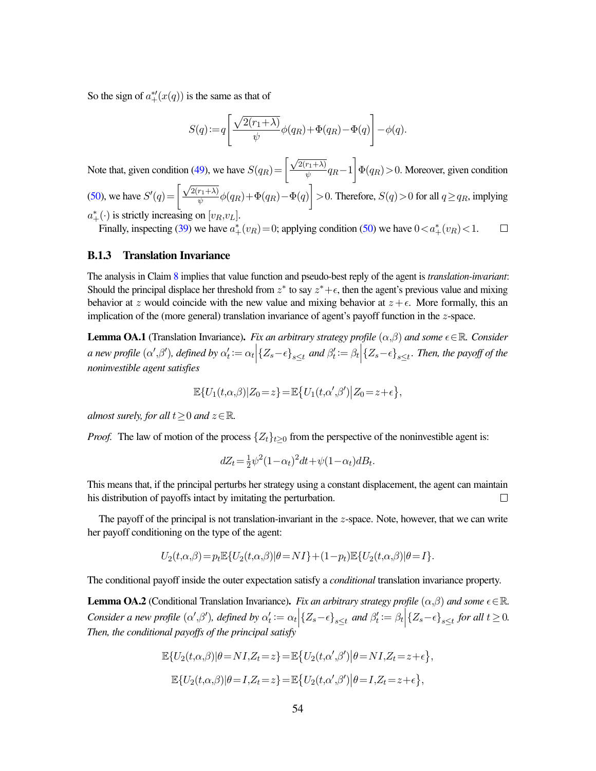So the sign of $a_+^{*\prime}(x(q))$ is the same as that of

$$S(q) := q\left[\frac{\sqrt{2(r_1+\lambda)}}{\psi}\phi(q_R)+\Phi(q_R)-\Phi(q)\right]-\phi(q).$$

Note that, given condition (49), we have $S(q_R)=\left[\frac{\sqrt{2(r_1+\lambda)}}{\psi}q_R-1\right]\Phi(q_R)>0$. Moreover, given condition (50), we have $S'(q)=\left[\frac{\sqrt{2(r_1+\lambda)}}{\psi}\phi(q_R)+\Phi(q_R)-\Phi(q)\right]>0$. Therefore, $S(q)>0$ for all $q\geq q_R$, implying $a_+^*(\cdot)$ is strictly increasing on $[v_R,v_L]$.

Finally, inspecting (39) we have $a_+^*(v_R)=0$; applying condition (50) we have $0<a_+^*(v_R)<1$. □

### B.1.3 Translation Invariance

The analysis in Claim 8 implies that value function and pseudo-best reply of the agent is *translation-invariant*: Should the principal displace her threshold from $z^*$ to say $z^*+\epsilon$, then the agent's previous value and mixing behavior at $z$ would coincide with the new value and mixing behavior at $z+\epsilon$. More formally, this an implication of the (more general) translation invariance of agent's payoff function in the $z$-space.

**Lemma OA.1** (Translation Invariance)**.** *Fix an arbitrary strategy profile $(\alpha,\beta)$ and some $\epsilon\in\mathbb{R}$. Consider a new profile $(\alpha',\beta')$, defined by $\alpha_t' := \alpha_t\Big|\{Z_s-\epsilon\}_{s\leq t}$ and $\beta_t' := \beta_t\Big|\{Z_s-\epsilon\}_{s\leq t}$. Then, the payoff of the noninvestible agent satisfies*

$$\mathbb{E}\{U_1(t,\alpha,\beta)|Z_0=z\}=\mathbb{E}\{U_1(t,\alpha',\beta')\big|Z_0=z+\epsilon\},$$

*almost surely, for all $t\geq 0$ and $z\in\mathbb{R}$.*

*Proof.* The law of motion of the process $\{Z_t\}_{t\geq 0}$ from the perspective of the noninvestible agent is:

$$dZ_t=\tfrac{1}{2}\psi^2(1-\alpha_t)^2dt+\psi(1-\alpha_t)dB_t.$$

This means that, if the principal perturbs her strategy using a constant displacement, the agent can maintain his distribution of payoffs intact by imitating the perturbation. □

The payoff of the principal is not translation-invariant in the $z$-space. Note, however, that we can write her payoff conditioning on the type of the agent:

$$U_2(t,\alpha,\beta)=p_t\mathbb{E}\{U_2(t,\alpha,\beta)|\theta=NI\}+(1-p_t)\mathbb{E}\{U_2(t,\alpha,\beta)|\theta=I\}.$$

The conditional payoff inside the outer expectation satisfy a *conditional* translation invariance property.

**Lemma OA.2** (Conditional Translation Invariance)**.** *Fix an arbitrary strategy profile $(\alpha,\beta)$ and some $\epsilon\in\mathbb{R}$. Consider a new profile $(\alpha',\beta')$, defined by $\alpha_t' := \alpha_t\Big|\{Z_s-\epsilon\}_{s\leq t}$ and $\beta_t' := \beta_t\Big|\{Z_s-\epsilon\}_{s\leq t}$ for all $t\geq 0$. Then, the conditional payoffs of the principal satisfy*

$$\mathbb{E}\{U_2(t,\alpha,\beta)|\theta=NI,Z_t=z\}=\mathbb{E}\{U_2(t,\alpha',\beta')\big|\theta=NI,Z_t=z+\epsilon\},$$

$$\mathbb{E}\{U_2(t,\alpha,\beta)|\theta=I,Z_t=z\}=\mathbb{E}\{U_2(t,\alpha',\beta')\big|\theta=I,Z_t=z+\epsilon\},$$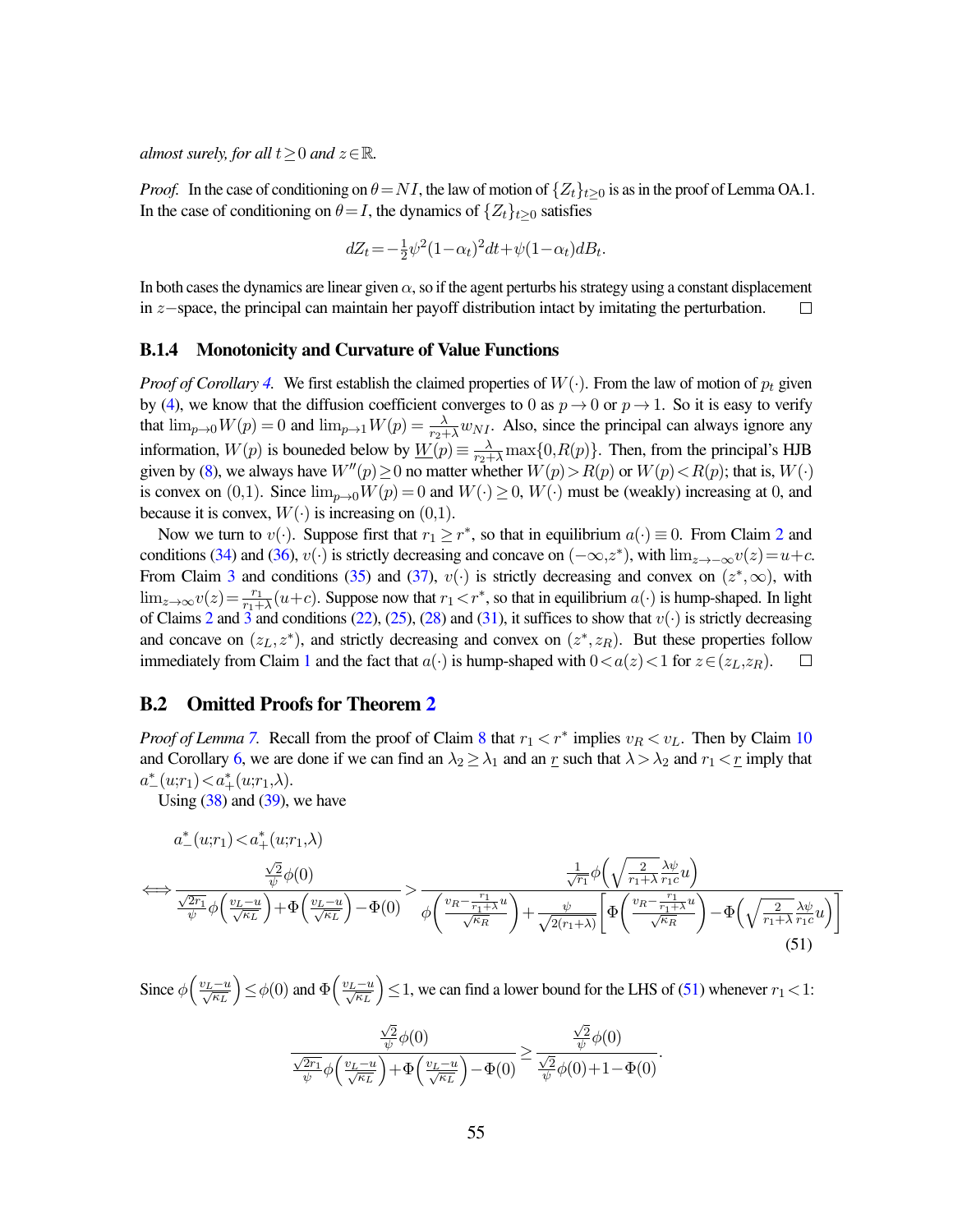*almost surely, for all* $t \geq 0$ *and* $z \in \mathbb{R}$.

*Proof.* In the case of conditioning on $\theta = NI$, the law of motion of $\{Z_t\}_{t\geq 0}$ is as in the proof of Lemma OA.1. In the case of conditioning on $\theta = I$, the dynamics of $\{Z_t\}_{t\geq 0}$ satisfies

$$dZ_t = -\tfrac{1}{2}\psi^2(1-\alpha_t)^2 dt + \psi(1-\alpha_t)dB_t.$$

In both cases the dynamics are linear given $\alpha$, so if the agent perturbs his strategy using a constant displacement in $z-$space, the principal can maintain her payoff distribution intact by imitating the perturbation. □

### B.1.4 Monotonicity and Curvature of Value Functions

*Proof of Corollary 4.* We first establish the claimed properties of $W(\cdot)$. From the law of motion of $p_t$ given by (4), we know that the diffusion coefficient converges to 0 as $p \to 0$ or $p \to 1$. So it is easy to verify that $\lim_{p\to 0} W(p) = 0$ and $\lim_{p\to 1} W(p) = \frac{\lambda}{r_2+\lambda} w_{NI}$. Also, since the principal can always ignore any information, $W(p)$ is bouneded below by $\underline{W}(p) \equiv \frac{\lambda}{r_2+\lambda}\max\{0, R(p)\}$. Then, from the principal's HJB given by (8), we always have $W''(p) \geq 0$ no matter whether $W(p) > R(p)$ or $W(p) < R(p)$; that is, $W(\cdot)$ is convex on $(0,1)$. Since $\lim_{p\to 0} W(p) = 0$ and $W(\cdot) \geq 0$, $W(\cdot)$ must be (weakly) increasing at 0, and because it is convex, $W(\cdot)$ is increasing on $(0,1)$.

Now we turn to $v(\cdot)$. Suppose first that $r_1 \geq r^*$, so that in equilibrium $a(\cdot) \equiv 0$. From Claim 2 and conditions (34) and (36), $v(\cdot)$ is strictly decreasing and concave on $(-\infty, z^*)$, with $\lim_{z\to -\infty} v(z) = u + c$. From Claim 3 and conditions (35) and (37), $v(\cdot)$ is strictly decreasing and convex on $(z^*, \infty)$, with $\lim_{z\to\infty} v(z) = \frac{r_1}{r_1+\lambda}(u+c)$. Suppose now that $r_1 < r^*$, so that in equilibrium $a(\cdot)$ is hump-shaped. In light of Claims 2 and 3 and conditions (22), (25), (28) and (31), it suffices to show that $v(\cdot)$ is strictly decreasing and concave on $(z_L, z^*)$, and strictly decreasing and convex on $(z^*, z_R)$. But these properties follow immediately from Claim 1 and the fact that $a(\cdot)$ is hump-shaped with $0 < a(z) < 1$ for $z \in (z_L, z_R)$. □

## B.2 Omitted Proofs for Theorem 2

*Proof of Lemma 7.* Recall from the proof of Claim 8 that $r_1 < r^*$ implies $v_R < v_L$. Then by Claim 10 and Corollary 6, we are done if we can find an $\lambda_2 \geq \lambda_1$ and an $\underline{r}$ such that $\lambda > \lambda_2$ and $r_1 < \underline{r}$ imply that $a^*_-(u; r_1) < a^*_+(u; r_1, \lambda)$.

Using (38) and (39), we have

$$a^*_-(u;r_1) < a^*_+(u;r_1,\lambda)$$

$$\iff \frac{\frac{\sqrt{2}}{\psi}\phi(0)}{\frac{\sqrt{2r_1}}{\psi}\phi\left(\frac{v_L-u}{\sqrt{\kappa_L}}\right) + \Phi\left(\frac{v_L-u}{\sqrt{\kappa_L}}\right) - \Phi(0)} > \frac{\frac{1}{\sqrt{r_1}}\phi\left(\sqrt{\frac{2}{r_1+\lambda}}\frac{\lambda\psi}{r_1 c}u\right)}{\phi\left(\frac{v_R - \frac{r_1}{r_1+\lambda}u}{\sqrt{\kappa_R}}\right) + \frac{\psi}{\sqrt{2(r_1+\lambda)}}\left[\Phi\left(\frac{v_R - \frac{r_1}{r_1+\lambda}u}{\sqrt{\kappa_R}}\right) - \Phi\left(\sqrt{\frac{2}{r_1+\lambda}}\frac{\lambda\psi}{r_1 c}u\right)\right]} \tag{51}$$

Since $\phi\left(\frac{v_L-u}{\sqrt{\kappa_L}}\right) \leq \phi(0)$ and $\Phi\left(\frac{v_L-u}{\sqrt{\kappa_L}}\right) \leq 1$, we can find a lower bound for the LHS of (51) whenever $r_1 < 1$:

$$\frac{\frac{\sqrt{2}}{\psi}\phi(0)}{\frac{\sqrt{2r_1}}{\psi}\phi\left(\frac{v_L-u}{\sqrt{\kappa_L}}\right) + \Phi\left(\frac{v_L-u}{\sqrt{\kappa_L}}\right) - \Phi(0)} \geq \frac{\frac{\sqrt{2}}{\psi}\phi(0)}{\frac{\sqrt{2}}{\psi}\phi(0) + 1 - \Phi(0)}.$$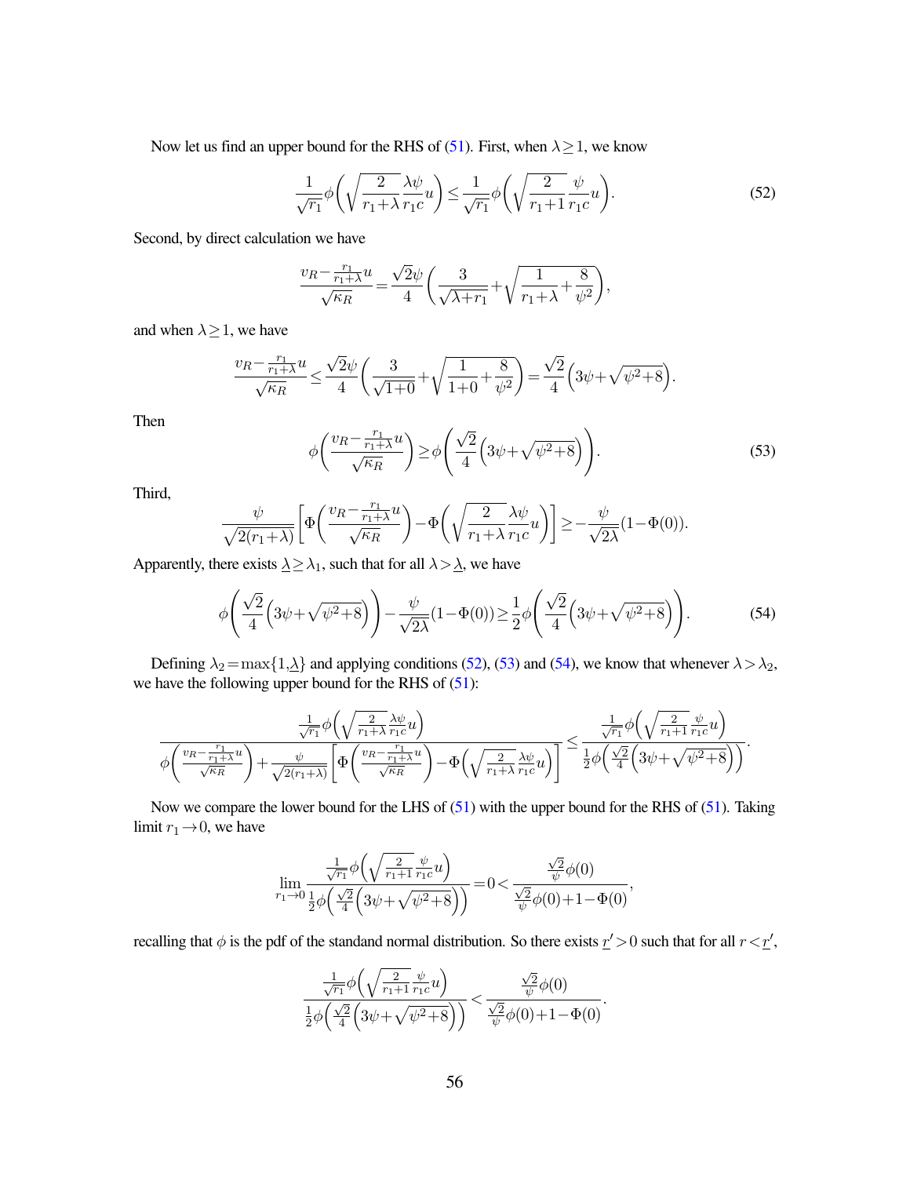Now let us find an upper bound for the RHS of (51). First, when $\lambda \geq 1$, we know

$$\frac{1}{\sqrt{r_1}}\phi\left(\sqrt{\frac{2}{r_1+\lambda}}\frac{\lambda\psi}{r_1 c}u\right) \leq \frac{1}{\sqrt{r_1}}\phi\left(\sqrt{\frac{2}{r_1+1}}\frac{\psi}{r_1 c}u\right). \tag{52}$$

Second, by direct calculation we have

$$\frac{v_R - \frac{r_1}{r_1+\lambda}u}{\sqrt{\kappa_R}} = \frac{\sqrt{2}\psi}{4}\left(\frac{3}{\sqrt{\lambda+r_1}} + \sqrt{\frac{1}{r_1+\lambda}+\frac{8}{\psi^2}}\right),$$

and when $\lambda \geq 1$, we have

$$\frac{v_R - \frac{r_1}{r_1+\lambda}u}{\sqrt{\kappa_R}} \leq \frac{\sqrt{2}\psi}{4}\left(\frac{3}{\sqrt{1+0}} + \sqrt{\frac{1}{1+0}+\frac{8}{\psi^2}}\right) = \frac{\sqrt{2}}{4}\left(3\psi + \sqrt{\psi^2+8}\right).$$

Then

$$\phi\left(\frac{v_R - \frac{r_1}{r_1+\lambda}u}{\sqrt{\kappa_R}}\right) \geq \phi\left(\frac{\sqrt{2}}{4}\left(3\psi + \sqrt{\psi^2+8}\right)\right). \tag{53}$$

Third,

$$\frac{\psi}{\sqrt{2(r_1+\lambda)}}\left[\Phi\left(\frac{v_R - \frac{r_1}{r_1+\lambda}u}{\sqrt{\kappa_R}}\right) - \Phi\left(\sqrt{\frac{2}{r_1+\lambda}}\frac{\lambda\psi}{r_1 c}u\right)\right] \geq -\frac{\psi}{\sqrt{2\lambda}}(1-\Phi(0)).$$

Apparently, there exists $\underline{\lambda} \geq \lambda_1$, such that for all $\lambda > \underline{\lambda}$, we have

$$\phi\left(\frac{\sqrt{2}}{4}\left(3\psi + \sqrt{\psi^2+8}\right)\right) - \frac{\psi}{\sqrt{2\lambda}}(1-\Phi(0)) \geq \frac{1}{2}\phi\left(\frac{\sqrt{2}}{4}\left(3\psi + \sqrt{\psi^2+8}\right)\right). \tag{54}$$

Defining $\lambda_2 = \max\{1, \underline{\lambda}\}$ and applying conditions (52), (53) and (54), we know that whenever $\lambda > \lambda_2$, we have the following upper bound for the RHS of (51):

$$\frac{\frac{1}{\sqrt{r_1}}\phi\left(\sqrt{\frac{2}{r_1+\lambda}}\frac{\lambda\psi}{r_1 c}u\right)}{\phi\left(\frac{v_R - \frac{r_1}{r_1+\lambda}u}{\sqrt{\kappa_R}}\right) + \frac{\psi}{\sqrt{2(r_1+\lambda)}}\left[\Phi\left(\frac{v_R - \frac{r_1}{r_1+\lambda}u}{\sqrt{\kappa_R}}\right) - \Phi\left(\sqrt{\frac{2}{r_1+\lambda}}\frac{\lambda\psi}{r_1 c}u\right)\right]} \leq \frac{\frac{1}{\sqrt{r_1}}\phi\left(\sqrt{\frac{2}{r_1+1}}\frac{\psi}{r_1 c}u\right)}{\frac{1}{2}\phi\left(\frac{\sqrt{2}}{4}\left(3\psi + \sqrt{\psi^2+8}\right)\right)}.$$

Now we compare the lower bound for the LHS of (51) with the upper bound for the RHS of (51). Taking limit $r_1 \to 0$, we have

$$\lim_{r_1 \to 0} \frac{\frac{1}{\sqrt{r_1}}\phi\left(\sqrt{\frac{2}{r_1+1}}\frac{\psi}{r_1 c}u\right)}{\frac{1}{2}\phi\left(\frac{\sqrt{2}}{4}\left(3\psi + \sqrt{\psi^2+8}\right)\right)} = 0 < \frac{\frac{\sqrt{2}}{\psi}\phi(0)}{\frac{\sqrt{2}}{\psi}\phi(0) + 1 - \Phi(0)},$$

recalling that $\phi$ is the pdf of the standard normal distribution. So there exists $\underline{r}' > 0$ such that for all $r < \underline{r}'$,

$$\frac{\frac{1}{\sqrt{r_1}}\phi\left(\sqrt{\frac{2}{r_1+1}}\frac{\psi}{r_1 c}u\right)}{\frac{1}{2}\phi\left(\frac{\sqrt{2}}{4}\left(3\psi + \sqrt{\psi^2+8}\right)\right)} < \frac{\frac{\sqrt{2}}{\psi}\phi(0)}{\frac{\sqrt{2}}{\psi}\phi(0) + 1 - \Phi(0)}.$$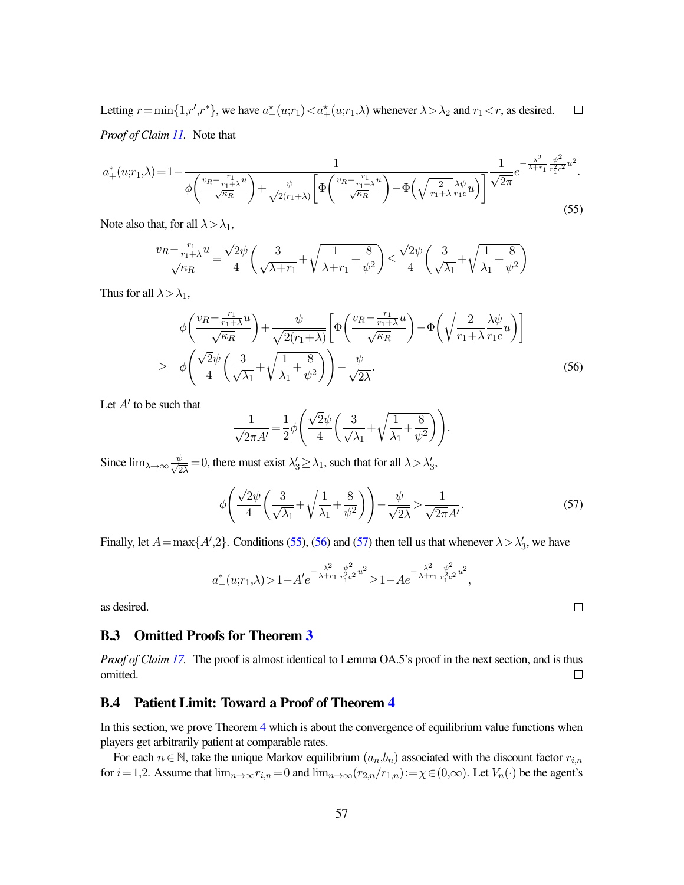Letting $\underline{r} = \min\{1, \underline{r}', r^*\}$, we have $a_-^\star(u; r_1) < a_+^\star(u; r_1, \lambda)$ whenever $\lambda > \lambda_2$ and $r_1 < \underline{r}$, as desired. $\square$

*Proof of Claim 11.* Note that

$$a_+^*(u; r_1, \lambda) = 1 - \frac{1}{\phi\left(\frac{v_R - \frac{r_1}{r_1+\lambda}u}{\sqrt{\kappa_R}}\right) + \frac{\psi}{\sqrt{2(r_1+\lambda)}}\left[\Phi\left(\frac{v_R - \frac{r_1}{r_1+\lambda}u}{\sqrt{\kappa_R}}\right) - \Phi\left(\sqrt{\frac{2}{r_1+\lambda}} \frac{\lambda\psi}{r_1 c} u\right)\right]} \frac{1}{\sqrt{2\pi}} e^{-\frac{\lambda^2}{\lambda+r_1} \frac{\psi^2}{r_1^2 c^2} u^2}. \tag{55}$$

Note also that, for all $\lambda > \lambda_1$,

$$\frac{v_R - \frac{r_1}{r_1+\lambda}u}{\sqrt{\kappa_R}} = \frac{\sqrt{2}\psi}{4}\left(\frac{3}{\sqrt{\lambda + r_1}} + \sqrt{\frac{1}{\lambda + r_1} + \frac{8}{\psi^2}}\right) \leq \frac{\sqrt{2}\psi}{4}\left(\frac{3}{\sqrt{\lambda_1}} + \sqrt{\frac{1}{\lambda_1} + \frac{8}{\psi^2}}\right)$$

Thus for all $\lambda > \lambda_1$,

$$\begin{aligned}
& \phi\left(\frac{v_R - \frac{r_1}{r_1+\lambda}u}{\sqrt{\kappa_R}}\right) + \frac{\psi}{\sqrt{2(r_1+\lambda)}}\left[\Phi\left(\frac{v_R - \frac{r_1}{r_1+\lambda}u}{\sqrt{\kappa_R}}\right) - \Phi\left(\sqrt{\frac{2}{r_1+\lambda}} \frac{\lambda\psi}{r_1 c} u\right)\right] \\
\geq \quad & \phi\left(\frac{\sqrt{2}\psi}{4}\left(\frac{3}{\sqrt{\lambda_1}} + \sqrt{\frac{1}{\lambda_1} + \frac{8}{\psi^2}}\right)\right) - \frac{\psi}{\sqrt{2\lambda}}.
\end{aligned} \tag{56}$$

Let $A'$ to be such that

$$\frac{1}{\sqrt{2\pi}A'} = \frac{1}{2}\phi\left(\frac{\sqrt{2}\psi}{4}\left(\frac{3}{\sqrt{\lambda_1}} + \sqrt{\frac{1}{\lambda_1} + \frac{8}{\psi^2}}\right)\right).$$

Since $\lim_{\lambda \to \infty} \frac{\psi}{\sqrt{2\lambda}} = 0$, there must exist $\lambda_3' \geq \lambda_1$, such that for all $\lambda > \lambda_3'$,

$$\phi\left(\frac{\sqrt{2}\psi}{4}\left(\frac{3}{\sqrt{\lambda_1}} + \sqrt{\frac{1}{\lambda_1} + \frac{8}{\psi^2}}\right)\right) - \frac{\psi}{\sqrt{2\lambda}} > \frac{1}{\sqrt{2\pi}A'}. \tag{57}$$

Finally, let $A = \max\{A', 2\}$. Conditions (55), (56) and (57) then tell us that whenever $\lambda > \lambda_3'$, we have

$$a_+^*(u; r_1, \lambda) > 1 - A' e^{-\frac{\lambda^2}{\lambda+r_1} \frac{\psi^2}{r_1^2 c^2} u^2} \geq 1 - A e^{-\frac{\lambda^2}{\lambda+r_1} \frac{\psi^2}{r_1^2 c^2} u^2},$$

as desired. $\square$

### B.3 Omitted Proofs for Theorem 3

*Proof of Claim 17.* The proof is almost identical to Lemma OA.5's proof in the next section, and is thus omitted. $\square$

### B.4 Patient Limit: Toward a Proof of Theorem 4

In this section, we prove Theorem 4 which is about the convergence of equilibrium value functions when players get arbitrarily patient at comparable rates.

For each $n \in \mathbb{N}$, take the unique Markov equilibrium $(a_n, b_n)$ associated with the discount factor $r_{i,n}$ for $i = 1, 2$. Assume that $\lim_{n \to \infty} r_{i,n} = 0$ and $\lim_{n \to \infty}(r_{2,n}/r_{1,n}) := \chi \in (0, \infty)$. Let $V_n(\cdot)$ be the agent's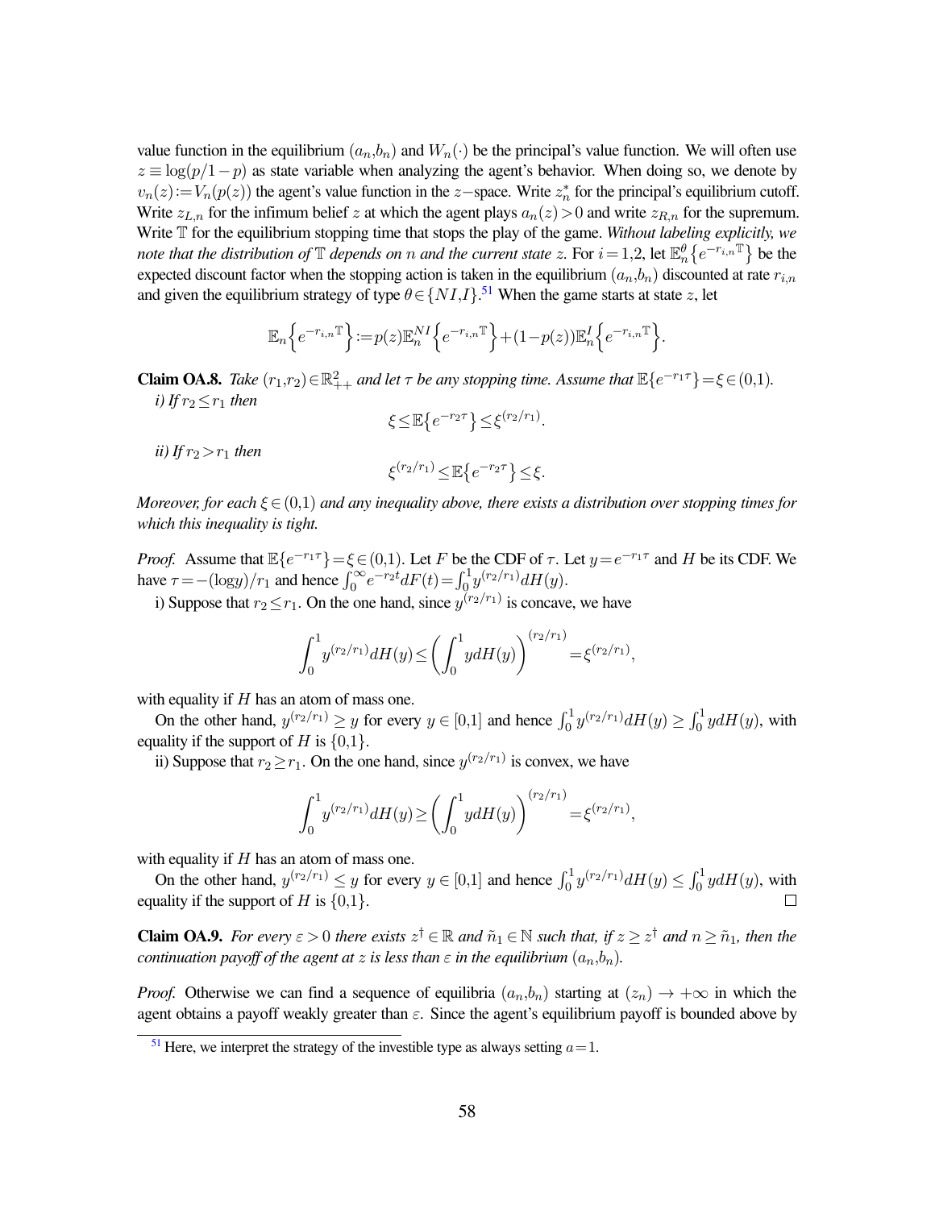value function in the equilibrium $(a_n, b_n)$ and $W_n(\cdot)$ be the principal's value function. We will often use $z \equiv \log(p/1-p)$ as state variable when analyzing the agent's behavior. When doing so, we denote by $v_n(z) := V_n(p(z))$ the agent's value function in the $z-$space. Write $z_n^*$ for the principal's equilibrium cutoff. Write $z_{L,n}$ for the infimum belief $z$ at which the agent plays $a_n(z) > 0$ and write $z_{R,n}$ for the supremum. Write $\mathbb{T}$ for the equilibrium stopping time that stops the play of the game. *Without labeling explicitly, we note that the distribution of $\mathbb{T}$ depends on $n$ and the current state $z$.* For $i = 1, 2$, let $\mathbb{E}_n^\theta\{e^{-r_{i,n}\mathbb{T}}\}$ be the expected discount factor when the stopping action is taken in the equilibrium $(a_n, b_n)$ discounted at rate $r_{i,n}$ and given the equilibrium strategy of type $\theta \in \{NI, I\}$.[51] When the game starts at state $z$, let

$$\mathbb{E}_n\left\{e^{-r_{i,n}\mathbb{T}}\right\} := p(z)\mathbb{E}_n^{NI}\left\{e^{-r_{i,n}\mathbb{T}}\right\} + (1-p(z))\mathbb{E}_n^{I}\left\{e^{-r_{i,n}\mathbb{T}}\right\}.$$

**Claim OA.8.** *Take $(r_1, r_2) \in \mathbb{R}_{++}^2$ and let $\tau$ be any stopping time. Assume that $\mathbb{E}\{e^{-r_1\tau}\} = \xi \in (0,1)$.*

*i) If $r_2 \leq r_1$ then*

$$\xi \leq \mathbb{E}\left\{e^{-r_2\tau}\right\} \leq \xi^{(r_2/r_1)}.$$

*ii) If $r_2 > r_1$ then*

$$\xi^{(r_2/r_1)} \leq \mathbb{E}\left\{e^{-r_2\tau}\right\} \leq \xi.$$

*Moreover, for each $\xi \in (0,1)$ and any inequality above, there exists a distribution over stopping times for which this inequality is tight.*

*Proof.* Assume that $\mathbb{E}\{e^{-r_1\tau}\} = \xi \in (0,1)$. Let $F$ be the CDF of $\tau$. Let $y = e^{-r_1\tau}$ and $H$ be its CDF. We have $\tau = -(\log y)/r_1$ and hence $\int_0^\infty e^{-r_2 t} dF(t) = \int_0^1 y^{(r_2/r_1)} dH(y)$.

i) Suppose that $r_2 \leq r_1$. On the one hand, since $y^{(r_2/r_1)}$ is concave, we have

$$\int_0^1 y^{(r_2/r_1)} dH(y) \leq \left(\int_0^1 y dH(y)\right)^{(r_2/r_1)} = \xi^{(r_2/r_1)},$$

with equality if $H$ has an atom of mass one.

On the other hand, $y^{(r_2/r_1)} \geq y$ for every $y \in [0,1]$ and hence $\int_0^1 y^{(r_2/r_1)} dH(y) \geq \int_0^1 y dH(y)$, with equality if the support of $H$ is $\{0,1\}$.

ii) Suppose that $r_2 \geq r_1$. On the one hand, since $y^{(r_2/r_1)}$ is convex, we have

$$\int_0^1 y^{(r_2/r_1)} dH(y) \geq \left(\int_0^1 y dH(y)\right)^{(r_2/r_1)} = \xi^{(r_2/r_1)},$$

with equality if $H$ has an atom of mass one.

On the other hand, $y^{(r_2/r_1)} \leq y$ for every $y \in [0,1]$ and hence $\int_0^1 y^{(r_2/r_1)} dH(y) \leq \int_0^1 y dH(y)$, with equality if the support of $H$ is $\{0,1\}$. ☐

**Claim OA.9.** *For every $\varepsilon > 0$ there exists $z^\dagger \in \mathbb{R}$ and $\tilde{n}_1 \in \mathbb{N}$ such that, if $z \geq z^\dagger$ and $n \geq \tilde{n}_1$, then the continuation payoff of the agent at $z$ is less than $\varepsilon$ in the equilibrium $(a_n, b_n)$.*

*Proof.* Otherwise we can find a sequence of equilibria $(a_n, b_n)$ starting at $(z_n) \to +\infty$ in which the agent obtains a payoff weakly greater than $\varepsilon$. Since the agent's equilibrium payoff is bounded above by

[51] Here, we interpret the strategy of the investible type as always setting $a = 1$.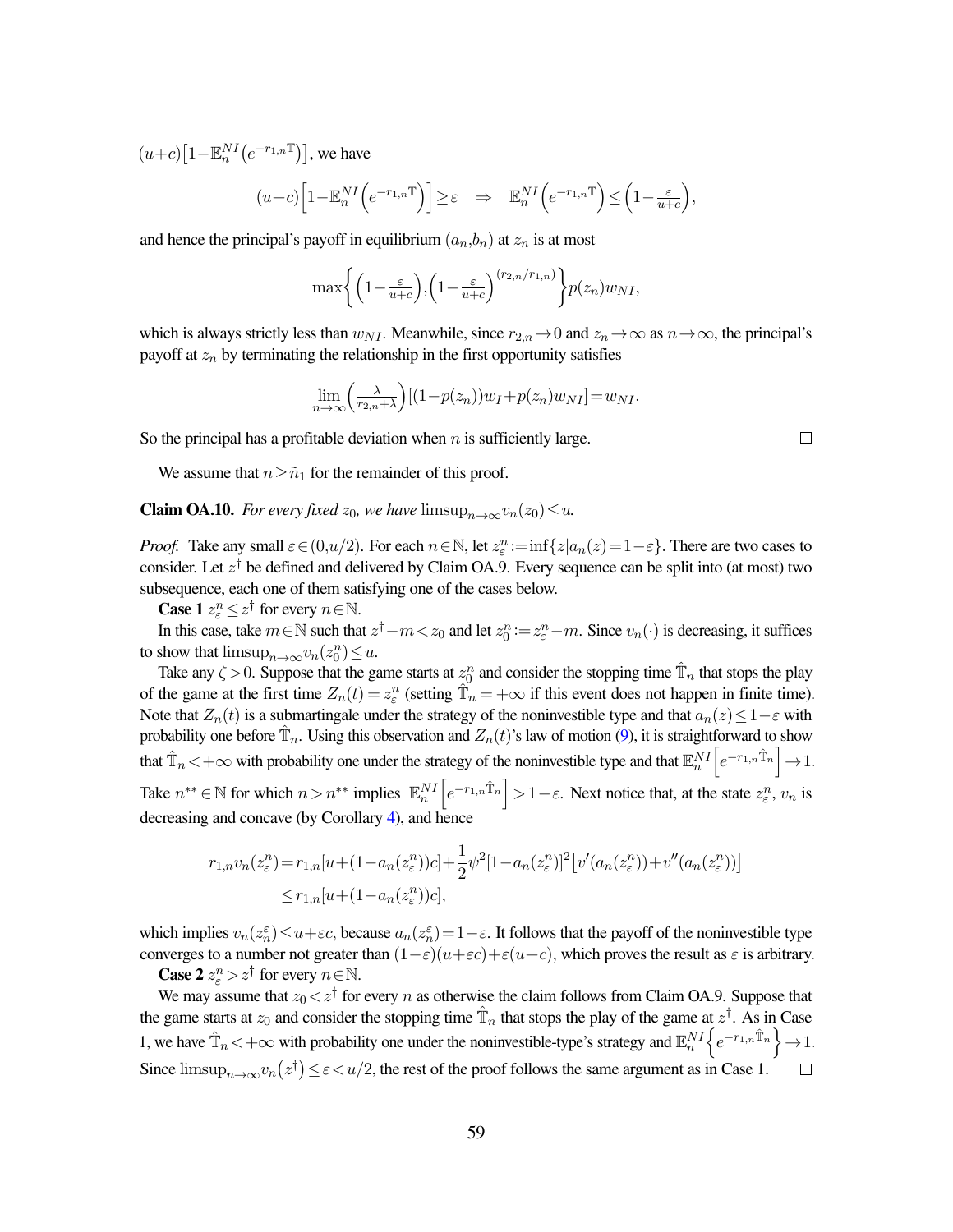$(u+c)\left[1-\mathbb{E}_n^{NI}\left(e^{-r_{1,n}\mathbb{T}}\right)\right]$, we have

$$(u+c)\left[1-\mathbb{E}_n^{NI}\left(e^{-r_{1,n}\mathbb{T}}\right)\right]\geq\varepsilon \quad\Rightarrow\quad \mathbb{E}_n^{NI}\left(e^{-r_{1,n}\mathbb{T}}\right)\leq\left(1-\tfrac{\varepsilon}{u+c}\right),$$

and hence the principal's payoff in equilibrium $(a_n,b_n)$ at $z_n$ is at most

$$\max\left\{\left(1-\tfrac{\varepsilon}{u+c}\right),\left(1-\tfrac{\varepsilon}{u+c}\right)^{(r_{2,n}/r_{1,n})}\right\}p(z_n)w_{NI},$$

which is always strictly less than $w_{NI}$. Meanwhile, since $r_{2,n}\to 0$ and $z_n\to\infty$ as $n\to\infty$, the principal's payoff at $z_n$ by terminating the relationship in the first opportunity satisfies

$$\lim_{n\to\infty}\left(\tfrac{\lambda}{r_{2,n}+\lambda}\right)[(1-p(z_n))w_I+p(z_n)w_{NI}]=w_{NI}.$$

So the principal has a profitable deviation when $n$ is sufficiently large. □

We assume that $n\geq\tilde{n}_1$ for the remainder of this proof.

**Claim OA.10.** *For every fixed $z_0$, we have $\limsup_{n\to\infty}v_n(z_0)\leq u$.*

*Proof.* Take any small $\varepsilon\in(0,u/2)$. For each $n\in\mathbb{N}$, let $z_\varepsilon^n:=\inf\{z|a_n(z)=1-\varepsilon\}$. There are two cases to consider. Let $z^\dagger$ be defined and delivered by Claim OA.9. Every sequence can be split into (at most) two subsequence, each one of them satisfying one of the cases below.

**Case 1** $z_\varepsilon^n\leq z^\dagger$ for every $n\in\mathbb{N}$.

In this case, take $m\in\mathbb{N}$ such that $z^\dagger-m<z_0$ and let $z_0^n:=z_\varepsilon^n-m$. Since $v_n(\cdot)$ is decreasing, it suffices to show that $\limsup_{n\to\infty}v_n(z_0^n)\leq u$.

Take any $\zeta>0$. Suppose that the game starts at $z_0^n$ and consider the stopping time $\hat{\mathbb{T}}_n$ that stops the play of the game at the first time $Z_n(t)=z_\varepsilon^n$ (setting $\hat{\mathbb{T}}_n=+\infty$ if this event does not happen in finite time). Note that $Z_n(t)$ is a submartingale under the strategy of the noninvestible type and that $a_n(z)\leq 1-\varepsilon$ with probability one before $\hat{\mathbb{T}}_n$. Using this observation and $Z_n(t)$'s law of motion (9), it is straightforward to show that $\hat{\mathbb{T}}_n<+\infty$ with probability one under the strategy of the noninvestible type and that $\mathbb{E}_n^{NI}\left[e^{-r_{1,n}\hat{\mathbb{T}}_n}\right]\to 1$. Take $n^{**}\in\mathbb{N}$ for which $n>n^{**}$ implies $\mathbb{E}_n^{NI}\left[e^{-r_{1,n}\hat{\mathbb{T}}_n}\right]>1-\varepsilon$. Next notice that, at the state $z_\varepsilon^n$, $v_n$ is decreasing and concave (by Corollary 4), and hence

$$\begin{aligned}
r_{1,n}v_n(z_\varepsilon^n)&=r_{1,n}[u+(1-a_n(z_\varepsilon^n))c]+\frac{1}{2}\psi^2[1-a_n(z_\varepsilon^n)]^2\left[v'(a_n(z_\varepsilon^n))+v''(a_n(z_\varepsilon^n))\right]\\
&\leq r_{1,n}[u+(1-a_n(z_\varepsilon^n))c],
\end{aligned}$$

which implies $v_n(z_n^\varepsilon)\leq u+\varepsilon c$, because $a_n(z_n^\varepsilon)=1-\varepsilon$. It follows that the payoff of the noninvestible type converges to a number not greater than $(1-\varepsilon)(u+\varepsilon c)+\varepsilon(u+c)$, which proves the result as $\varepsilon$ is arbitrary.

**Case 2** $z_\varepsilon^n>z^\dagger$ for every $n\in\mathbb{N}$.

We may assume that $z_0<z^\dagger$ for every $n$ as otherwise the claim follows from Claim OA.9. Suppose that the game starts at $z_0$ and consider the stopping time $\hat{\mathbb{T}}_n$ that stops the play of the game at $z^\dagger$. As in Case 1, we have $\hat{\mathbb{T}}_n<+\infty$ with probability one under the noninvestible-type's strategy and $\mathbb{E}_n^{NI}\left\{e^{-r_{1,n}\hat{\mathbb{T}}_n}\right\}\to 1$. Since $\limsup_{n\to\infty}v_n(z^\dagger)\leq\varepsilon<u/2$, the rest of the proof follows the same argument as in Case 1. □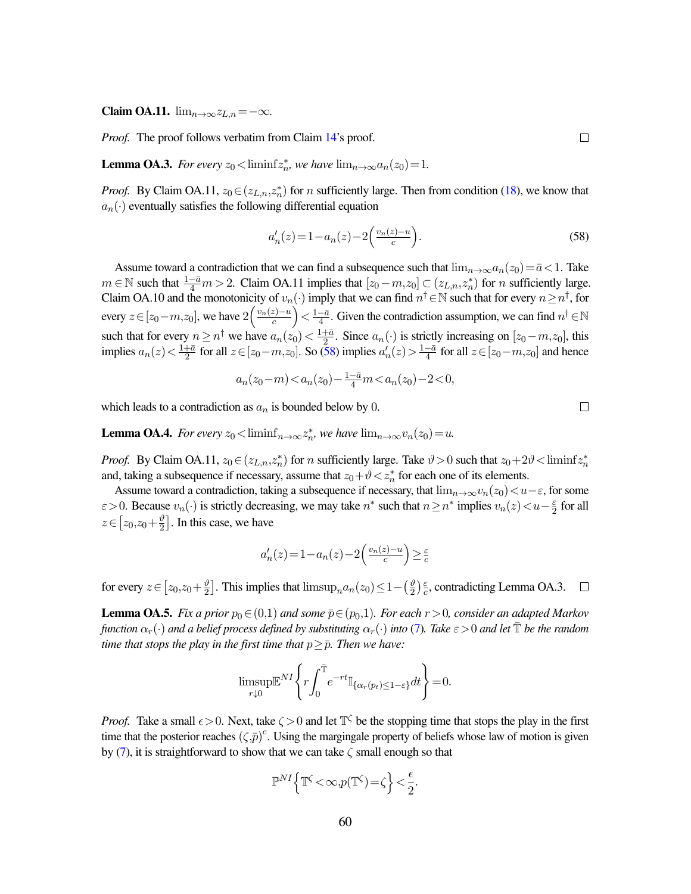**Claim OA.11.** $\lim_{n\to\infty} z_{L,n} = -\infty$.

*Proof.* The proof follows verbatim from Claim 14's proof. $\square$

**Lemma OA.3.** *For every $z_0 < \liminf z_n^*$, we have $\lim_{n\to\infty} a_n(z_0) = 1$.*

*Proof.* By Claim OA.11, $z_0 \in (z_{L,n}, z_n^*)$ for $n$ sufficiently large. Then from condition (18), we know that $a_n(\cdot)$ eventually satisfies the following differential equation

$$a_n'(z) = 1 - a_n(z) - 2\left(\tfrac{v_n(z)-u}{c}\right). \tag{58}$$

Assume toward a contradiction that we can find a subsequence such that $\lim_{n\to\infty} a_n(z_0) = \bar{a} < 1$. Take $m \in \mathbb{N}$ such that $\frac{1-\bar{a}}{4} m > 2$. Claim OA.11 implies that $[z_0 - m, z_0] \subset (z_{L,n}, z_n^*)$ for $n$ sufficiently large. Claim OA.10 and the monotonicity of $v_n(\cdot)$ imply that we can find $n^\dagger \in \mathbb{N}$ such that for every $n \geq n^\dagger$, for every $z \in [z_0 - m, z_0]$, we have $2\left(\frac{v_n(z)-u}{c}\right) < \frac{1-\bar{a}}{4}$. Given the contradiction assumption, we can find $n^\dagger \in \mathbb{N}$ such that for every $n \geq n^\dagger$ we have $a_n(z_0) < \frac{1+\bar{a}}{2}$. Since $a_n(\cdot)$ is strictly increasing on $[z_0 - m, z_0]$, this implies $a_n(z) < \frac{1+\bar{a}}{2}$ for all $z \in [z_0 - m, z_0]$. So (58) implies $a_n'(z) > \frac{1-\bar{a}}{4}$ for all $z \in [z_0 - m, z_0]$ and hence

$$a_n(z_0 - m) < a_n(z_0) - \tfrac{1-\bar{a}}{4} m < a_n(z_0) - 2 < 0,$$

which leads to a contradiction as $a_n$ is bounded below by 0. $\square$

**Lemma OA.4.** *For every $z_0 < \liminf_{n\to\infty} z_n^*$, we have $\lim_{n\to\infty} v_n(z_0) = u$.*

*Proof.* By Claim OA.11, $z_0 \in (z_{L,n}, z_n^*)$ for $n$ sufficiently large. Take $\vartheta > 0$ such that $z_0 + 2\vartheta < \liminf z_n^*$ and, taking a subsequence if necessary, assume that $z_0 + \vartheta < z_n^*$ for each one of its elements.

Assume toward a contradiction, taking a subsequence if necessary, that $\lim_{n\to\infty} v_n(z_0) < u - \varepsilon$, for some $\varepsilon > 0$. Because $v_n(\cdot)$ is strictly decreasing, we may take $n^*$ such that $n \geq n^*$ implies $v_n(z) < u - \frac{\varepsilon}{2}$ for all $z \in \left[z_0, z_0 + \frac{\vartheta}{2}\right]$. In this case, we have

$$a_n'(z) = 1 - a_n(z) - 2\left(\tfrac{v_n(z)-u}{c}\right) \geq \tfrac{\varepsilon}{c}$$

for every $z \in \left[z_0, z_0 + \frac{\vartheta}{2}\right]$. This implies that $\limsup_n a_n(z_0) \leq 1 - \left(\frac{\vartheta}{2}\right)\frac{\varepsilon}{c}$, contradicting Lemma OA.3. $\square$

**Lemma OA.5.** *Fix a prior $p_0 \in (0,1)$ and some $\bar{p} \in (p_0, 1)$. For each $r > 0$, consider an adapted Markov function $\alpha_r(\cdot)$ and a belief process defined by substituting $\alpha_r(\cdot)$ into (7). Take $\varepsilon > 0$ and let $\bar{\mathbb{T}}$ be the random time that stops the play in the first time that $p \geq \bar{p}$. Then we have:*

$$\limsup_{r\downarrow 0} \mathbb{E}^{NI}\left\{ r\int_0^{\bar{\mathbb{T}}} e^{-rt} \mathbb{I}_{\{\alpha_r(p_t) \leq 1-\varepsilon\}} dt \right\} = 0.$$

*Proof.* Take a small $\epsilon > 0$. Next, take $\zeta > 0$ and let $\mathbb{T}^\zeta$ be the stopping time that stops the play in the first time that the posterior reaches $(\zeta, \bar{p})^c$. Using the margingale property of beliefs whose law of motion is given by (7), it is straightforward to show that we can take $\zeta$ small enough so that

$$\mathbb{P}^{NI}\left\{ \mathbb{T}^\zeta < \infty, p(\mathbb{T}^\zeta) = \zeta \right\} < \frac{\epsilon}{2}.$$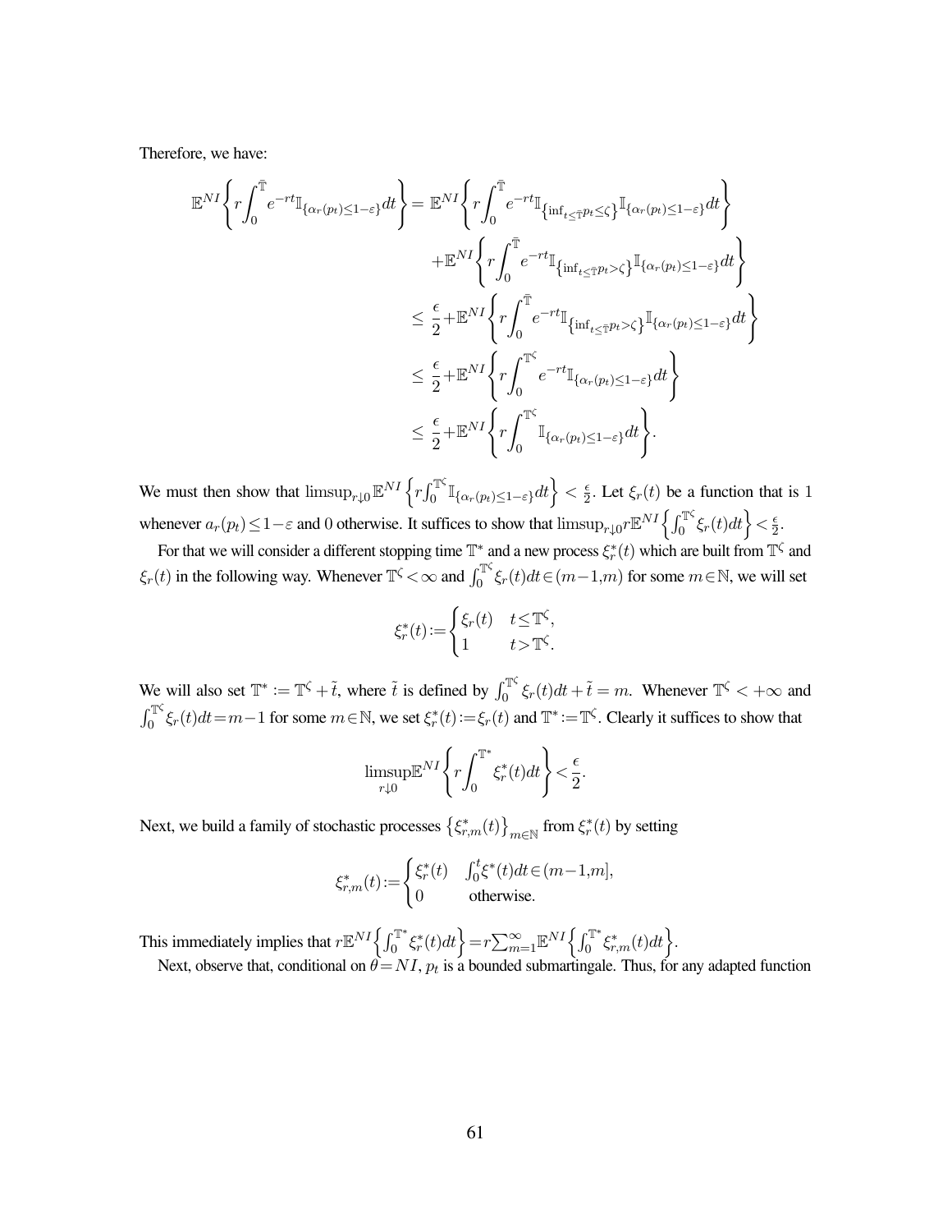Therefore, we have:

$$
\begin{aligned}
\mathbb{E}^{NI}\left\{r\int_0^{\bar{\mathbb{T}}} e^{-rt}\mathbb{I}_{\{\alpha_r(p_t)\leq 1-\varepsilon\}}dt\right\} &= \mathbb{E}^{NI}\left\{r\int_0^{\bar{\mathbb{T}}} e^{-rt}\mathbb{I}_{\left\{\inf_{t\leq\bar{\mathbb{T}}}p_t\leq\zeta\right\}}\mathbb{I}_{\{\alpha_r(p_t)\leq 1-\varepsilon\}}dt\right\} \\
&\quad +\mathbb{E}^{NI}\left\{r\int_0^{\bar{\mathbb{T}}} e^{-rt}\mathbb{I}_{\left\{\inf_{t\leq\bar{\mathbb{T}}}p_t>\zeta\right\}}\mathbb{I}_{\{\alpha_r(p_t)\leq 1-\varepsilon\}}dt\right\} \\
&\leq \frac{\epsilon}{2}+\mathbb{E}^{NI}\left\{r\int_0^{\bar{\mathbb{T}}} e^{-rt}\mathbb{I}_{\left\{\inf_{t\leq\bar{\mathbb{T}}}p_t>\zeta\right\}}\mathbb{I}_{\{\alpha_r(p_t)\leq 1-\varepsilon\}}dt\right\} \\
&\leq \frac{\epsilon}{2}+\mathbb{E}^{NI}\left\{r\int_0^{\mathbb{T}^\zeta} e^{-rt}\mathbb{I}_{\{\alpha_r(p_t)\leq 1-\varepsilon\}}dt\right\} \\
&\leq \frac{\epsilon}{2}+\mathbb{E}^{NI}\left\{r\int_0^{\mathbb{T}^\zeta} \mathbb{I}_{\{\alpha_r(p_t)\leq 1-\varepsilon\}}dt\right\}.
\end{aligned}
$$

We must then show that $\limsup_{r\downarrow 0}\mathbb{E}^{NI}\left\{r\int_0^{\mathbb{T}^\zeta}\mathbb{I}_{\{\alpha_r(p_t)\leq 1-\varepsilon\}}dt\right\}<\frac{\epsilon}{2}$. Let $\xi_r(t)$ be a function that is 1 whenever $a_r(p_t)\leq 1-\varepsilon$ and 0 otherwise. It suffices to show that $\limsup_{r\downarrow 0} r\mathbb{E}^{NI}\left\{\int_0^{\mathbb{T}^\zeta}\xi_r(t)dt\right\}<\frac{\epsilon}{2}$.

For that we will consider a different stopping time $\mathbb{T}^*$ and a new process $\xi_r^*(t)$ which are built from $\mathbb{T}^\zeta$ and $\xi_r(t)$ in the following way. Whenever $\mathbb{T}^\zeta<\infty$ and $\int_0^{\mathbb{T}^\zeta}\xi_r(t)dt\in(m-1,m)$ for some $m\in\mathbb{N}$, we will set

$$
\xi_r^*(t):=\begin{cases}\xi_r(t) & t\leq\mathbb{T}^\zeta,\\ 1 & t>\mathbb{T}^\zeta.\end{cases}
$$

We will also set $\mathbb{T}^*:=\mathbb{T}^\zeta+\tilde{t}$, where $\tilde{t}$ is defined by $\int_0^{\mathbb{T}^\zeta}\xi_r(t)dt+\tilde{t}=m$. Whenever $\mathbb{T}^\zeta<+\infty$ and $\int_0^{\mathbb{T}^\zeta}\xi_r(t)dt=m-1$ for some $m\in\mathbb{N}$, we set $\xi_r^*(t):=\xi_r(t)$ and $\mathbb{T}^*:=\mathbb{T}^\zeta$. Clearly it suffices to show that

$$
\limsup_{r\downarrow 0}\mathbb{E}^{NI}\left\{r\int_0^{\mathbb{T}^*}\xi_r^*(t)dt\right\}<\frac{\epsilon}{2}.
$$

Next, we build a family of stochastic processes $\left\{\xi_{r,m}^*(t)\right\}_{m\in\mathbb{N}}$ from $\xi_r^*(t)$ by setting

$$
\xi_{r,m}^*(t):=\begin{cases}\xi_r^*(t) & \int_0^t\xi^*(t)dt\in(m-1,m],\\ 0 & \text{otherwise.}\end{cases}
$$

This immediately implies that $r\mathbb{E}^{NI}\left\{\int_0^{\mathbb{T}^*}\xi_r^*(t)dt\right\}=r\sum_{m=1}^\infty\mathbb{E}^{NI}\left\{\int_0^{\mathbb{T}^*}\xi_{r,m}^*(t)dt\right\}$.

Next, observe that, conditional on $\theta=NI$, $p_t$ is a bounded submartingale. Thus, for any adapted function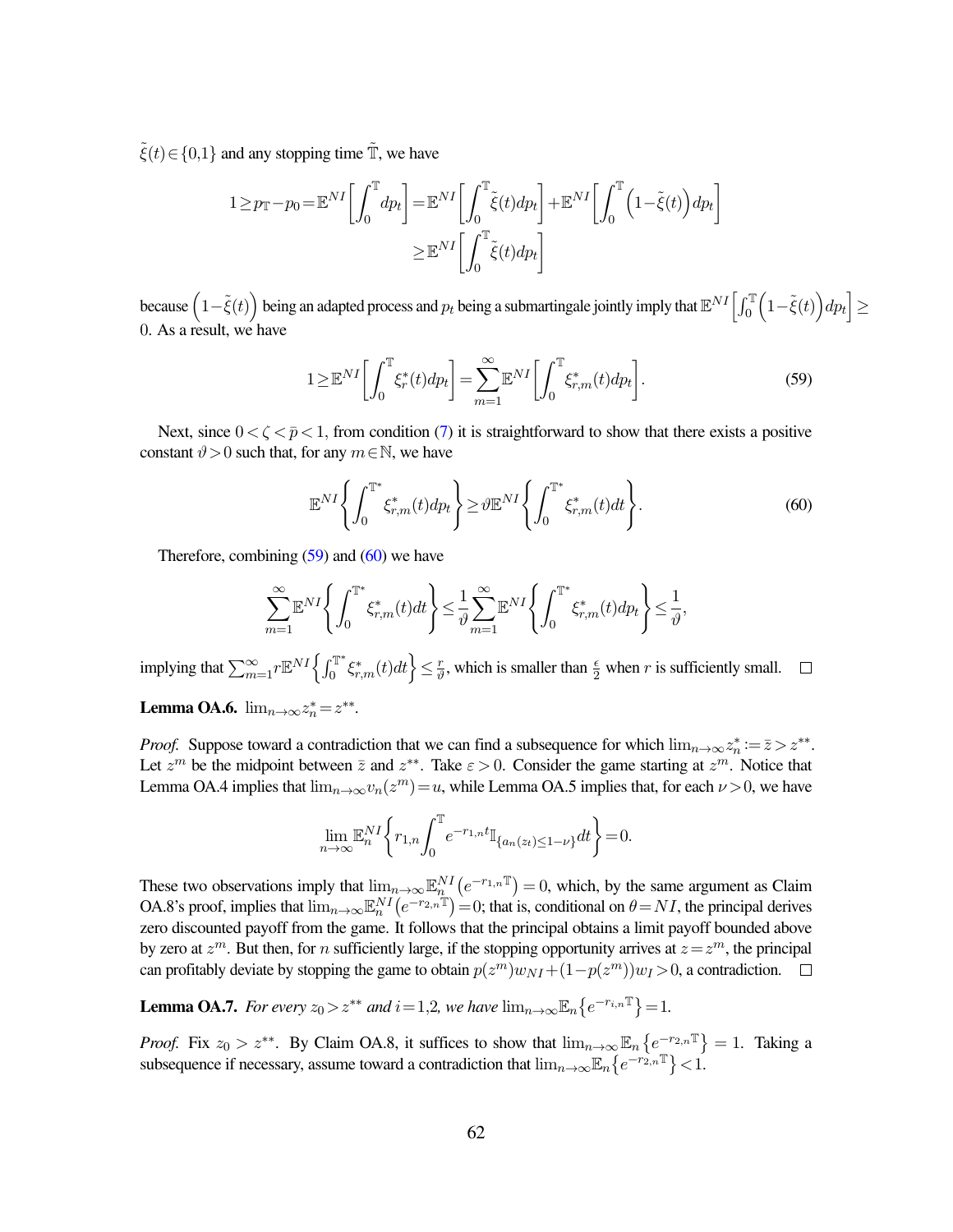$\tilde{\xi}(t) \in \{0,1\}$ and any stopping time $\tilde{\mathbb{T}}$, we have

$$1 \geq p_{\mathbb{T}} - p_0 = \mathbb{E}^{NI}\left[\int_0^{\mathbb{T}} dp_t\right] = \mathbb{E}^{NI}\left[\int_0^{\mathbb{T}} \tilde{\xi}(t) dp_t\right] + \mathbb{E}^{NI}\left[\int_0^{\mathbb{T}} \left(1 - \tilde{\xi}(t)\right) dp_t\right]$$
$$\geq \mathbb{E}^{NI}\left[\int_0^{\mathbb{T}} \tilde{\xi}(t) dp_t\right]$$

because $\left(1-\tilde{\xi}(t)\right)$ being an adapted process and $p_t$ being a submartingale jointly imply that $\mathbb{E}^{NI}\left[\int_0^{\mathbb{T}}\left(1-\tilde{\xi}(t)\right)dp_t\right] \geq 0$. As a result, we have

$$1 \geq \mathbb{E}^{NI}\left[\int_0^{\mathbb{T}} \xi_r^*(t) dp_t\right] = \sum_{m=1}^{\infty} \mathbb{E}^{NI}\left[\int_0^{\mathbb{T}} \xi_{r,m}^*(t) dp_t\right]. \tag{59}$$

Next, since $0 < \zeta < \bar{p} < 1$, from condition (7) it is straightforward to show that there exists a positive constant $\vartheta > 0$ such that, for any $m \in \mathbb{N}$, we have

$$\mathbb{E}^{NI}\left\{\int_0^{\mathbb{T}^*} \xi_{r,m}^*(t) dp_t\right\} \geq \vartheta \mathbb{E}^{NI}\left\{\int_0^{\mathbb{T}^*} \xi_{r,m}^*(t) dt\right\}. \tag{60}$$

Therefore, combining (59) and (60) we have

$$\sum_{m=1}^{\infty} \mathbb{E}^{NI}\left\{\int_0^{\mathbb{T}^*} \xi_{r,m}^*(t) dt\right\} \leq \frac{1}{\vartheta} \sum_{m=1}^{\infty} \mathbb{E}^{NI}\left\{\int_0^{\mathbb{T}^*} \xi_{r,m}^*(t) dp_t\right\} \leq \frac{1}{\vartheta},$$

implying that $\sum_{m=1}^{\infty} r \mathbb{E}^{NI}\left\{\int_0^{\mathbb{T}^*} \xi_{r,m}^*(t) dt\right\} \leq \frac{r}{\vartheta}$, which is smaller than $\frac{\epsilon}{2}$ when $r$ is sufficiently small. $\square$

**Lemma OA.6.** $\lim_{n\to\infty} z_n^* = z^{**}$.

*Proof.* Suppose toward a contradiction that we can find a subsequence for which $\lim_{n\to\infty} z_n^* := \bar{z} > z^{**}$. Let $z^m$ be the midpoint between $\bar{z}$ and $z^{**}$. Take $\varepsilon > 0$. Consider the game starting at $z^m$. Notice that Lemma OA.4 implies that $\lim_{n\to\infty} v_n(z^m) = u$, while Lemma OA.5 implies that, for each $\nu > 0$, we have

$$\lim_{n\to\infty} \mathbb{E}_n^{NI}\left\{r_{1,n} \int_0^{\mathbb{T}} e^{-r_{1,n}t} \mathbb{I}_{\{a_n(z_t) \leq 1-\nu\}} dt\right\} = 0.$$

These two observations imply that $\lim_{n\to\infty} \mathbb{E}_n^{NI}\left(e^{-r_{1,n}\mathbb{T}}\right) = 0$, which, by the same argument as Claim OA.8's proof, implies that $\lim_{n\to\infty} \mathbb{E}_n^{NI}\left(e^{-r_{2,n}\mathbb{T}}\right) = 0$; that is, conditional on $\theta = NI$, the principal derives zero discounted payoff from the game. It follows that the principal obtains a limit payoff bounded above by zero at $z^m$. But then, for $n$ sufficiently large, if the stopping opportunity arrives at $z = z^m$, the principal can profitably deviate by stopping the game to obtain $p(z^m) w_{NI} + (1 - p(z^m)) w_I > 0$, a contradiction. $\square$

**Lemma OA.7.** *For every $z_0 > z^{**}$ and $i = 1,2$, we have $\lim_{n\to\infty} \mathbb{E}_n\left\{e^{-r_{i,n}\mathbb{T}}\right\} = 1$.*

*Proof.* Fix $z_0 > z^{**}$. By Claim OA.8, it suffices to show that $\lim_{n\to\infty} \mathbb{E}_n\left\{e^{-r_{2,n}\mathbb{T}}\right\} = 1$. Taking a subsequence if necessary, assume toward a contradiction that $\lim_{n\to\infty} \mathbb{E}_n\left\{e^{-r_{2,n}\mathbb{T}}\right\} < 1$.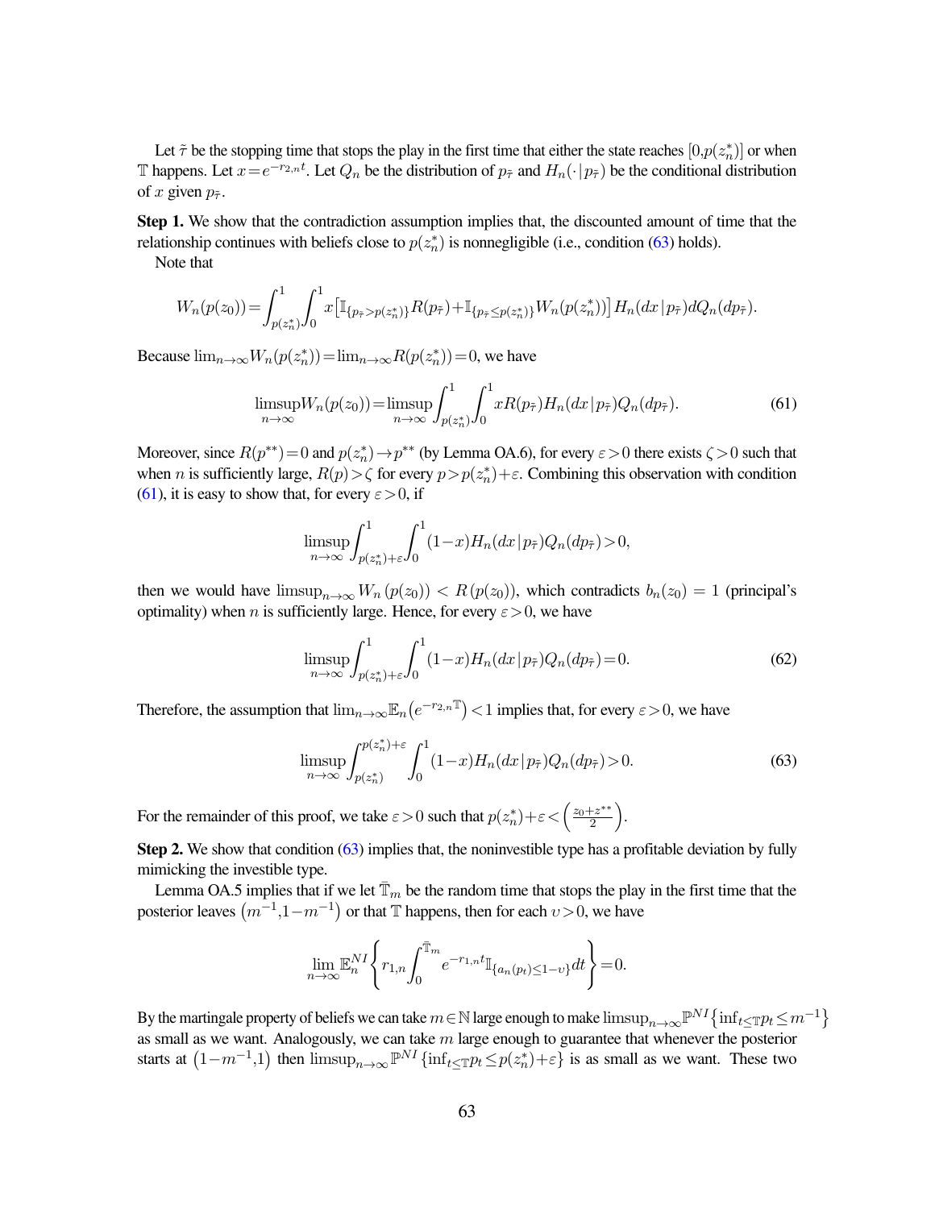Let $\tilde{\tau}$ be the stopping time that stops the play in the first time that either the state reaches $[0, p(z_n^*)]$ or when $\mathbb{T}$ happens. Let $x = e^{-r_{2,n}t}$. Let $Q_n$ be the distribution of $p_{\tilde{\tau}}$ and $H_n(\cdot|p_{\tilde{\tau}})$ be the conditional distribution of $x$ given $p_{\tilde{\tau}}$.

**Step 1.** We show that the contradiction assumption implies that, the discounted amount of time that the relationship continues with beliefs close to $p(z_n^*)$ is nonnegligible (i.e., condition (63) holds).

Note that

$$W_n(p(z_0)) = \int_{p(z_n^*)}^1 \int_0^1 x \left[ \mathbb{I}_{\{p_{\tilde{\tau}} > p(z_n^*)\}} R(p_{\tilde{\tau}}) + \mathbb{I}_{\{p_{\tilde{\tau}} \le p(z_n^*)\}} W_n(p(z_n^*)) \right] H_n(dx|p_{\tilde{\tau}}) dQ_n(dp_{\tilde{\tau}}).$$

Because $\lim_{n\to\infty} W_n(p(z_n^*)) = \lim_{n\to\infty} R(p(z_n^*)) = 0$, we have

$$\limsup_{n\to\infty} W_n(p(z_0)) = \limsup_{n\to\infty} \int_{p(z_n^*)}^1 \int_0^1 x R(p_{\tilde{\tau}}) H_n(dx|p_{\tilde{\tau}}) Q_n(dp_{\tilde{\tau}}). \tag{61}$$

Moreover, since $R(p^{**}) = 0$ and $p(z_n^*) \to p^{**}$ (by Lemma OA.6), for every $\varepsilon > 0$ there exists $\zeta > 0$ such that when $n$ is sufficiently large, $R(p) > \zeta$ for every $p > p(z_n^*) + \varepsilon$. Combining this observation with condition (61), it is easy to show that, for every $\varepsilon > 0$, if

$$\limsup_{n\to\infty} \int_{p(z_n^*)+\varepsilon}^1 \int_0^1 (1-x) H_n(dx|p_{\tilde{\tau}}) Q_n(dp_{\tilde{\tau}}) > 0,$$

then we would have $\limsup_{n\to\infty} W_n(p(z_0)) < R(p(z_0))$, which contradicts $b_n(z_0) = 1$ (principal's optimality) when $n$ is sufficiently large. Hence, for every $\varepsilon > 0$, we have

$$\limsup_{n\to\infty} \int_{p(z_n^*)+\varepsilon}^1 \int_0^1 (1-x) H_n(dx|p_{\tilde{\tau}}) Q_n(dp_{\tilde{\tau}}) = 0. \tag{62}$$

Therefore, the assumption that $\lim_{n\to\infty} \mathbb{E}_n\left(e^{-r_{2,n}\mathbb{T}}\right) < 1$ implies that, for every $\varepsilon > 0$, we have

$$\limsup_{n\to\infty} \int_{p(z_n^*)}^{p(z_n^*)+\varepsilon} \int_0^1 (1-x) H_n(dx|p_{\tilde{\tau}}) Q_n(dp_{\tilde{\tau}}) > 0. \tag{63}$$

For the remainder of this proof, we take $\varepsilon > 0$ such that $p(z_n^*) + \varepsilon < \left(\frac{z_0 + z^{**}}{2}\right)$.

**Step 2.** We show that condition (63) implies that, the noninvestible type has a profitable deviation by fully mimicking the investible type.

Lemma OA.5 implies that if we let $\bar{\mathbb{T}}_m$ be the random time that stops the play in the first time that the posterior leaves $\left(m^{-1}, 1-m^{-1}\right)$ or that $\mathbb{T}$ happens, then for each $\upsilon > 0$, we have

$$\lim_{n\to\infty} \mathbb{E}_n^{NI} \left\{ r_{1,n} \int_0^{\bar{\mathbb{T}}_m} e^{-r_{1,n}t} \mathbb{I}_{\{a_n(p_t) \le 1-\upsilon\}} dt \right\} = 0.$$

By the martingale property of beliefs we can take $m \in \mathbb{N}$ large enough to make $\limsup_{n\to\infty} \mathbb{P}^{NI}\left\{\inf_{t\le\mathbb{T}} p_t \le m^{-1}\right\}$ as small as we want. Analogously, we can take $m$ large enough to guarantee that whenever the posterior starts at $\left(1-m^{-1}, 1\right)$ then $\limsup_{n\to\infty} \mathbb{P}^{NI}\left\{\inf_{t\le\mathbb{T}} p_t \le p(z_n^*) + \varepsilon\right\}$ is as small as we want. These two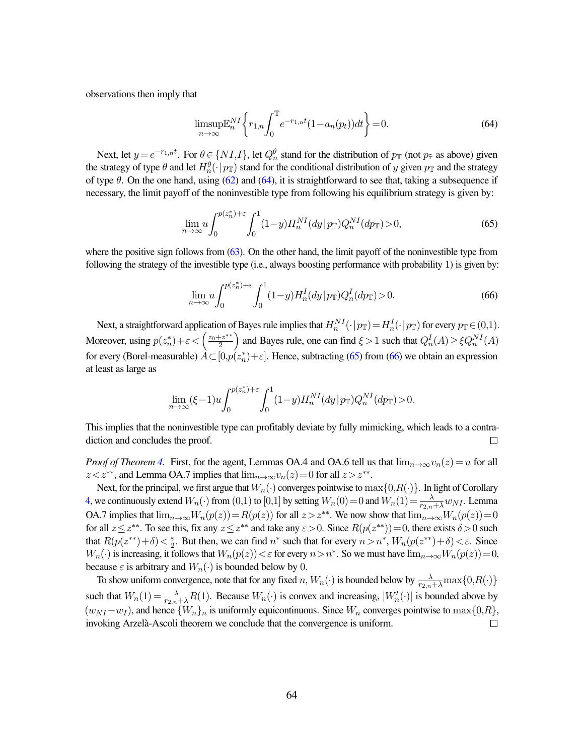observations then imply that

$$\limsup_{n\to\infty}\mathbb{E}_n^{NI}\left\{r_{1,n}\int_0^{\mathbb{T}} e^{-r_{1,n}t}(1-a_n(p_t))dt\right\}=0. \tag{64}$$

Next, let $y=e^{-r_{1,n}t}$. For $\theta\in\{NI,I\}$, let $Q_n^\theta$ stand for the distribution of $p_{\mathbb{T}}$ (not $p_{\tilde{\tau}}$ as above) given the strategy of type $\theta$ and let $H_n^\theta(\cdot|p_{\mathbb{T}})$ stand for the conditional distribution of $y$ given $p_{\mathbb{T}}$ and the strategy of type $\theta$. On the one hand, using (62) and (64), it is straightforward to see that, taking a subsequence if necessary, the limit payoff of the noninvestible type from following his equilibrium strategy is given by:

$$\lim_{n\to\infty} u\int_0^{p(z_n^*)+\varepsilon}\int_0^1(1-y)H_n^{NI}(dy|p_{\mathbb{T}})Q_n^{NI}(dp_{\mathbb{T}})>0, \tag{65}$$

where the positive sign follows from (63). On the other hand, the limit payoff of the noninvestible type from following the strategy of the investible type (i.e., always boosting performance with probability 1) is given by:

$$\lim_{n\to\infty} u\int_0^{p(z_n^*)+\varepsilon}\int_0^1(1-y)H_n^{I}(dy|p_{\mathbb{T}})Q_n^{I}(dp_{\mathbb{T}})>0. \tag{66}$$

Next, a straightforward application of Bayes rule implies that $H_n^{NI}(\cdot|p_{\mathbb{T}})=H_n^I(\cdot|p_{\mathbb{T}})$ for every $p_{\mathbb{T}}\in(0,1)$. Moreover, using $p(z_n^*)+\varepsilon<\left(\frac{z_0+z^{**}}{2}\right)$ and Bayes rule, one can find $\xi>1$ such that $Q_n^I(A)\geq\xi Q_n^{NI}(A)$ for every (Borel-measurable) $A\subset[0,p(z_n^*)+\varepsilon]$. Hence, subtracting (65) from (66) we obtain an expression at least as large as

$$\lim_{n\to\infty}(\xi-1)u\int_0^{p(z_n^*)+\varepsilon}\int_0^1(1-y)H_n^{NI}(dy|p_{\mathbb{T}})Q_n^{NI}(dp_{\mathbb{T}})>0.$$

This implies that the noninvestible type can profitably deviate by fully mimicking, which leads to a contradiction and concludes the proof. ∎

*Proof of Theorem 4.* First, for the agent, Lemmas OA.4 and OA.6 tell us that $\lim_{n\to\infty}v_n(z)=u$ for all $z<z^{**}$, and Lemma OA.7 implies that $\lim_{n\to\infty}v_n(z)=0$ for all $z>z^{**}$.

Next, for the principal, we first argue that $W_n(\cdot)$ converges pointwise to $\max\{0,R(\cdot)\}$. In light of Corollary 4, we continuously extend $W_n(\cdot)$ from $(0,1)$ to $[0,1]$ by setting $W_n(0)=0$ and $W_n(1)=\frac{\lambda}{r_{2,n}+\lambda}w_{NI}$. Lemma OA.7 implies that $\lim_{n\to\infty}W_n(p(z))=R(p(z))$ for all $z>z^{**}$. We now show that $\lim_{n\to\infty}W_n(p(z))=0$ for all $z\leq z^{**}$. To see this, fix any $z\leq z^{**}$ and take any $\varepsilon>0$. Since $R(p(z^{**}))=0$, there exists $\delta>0$ such that $R(p(z^{**})+\delta)<\frac{\varepsilon}{2}$. But then, we can find $n^*$ such that for every $n>n^*$, $W_n(p(z^{**})+\delta)<\varepsilon$. Since $W_n(\cdot)$ is increasing, it follows that $W_n(p(z))<\varepsilon$ for every $n>n^*$. So we must have $\lim_{n\to\infty}W_n(p(z))=0$, because $\varepsilon$ is arbitrary and $W_n(\cdot)$ is bounded below by 0.

To show uniform convergence, note that for any fixed $n$, $W_n(\cdot)$ is bounded below by $\frac{\lambda}{r_{2,n}+\lambda}\max\{0,R(\cdot)\}$ such that $W_n(1)=\frac{\lambda}{r_{2,n}+\lambda}R(1)$. Because $W_n(\cdot)$ is convex and increasing, $|W_n'(\cdot)|$ is bounded above by $(w_{NI}-w_I)$, and hence $\{W_n\}_n$ is uniformly equicontinuous. Since $W_n$ converges pointwise to $\max\{0,R\}$, invoking Arzelà-Ascoli theorem we conclude that the convergence is uniform. ∎